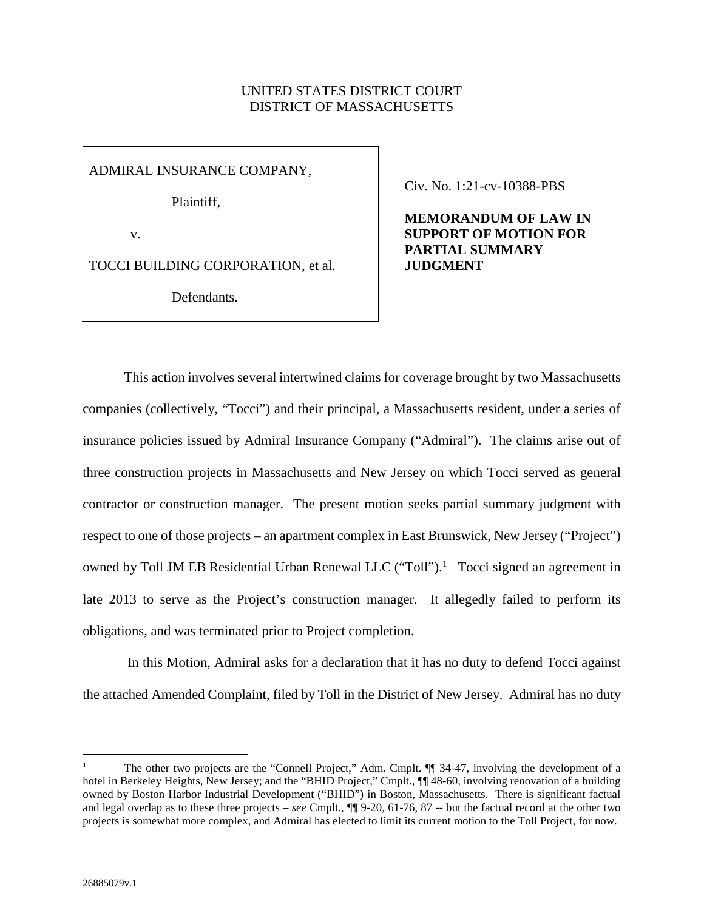UNITED STATES DISTRICT COURT
DISTRICT OF MASSACHUSETTS

| | |
|---|---|
| ADMIRAL INSURANCE COMPANY,<br><br>Plaintiff,<br><br>v.<br><br>TOCCI BUILDING CORPORATION, et al.<br><br>Defendants. | Civ. No. 1:21-cv-10388-PBS<br><br>**MEMORANDUM OF LAW IN SUPPORT OF MOTION FOR PARTIAL SUMMARY JUDGMENT** |

This action involves several intertwined claims for coverage brought by two Massachusetts companies (collectively, "Tocci") and their principal, a Massachusetts resident, under a series of insurance policies issued by Admiral Insurance Company ("Admiral"). The claims arise out of three construction projects in Massachusetts and New Jersey on which Tocci served as general contractor or construction manager. The present motion seeks partial summary judgment with respect to one of those projects – an apartment complex in East Brunswick, New Jersey ("Project") owned by Toll JM EB Residential Urban Renewal LLC ("Toll").[1] Tocci signed an agreement in late 2013 to serve as the Project's construction manager. It allegedly failed to perform its obligations, and was terminated prior to Project completion.

In this Motion, Admiral asks for a declaration that it has no duty to defend Tocci against the attached Amended Complaint, filed by Toll in the District of New Jersey. Admiral has no duty

---

[1] The other two projects are the "Connell Project," Adm. Cmplt. ¶¶ 34-47, involving the development of a hotel in Berkeley Heights, New Jersey; and the "BHID Project," Cmplt., ¶¶ 48-60, involving renovation of a building owned by Boston Harbor Industrial Development ("BHID") in Boston, Massachusetts. There is significant factual and legal overlap as to these three projects – *see* Cmplt., ¶¶ 9-20, 61-76, 87 -- but the factual record at the other two projects is somewhat more complex, and Admiral has elected to limit its current motion to the Toll Project, for now.

26885079v.1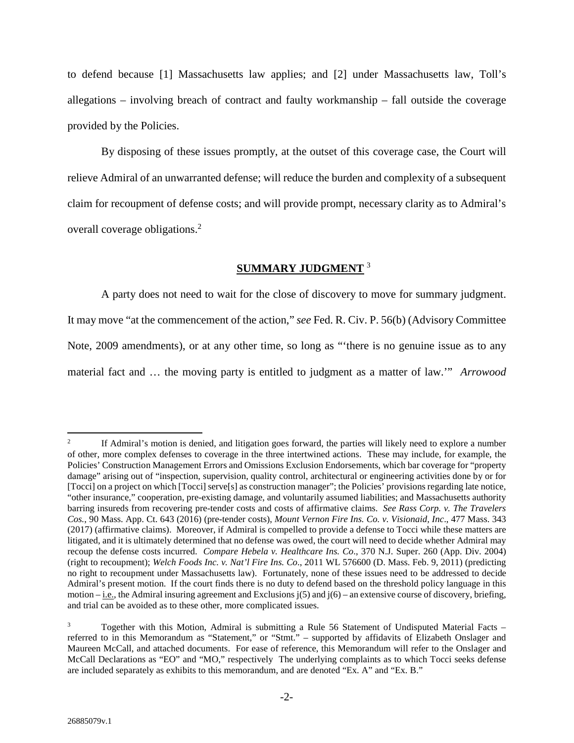to defend because [1] Massachusetts law applies; and [2] under Massachusetts law, Toll's allegations – involving breach of contract and faulty workmanship – fall outside the coverage provided by the Policies.

By disposing of these issues promptly, at the outset of this coverage case, the Court will relieve Admiral of an unwarranted defense; will reduce the burden and complexity of a subsequent claim for recoupment of defense costs; and will provide prompt, necessary clarity as to Admiral's overall coverage obligations.[2]

## SUMMARY JUDGMENT [3]

A party does not need to wait for the close of discovery to move for summary judgment. It may move "at the commencement of the action," *see* Fed. R. Civ. P. 56(b) (Advisory Committee Note, 2009 amendments), or at any other time, so long as "'there is no genuine issue as to any material fact and … the moving party is entitled to judgment as a matter of law.'" *Arrowood*

---

[2] If Admiral's motion is denied, and litigation goes forward, the parties will likely need to explore a number of other, more complex defenses to coverage in the three intertwined actions. These may include, for example, the Policies' Construction Management Errors and Omissions Exclusion Endorsements, which bar coverage for "property damage" arising out of "inspection, supervision, quality control, architectural or engineering activities done by or for [Tocci] on a project on which [Tocci] serve[s] as construction manager"; the Policies' provisions regarding late notice, "other insurance," cooperation, pre-existing damage, and voluntarily assumed liabilities; and Massachusetts authority barring insureds from recovering pre-tender costs and costs of affirmative claims. *See Rass Corp. v. The Travelers Cos.*, 90 Mass. App. Ct. 643 (2016) (pre-tender costs), *Mount Vernon Fire Ins. Co. v. Visionaid, Inc*., 477 Mass. 343 (2017) (affirmative claims). Moreover, if Admiral is compelled to provide a defense to Tocci while these matters are litigated, and it is ultimately determined that no defense was owed, the court will need to decide whether Admiral may recoup the defense costs incurred. *Compare Hebela v. Healthcare Ins. Co*., 370 N.J. Super. 260 (App. Div. 2004) (right to recoupment); *Welch Foods Inc. v. Nat'l Fire Ins. Co*., 2011 WL 576600 (D. Mass. Feb. 9, 2011) (predicting no right to recoupment under Massachusetts law). Fortunately, none of these issues need to be addressed to decide Admiral's present motion. If the court finds there is no duty to defend based on the threshold policy language in this motion – i.e., the Admiral insuring agreement and Exclusions j(5) and j(6) – an extensive course of discovery, briefing, and trial can be avoided as to these other, more complicated issues.

[3] Together with this Motion, Admiral is submitting a Rule 56 Statement of Undisputed Material Facts – referred to in this Memorandum as "Statement," or "Stmt." – supported by affidavits of Elizabeth Onslager and Maureen McCall, and attached documents. For ease of reference, this Memorandum will refer to the Onslager and McCall Declarations as "EO" and "MO," respectively The underlying complaints as to which Tocci seeks defense are included separately as exhibits to this memorandum, and are denoted "Ex. A" and "Ex. B."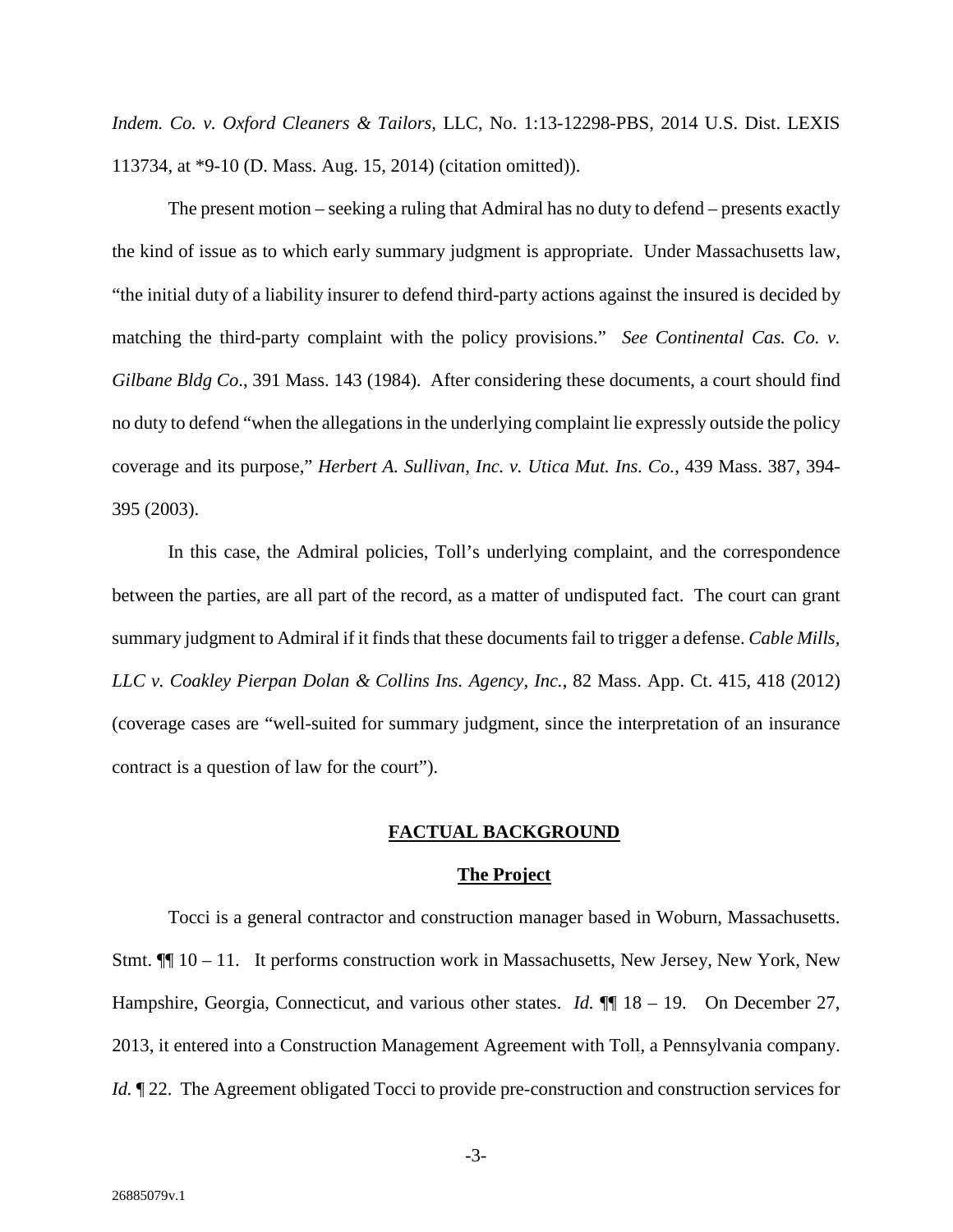*Indem. Co. v. Oxford Cleaners & Tailors*, LLC, No. 1:13-12298-PBS, 2014 U.S. Dist. LEXIS 113734, at *9-10 (D. Mass. Aug. 15, 2014) (citation omitted)).

The present motion – seeking a ruling that Admiral has no duty to defend – presents exactly the kind of issue as to which early summary judgment is appropriate. Under Massachusetts law, "the initial duty of a liability insurer to defend third-party actions against the insured is decided by matching the third-party complaint with the policy provisions." *See Continental Cas. Co. v. Gilbane Bldg Co*., 391 Mass. 143 (1984). After considering these documents, a court should find no duty to defend "when the allegations in the underlying complaint lie expressly outside the policy coverage and its purpose," *Herbert A. Sullivan, Inc. v. Utica Mut. Ins. Co.*, 439 Mass. 387, 394-395 (2003).

In this case, the Admiral policies, Toll's underlying complaint, and the correspondence between the parties, are all part of the record, as a matter of undisputed fact. The court can grant summary judgment to Admiral if it finds that these documents fail to trigger a defense. *Cable Mills, LLC v. Coakley Pierpan Dolan & Collins Ins. Agency, Inc.*, 82 Mass. App. Ct. 415, 418 (2012) (coverage cases are "well-suited for summary judgment, since the interpretation of an insurance contract is a question of law for the court").

## FACTUAL BACKGROUND

### The Project

Tocci is a general contractor and construction manager based in Woburn, Massachusetts. Stmt. ¶¶ 10 – 11. It performs construction work in Massachusetts, New Jersey, New York, New Hampshire, Georgia, Connecticut, and various other states. *Id.* ¶¶ 18 – 19. On December 27, 2013, it entered into a Construction Management Agreement with Toll, a Pennsylvania company. *Id.* ¶ 22. The Agreement obligated Tocci to provide pre-construction and construction services for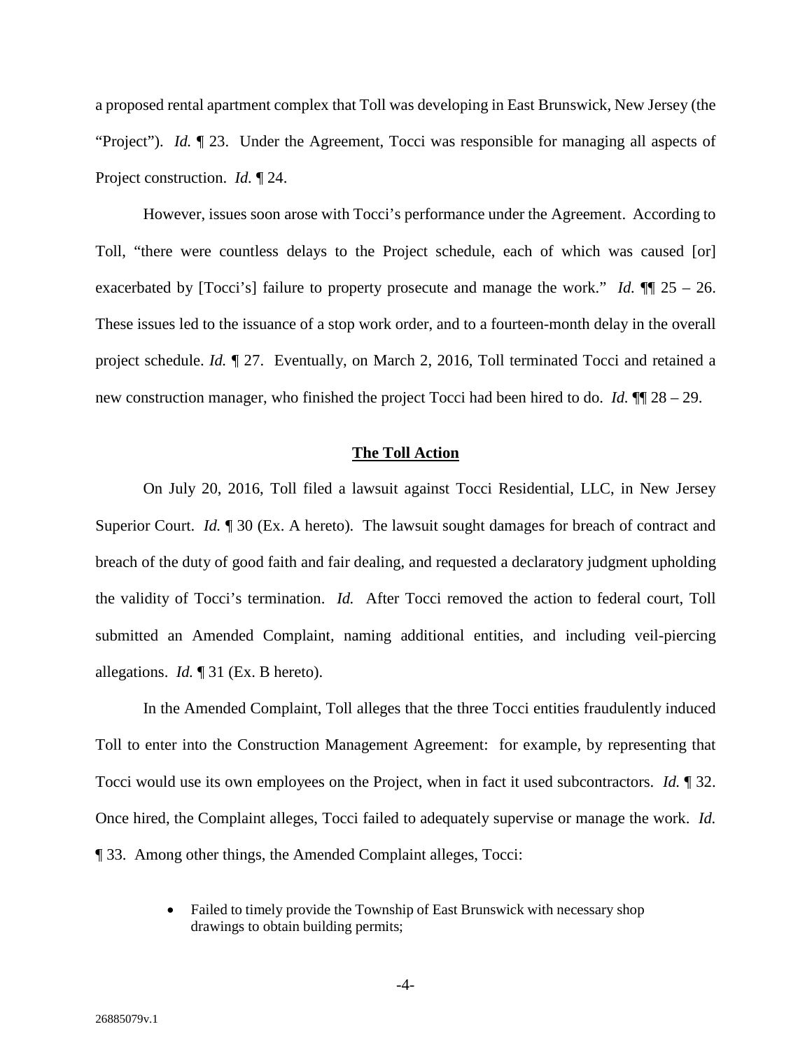a proposed rental apartment complex that Toll was developing in East Brunswick, New Jersey (the "Project"). *Id.* ¶ 23. Under the Agreement, Tocci was responsible for managing all aspects of Project construction. *Id.* ¶ 24.

However, issues soon arose with Tocci's performance under the Agreement. According to Toll, "there were countless delays to the Project schedule, each of which was caused [or] exacerbated by [Tocci's] failure to property prosecute and manage the work." *Id.* ¶¶ 25 – 26. These issues led to the issuance of a stop work order, and to a fourteen-month delay in the overall project schedule. *Id.* ¶ 27. Eventually, on March 2, 2016, Toll terminated Tocci and retained a new construction manager, who finished the project Tocci had been hired to do. *Id.* ¶¶ 28 – 29.

## **<u>The Toll Action</u>**

On July 20, 2016, Toll filed a lawsuit against Tocci Residential, LLC, in New Jersey Superior Court. *Id.* ¶ 30 (Ex. A hereto). The lawsuit sought damages for breach of contract and breach of the duty of good faith and fair dealing, and requested a declaratory judgment upholding the validity of Tocci's termination. *Id.* After Tocci removed the action to federal court, Toll submitted an Amended Complaint, naming additional entities, and including veil-piercing allegations. *Id.* ¶ 31 (Ex. B hereto).

In the Amended Complaint, Toll alleges that the three Tocci entities fraudulently induced Toll to enter into the Construction Management Agreement: for example, by representing that Tocci would use its own employees on the Project, when in fact it used subcontractors. *Id.* ¶ 32. Once hired, the Complaint alleges, Tocci failed to adequately supervise or manage the work. *Id.* ¶ 33. Among other things, the Amended Complaint alleges, Tocci:

- Failed to timely provide the Township of East Brunswick with necessary shop drawings to obtain building permits;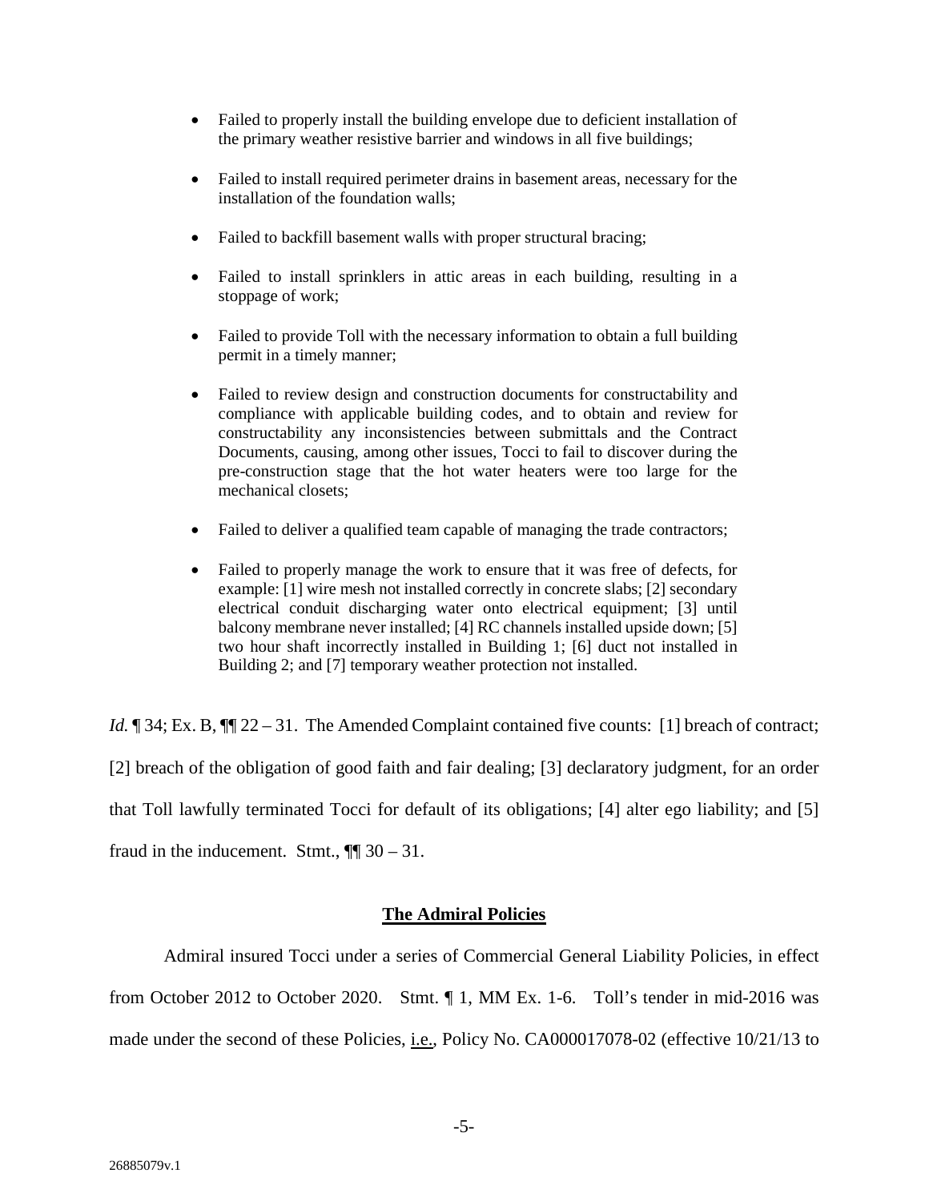- Failed to properly install the building envelope due to deficient installation of the primary weather resistive barrier and windows in all five buildings;
- Failed to install required perimeter drains in basement areas, necessary for the installation of the foundation walls;
- Failed to backfill basement walls with proper structural bracing;
- Failed to install sprinklers in attic areas in each building, resulting in a stoppage of work;
- Failed to provide Toll with the necessary information to obtain a full building permit in a timely manner;
- Failed to review design and construction documents for constructability and compliance with applicable building codes, and to obtain and review for constructability any inconsistencies between submittals and the Contract Documents, causing, among other issues, Tocci to fail to discover during the pre-construction stage that the hot water heaters were too large for the mechanical closets;
- Failed to deliver a qualified team capable of managing the trade contractors;
- Failed to properly manage the work to ensure that it was free of defects, for example: [1] wire mesh not installed correctly in concrete slabs; [2] secondary electrical conduit discharging water onto electrical equipment; [3] until balcony membrane never installed; [4] RC channels installed upside down; [5] two hour shaft incorrectly installed in Building 1; [6] duct not installed in Building 2; and [7] temporary weather protection not installed.

*Id.* ¶ 34; Ex. B, ¶¶ 22 – 31. The Amended Complaint contained five counts: [1] breach of contract; [2] breach of the obligation of good faith and fair dealing; [3] declaratory judgment, for an order that Toll lawfully terminated Tocci for default of its obligations; [4] alter ego liability; and [5] fraud in the inducement. Stmt., ¶¶ 30 – 31.

## The Admiral Policies

Admiral insured Tocci under a series of Commercial General Liability Policies, in effect from October 2012 to October 2020. Stmt. ¶ 1, MM Ex. 1-6. Toll's tender in mid-2016 was made under the second of these Policies, i.e., Policy No. CA000017078-02 (effective 10/21/13 to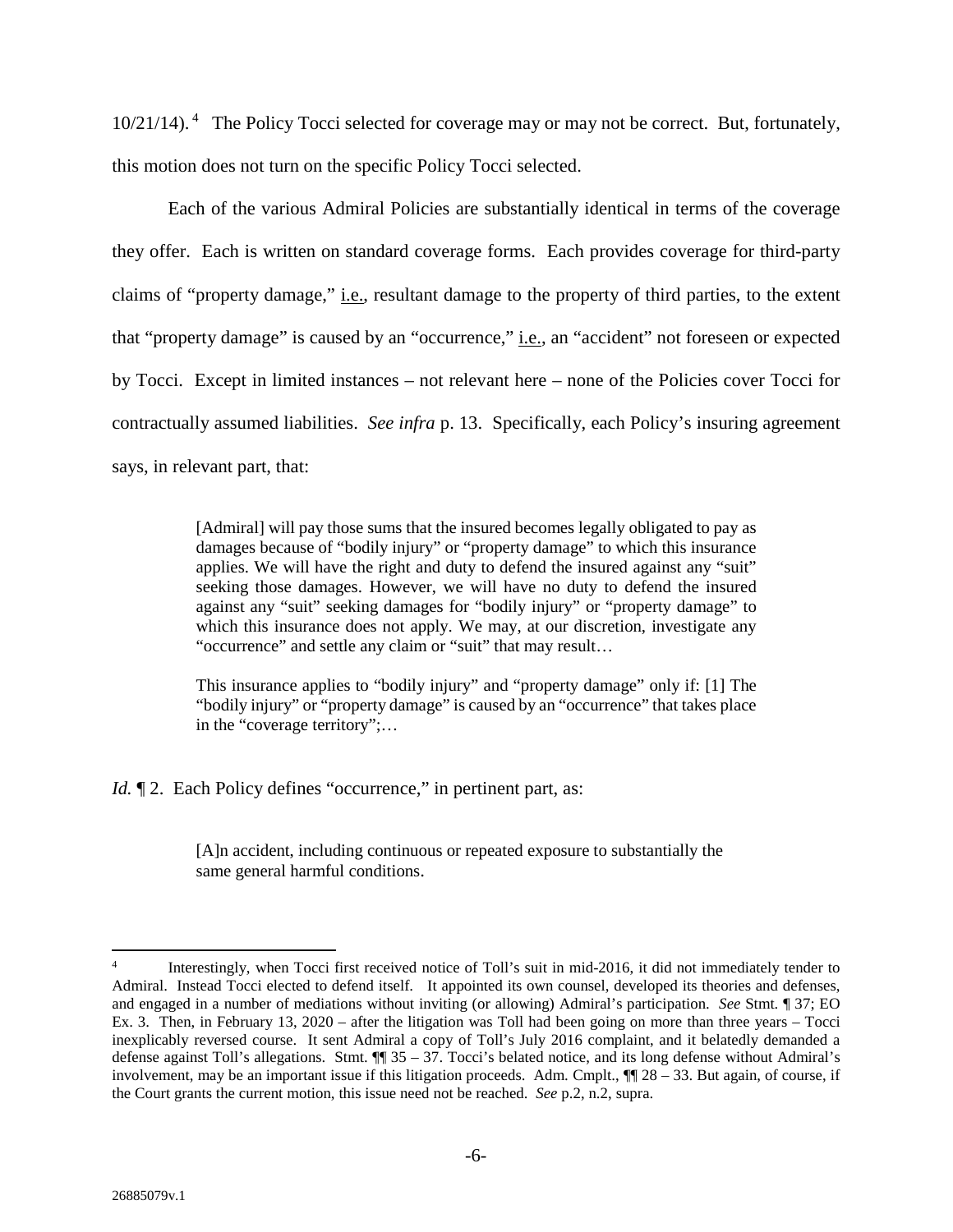10/21/14).[4] The Policy Tocci selected for coverage may or may not be correct. But, fortunately, this motion does not turn on the specific Policy Tocci selected.

Each of the various Admiral Policies are substantially identical in terms of the coverage they offer. Each is written on standard coverage forms. Each provides coverage for third-party claims of "property damage," i.e., resultant damage to the property of third parties, to the extent that "property damage" is caused by an "occurrence," i.e., an "accident" not foreseen or expected by Tocci. Except in limited instances – not relevant here – none of the Policies cover Tocci for contractually assumed liabilities. *See infra* p. 13. Specifically, each Policy's insuring agreement says, in relevant part, that:

> [Admiral] will pay those sums that the insured becomes legally obligated to pay as damages because of "bodily injury" or "property damage" to which this insurance applies. We will have the right and duty to defend the insured against any "suit" seeking those damages. However, we will have no duty to defend the insured against any "suit" seeking damages for "bodily injury" or "property damage" to which this insurance does not apply. We may, at our discretion, investigate any "occurrence" and settle any claim or "suit" that may result…
>
> This insurance applies to "bodily injury" and "property damage" only if: [1] The "bodily injury" or "property damage" is caused by an "occurrence" that takes place in the "coverage territory";…

*Id.* ¶ 2. Each Policy defines "occurrence," in pertinent part, as:

> [A]n accident, including continuous or repeated exposure to substantially the same general harmful conditions.

---

[4] Interestingly, when Tocci first received notice of Toll's suit in mid-2016, it did not immediately tender to Admiral. Instead Tocci elected to defend itself. It appointed its own counsel, developed its theories and defenses, and engaged in a number of mediations without inviting (or allowing) Admiral's participation. *See* Stmt. ¶ 37; EO Ex. 3. Then, in February 13, 2020 – after the litigation was Toll had been going on more than three years – Tocci inexplicably reversed course. It sent Admiral a copy of Toll's July 2016 complaint, and it belatedly demanded a defense against Toll's allegations. Stmt. ¶¶ 35 – 37. Tocci's belated notice, and its long defense without Admiral's involvement, may be an important issue if this litigation proceeds. Adm. Cmplt., ¶¶ 28 – 33. But again, of course, if the Court grants the current motion, this issue need not be reached. *See* p.2, n.2, supra.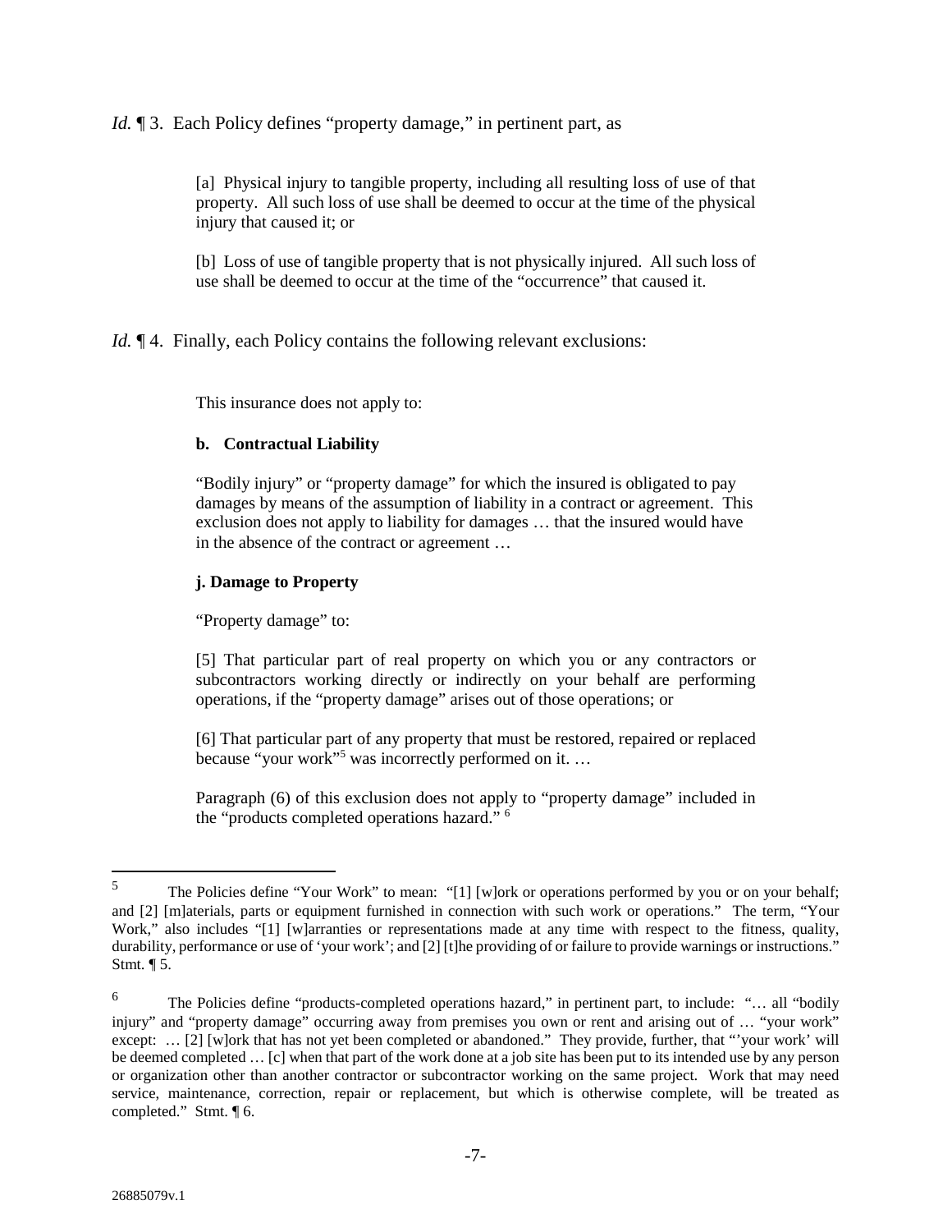*Id.* ¶ 3. Each Policy defines "property damage," in pertinent part, as

> [a] Physical injury to tangible property, including all resulting loss of use of that property. All such loss of use shall be deemed to occur at the time of the physical injury that caused it; or
>
> [b] Loss of use of tangible property that is not physically injured. All such loss of use shall be deemed to occur at the time of the "occurrence" that caused it.

*Id.* ¶ 4. Finally, each Policy contains the following relevant exclusions:

> This insurance does not apply to:
>
> **b. Contractual Liability**
>
> "Bodily injury" or "property damage" for which the insured is obligated to pay damages by means of the assumption of liability in a contract or agreement. This exclusion does not apply to liability for damages … that the insured would have in the absence of the contract or agreement …
>
> **j. Damage to Property**
>
> "Property damage" to:
>
> [5] That particular part of real property on which you or any contractors or subcontractors working directly or indirectly on your behalf are performing operations, if the "property damage" arises out of those operations; or
>
> [6] That particular part of any property that must be restored, repaired or replaced because "your work"[5] was incorrectly performed on it. …
>
> Paragraph (6) of this exclusion does not apply to "property damage" included in the "products completed operations hazard." [6]

---

[5] The Policies define "Your Work" to mean: "[1] [w]ork or operations performed by you or on your behalf; and [2] [m]aterials, parts or equipment furnished in connection with such work or operations." The term, "Your Work," also includes "[1] [w]arranties or representations made at any time with respect to the fitness, quality, durability, performance or use of 'your work'; and [2] [t]he providing of or failure to provide warnings or instructions." Stmt. ¶ 5.

[6] The Policies define "products-completed operations hazard," in pertinent part, to include: "… all "bodily injury" and "property damage" occurring away from premises you own or rent and arising out of … "your work" except: … [2] [w]ork that has not yet been completed or abandoned." They provide, further, that "'your work' will be deemed completed … [c] when that part of the work done at a job site has been put to its intended use by any person or organization other than another contractor or subcontractor working on the same project. Work that may need service, maintenance, correction, repair or replacement, but which is otherwise complete, will be treated as completed." Stmt. ¶ 6.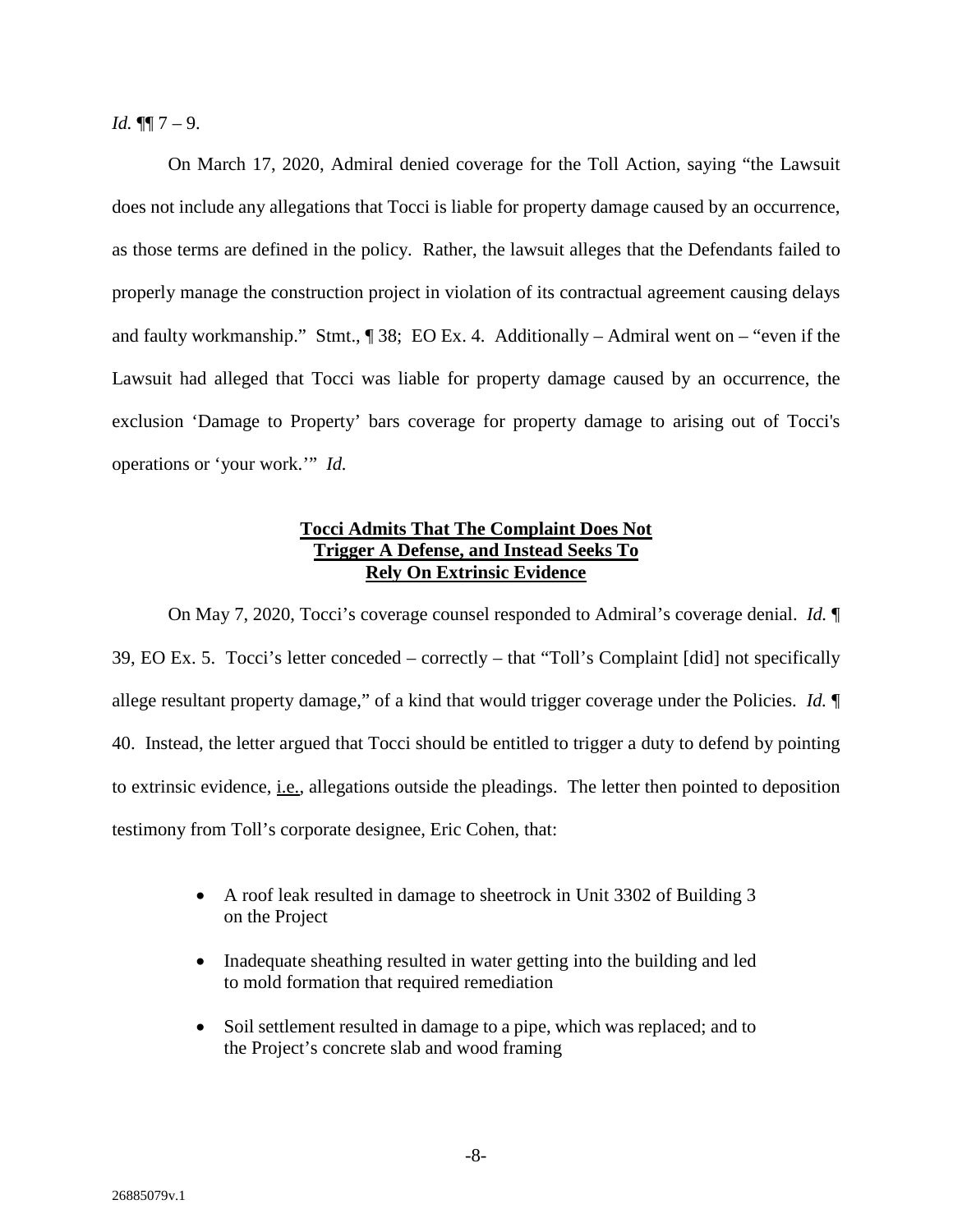*Id.* ¶¶ 7 – 9.

On March 17, 2020, Admiral denied coverage for the Toll Action, saying "the Lawsuit does not include any allegations that Tocci is liable for property damage caused by an occurrence, as those terms are defined in the policy. Rather, the lawsuit alleges that the Defendants failed to properly manage the construction project in violation of its contractual agreement causing delays and faulty workmanship." Stmt., ¶ 38; EO Ex. 4. Additionally – Admiral went on – "even if the Lawsuit had alleged that Tocci was liable for property damage caused by an occurrence, the exclusion 'Damage to Property' bars coverage for property damage to arising out of Tocci's operations or 'your work.'" *Id.*

**<u>Tocci Admits That The Complaint Does Not Trigger A Defense, and Instead Seeks To Rely On Extrinsic Evidence</u>**

On May 7, 2020, Tocci's coverage counsel responded to Admiral's coverage denial. *Id.* ¶ 39, EO Ex. 5. Tocci's letter conceded – correctly – that "Toll's Complaint [did] not specifically allege resultant property damage," of a kind that would trigger coverage under the Policies. *Id.* ¶ 40. Instead, the letter argued that Tocci should be entitled to trigger a duty to defend by pointing to extrinsic evidence, <u>i.e.</u>, allegations outside the pleadings. The letter then pointed to deposition testimony from Toll's corporate designee, Eric Cohen, that:

- A roof leak resulted in damage to sheetrock in Unit 3302 of Building 3 on the Project
- Inadequate sheathing resulted in water getting into the building and led to mold formation that required remediation
- Soil settlement resulted in damage to a pipe, which was replaced; and to the Project's concrete slab and wood framing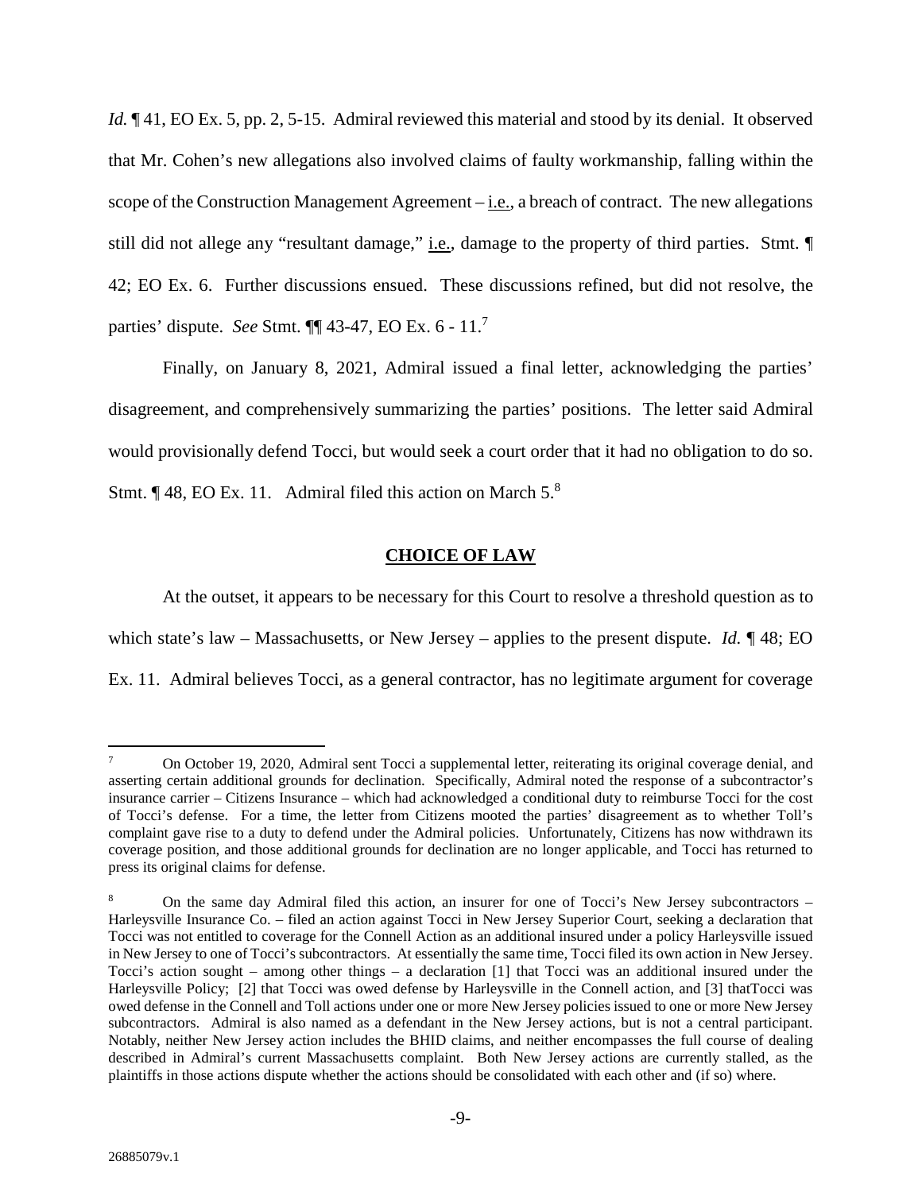*Id.* ¶ 41, EO Ex. 5, pp. 2, 5-15. Admiral reviewed this material and stood by its denial. It observed that Mr. Cohen's new allegations also involved claims of faulty workmanship, falling within the scope of the Construction Management Agreement – i.e., a breach of contract. The new allegations still did not allege any "resultant damage," i.e., damage to the property of third parties. Stmt. ¶ 42; EO Ex. 6. Further discussions ensued. These discussions refined, but did not resolve, the parties' dispute. *See* Stmt. ¶¶ 43-47, EO Ex. 6 - 11.[7]

Finally, on January 8, 2021, Admiral issued a final letter, acknowledging the parties' disagreement, and comprehensively summarizing the parties' positions. The letter said Admiral would provisionally defend Tocci, but would seek a court order that it had no obligation to do so. Stmt. ¶ 48, EO Ex. 11. Admiral filed this action on March 5.[8]

## CHOICE OF LAW

At the outset, it appears to be necessary for this Court to resolve a threshold question as to which state's law – Massachusetts, or New Jersey – applies to the present dispute. *Id.* ¶ 48; EO Ex. 11. Admiral believes Tocci, as a general contractor, has no legitimate argument for coverage

---

[7] On October 19, 2020, Admiral sent Tocci a supplemental letter, reiterating its original coverage denial, and asserting certain additional grounds for declination. Specifically, Admiral noted the response of a subcontractor's insurance carrier – Citizens Insurance – which had acknowledged a conditional duty to reimburse Tocci for the cost of Tocci's defense. For a time, the letter from Citizens mooted the parties' disagreement as to whether Toll's complaint gave rise to a duty to defend under the Admiral policies. Unfortunately, Citizens has now withdrawn its coverage position, and those additional grounds for declination are no longer applicable, and Tocci has returned to press its original claims for defense.

[8] On the same day Admiral filed this action, an insurer for one of Tocci's New Jersey subcontractors – Harleysville Insurance Co. – filed an action against Tocci in New Jersey Superior Court, seeking a declaration that Tocci was not entitled to coverage for the Connell Action as an additional insured under a policy Harleysville issued in New Jersey to one of Tocci's subcontractors. At essentially the same time, Tocci filed its own action in New Jersey. Tocci's action sought – among other things – a declaration [1] that Tocci was an additional insured under the Harleysville Policy; [2] that Tocci was owed defense by Harleysville in the Connell action, and [3] thatTocci was owed defense in the Connell and Toll actions under one or more New Jersey policies issued to one or more New Jersey subcontractors. Admiral is also named as a defendant in the New Jersey actions, but is not a central participant. Notably, neither New Jersey action includes the BHID claims, and neither encompasses the full course of dealing described in Admiral's current Massachusetts complaint. Both New Jersey actions are currently stalled, as the plaintiffs in those actions dispute whether the actions should be consolidated with each other and (if so) where.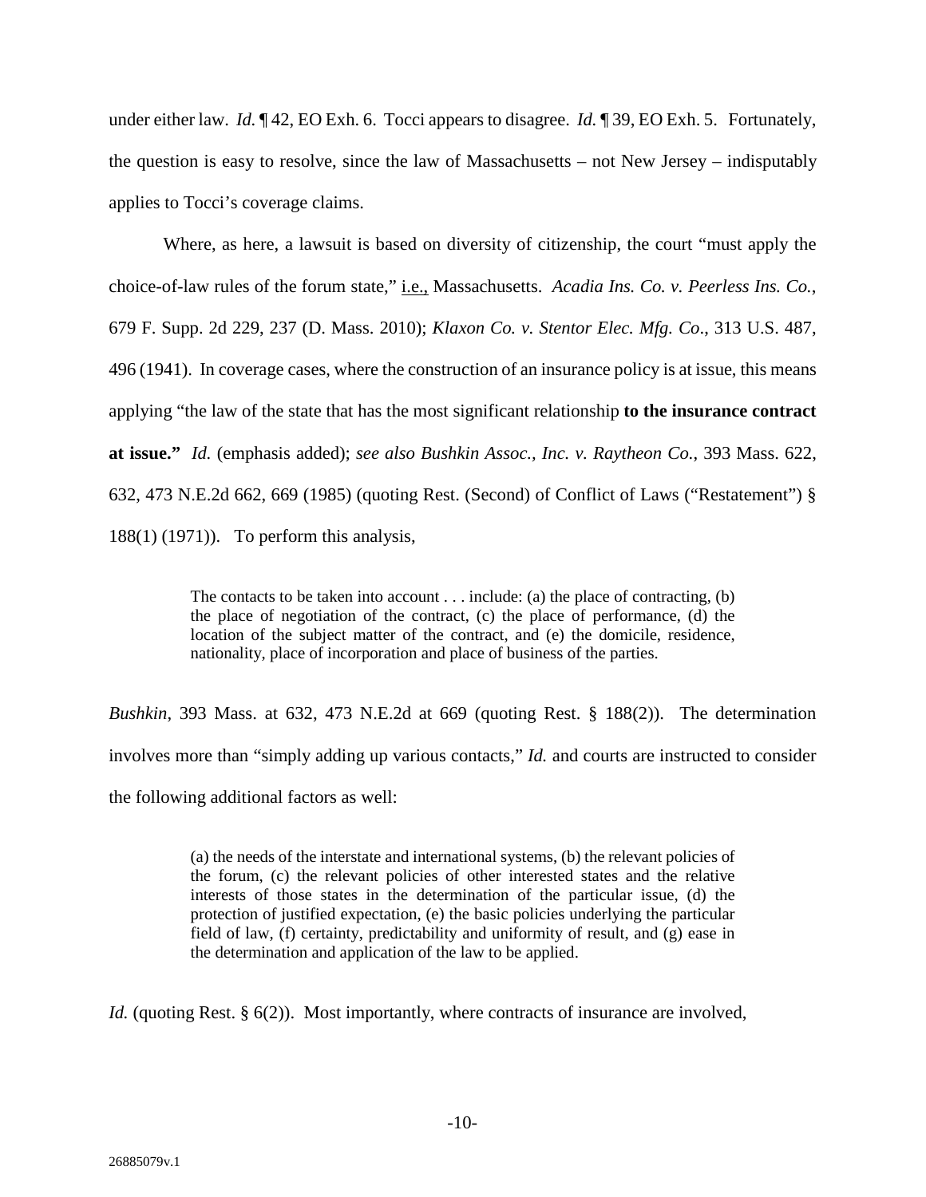under either law. *Id.* ¶ 42, EO Exh. 6. Tocci appears to disagree. *Id.* ¶ 39, EO Exh. 5. Fortunately, the question is easy to resolve, since the law of Massachusetts – not New Jersey – indisputably applies to Tocci's coverage claims.

Where, as here, a lawsuit is based on diversity of citizenship, the court "must apply the choice-of-law rules of the forum state," i.e., Massachusetts. *Acadia Ins. Co. v. Peerless Ins. Co.*, 679 F. Supp. 2d 229, 237 (D. Mass. 2010); *Klaxon Co. v. Stentor Elec. Mfg. Co*., 313 U.S. 487, 496 (1941). In coverage cases, where the construction of an insurance policy is at issue, this means applying "the law of the state that has the most significant relationship **to the insurance contract at issue."** *Id.* (emphasis added); *see also Bushkin Assoc., Inc. v. Raytheon Co.*, 393 Mass. 622, 632, 473 N.E.2d 662, 669 (1985) (quoting Rest. (Second) of Conflict of Laws ("Restatement") § 188(1) (1971)). To perform this analysis,

> The contacts to be taken into account . . . include: (a) the place of contracting, (b) the place of negotiation of the contract, (c) the place of performance, (d) the location of the subject matter of the contract, and (e) the domicile, residence, nationality, place of incorporation and place of business of the parties.

*Bushkin*, 393 Mass. at 632, 473 N.E.2d at 669 (quoting Rest. § 188(2)). The determination involves more than "simply adding up various contacts," *Id.* and courts are instructed to consider the following additional factors as well:

> (a) the needs of the interstate and international systems, (b) the relevant policies of the forum, (c) the relevant policies of other interested states and the relative interests of those states in the determination of the particular issue, (d) the protection of justified expectation, (e) the basic policies underlying the particular field of law, (f) certainty, predictability and uniformity of result, and (g) ease in the determination and application of the law to be applied.

*Id.* (quoting Rest. § 6(2)). Most importantly, where contracts of insurance are involved,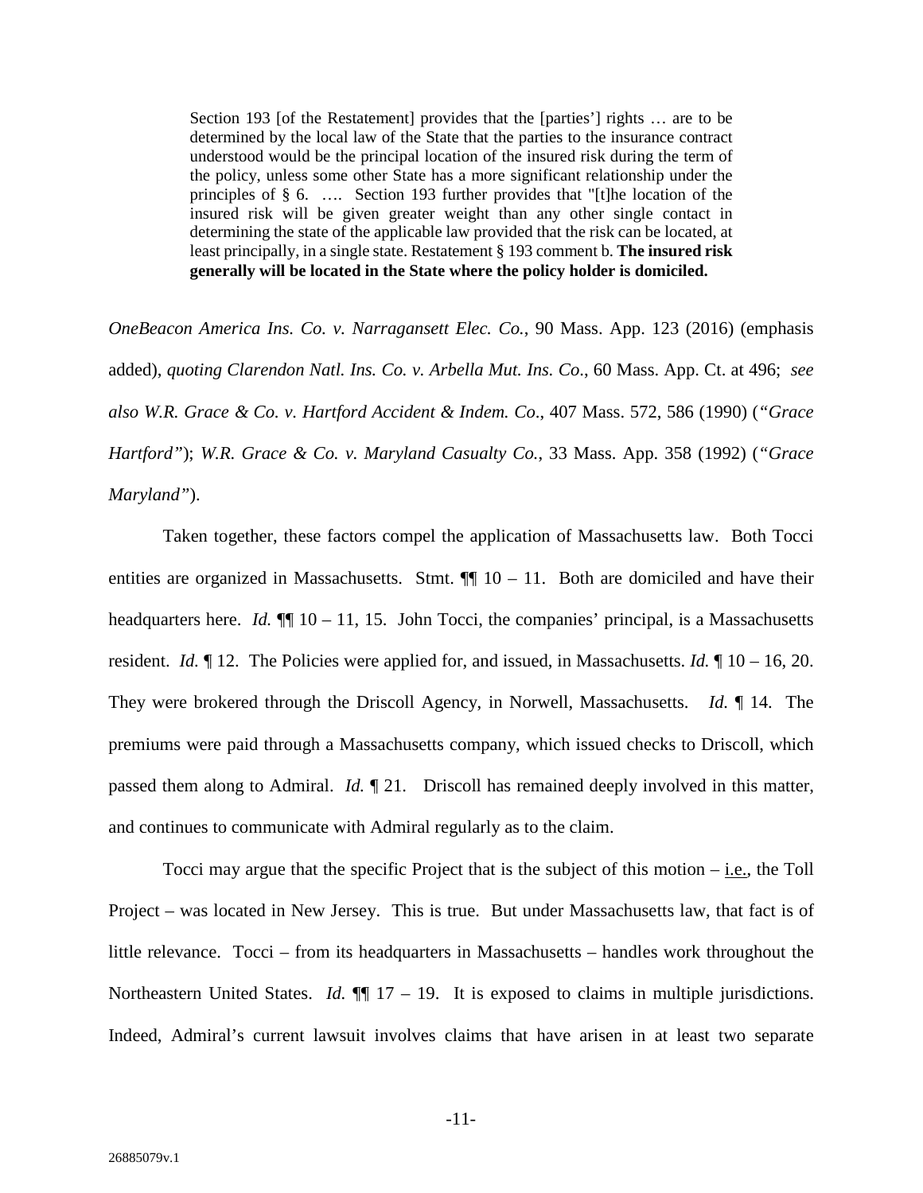> Section 193 [of the Restatement] provides that the [parties'] rights … are to be determined by the local law of the State that the parties to the insurance contract understood would be the principal location of the insured risk during the term of the policy, unless some other State has a more significant relationship under the principles of § 6. …. Section 193 further provides that "[t]he location of the insured risk will be given greater weight than any other single contact in determining the state of the applicable law provided that the risk can be located, at least principally, in a single state. Restatement § 193 comment b. **The insured risk generally will be located in the State where the policy holder is domiciled.**

*OneBeacon America Ins. Co. v. Narragansett Elec. Co.*, 90 Mass. App. 123 (2016) (emphasis added), *quoting Clarendon Natl. Ins. Co. v. Arbella Mut. Ins. Co*., 60 Mass. App. Ct. at 496; *see also W.R. Grace & Co. v. Hartford Accident & Indem. Co*., 407 Mass. 572, 586 (1990) (*"Grace Hartford"*); *W.R. Grace & Co. v. Maryland Casualty Co.*, 33 Mass. App. 358 (1992) (*"Grace Maryland"*).

Taken together, these factors compel the application of Massachusetts law. Both Tocci entities are organized in Massachusetts. Stmt. ¶¶ 10 – 11. Both are domiciled and have their headquarters here. *Id.* ¶¶ 10 – 11, 15. John Tocci, the companies' principal, is a Massachusetts resident. *Id*. ¶ 12. The Policies were applied for, and issued, in Massachusetts. *Id.* ¶ 10 – 16, 20. They were brokered through the Driscoll Agency, in Norwell, Massachusetts. *Id.* ¶ 14. The premiums were paid through a Massachusetts company, which issued checks to Driscoll, which passed them along to Admiral. *Id.* ¶ 21. Driscoll has remained deeply involved in this matter, and continues to communicate with Admiral regularly as to the claim.

Tocci may argue that the specific Project that is the subject of this motion – i.e., the Toll Project – was located in New Jersey. This is true. But under Massachusetts law, that fact is of little relevance. Tocci – from its headquarters in Massachusetts – handles work throughout the Northeastern United States. *Id.* ¶¶ 17 – 19. It is exposed to claims in multiple jurisdictions. Indeed, Admiral's current lawsuit involves claims that have arisen in at least two separate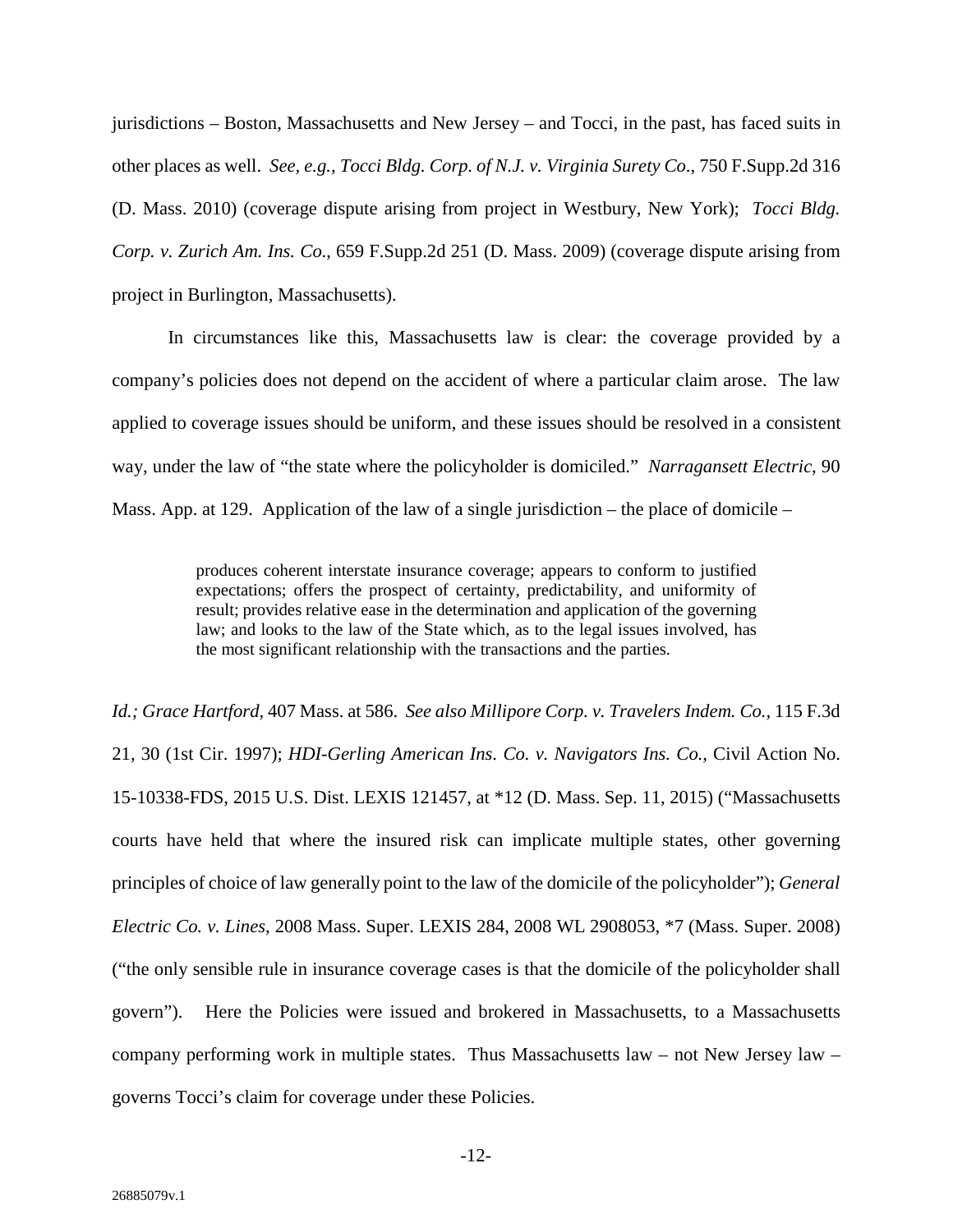jurisdictions – Boston, Massachusetts and New Jersey – and Tocci, in the past, has faced suits in other places as well. *See, e.g., Tocci Bldg. Corp. of N.J. v. Virginia Surety Co*., 750 F.Supp.2d 316 (D. Mass. 2010) (coverage dispute arising from project in Westbury, New York); *Tocci Bldg. Corp. v. Zurich Am. Ins. Co*., 659 F.Supp.2d 251 (D. Mass. 2009) (coverage dispute arising from project in Burlington, Massachusetts).

In circumstances like this, Massachusetts law is clear: the coverage provided by a company's policies does not depend on the accident of where a particular claim arose. The law applied to coverage issues should be uniform, and these issues should be resolved in a consistent way, under the law of "the state where the policyholder is domiciled." *Narragansett Electric*, 90 Mass. App. at 129. Application of the law of a single jurisdiction – the place of domicile –

> produces coherent interstate insurance coverage; appears to conform to justified expectations; offers the prospect of certainty, predictability, and uniformity of result; provides relative ease in the determination and application of the governing law; and looks to the law of the State which, as to the legal issues involved, has the most significant relationship with the transactions and the parties.

*Id.; Grace Hartford,* 407 Mass. at 586. *See also Millipore Corp. v. Travelers Indem. Co.,* 115 F.3d 21, 30 (1st Cir. 1997); *HDI-Gerling American Ins. Co. v. Navigators Ins. Co.*, Civil Action No. 15-10338-FDS, 2015 U.S. Dist. LEXIS 121457, at *12 (D. Mass. Sep. 11, 2015) ("Massachusetts courts have held that where the insured risk can implicate multiple states, other governing principles of choice of law generally point to the law of the domicile of the policyholder"); *General Electric Co. v. Lines*, 2008 Mass. Super. LEXIS 284, 2008 WL 2908053, *7 (Mass. Super. 2008) ("the only sensible rule in insurance coverage cases is that the domicile of the policyholder shall govern"). Here the Policies were issued and brokered in Massachusetts, to a Massachusetts company performing work in multiple states. Thus Massachusetts law – not New Jersey law – governs Tocci's claim for coverage under these Policies.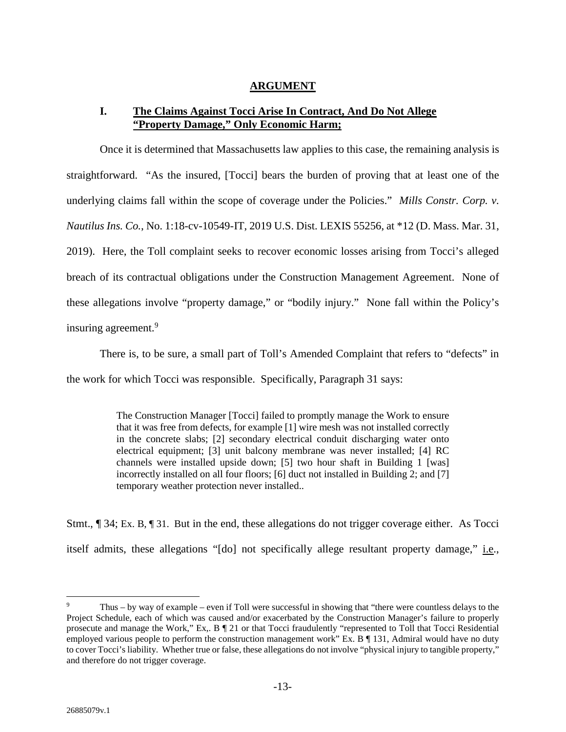## ARGUMENT

### I. The Claims Against Tocci Arise In Contract, And Do Not Allege "Property Damage," Only Economic Harm;

Once it is determined that Massachusetts law applies to this case, the remaining analysis is straightforward. "As the insured, [Tocci] bears the burden of proving that at least one of the underlying claims fall within the scope of coverage under the Policies." *Mills Constr. Corp. v. Nautilus Ins. Co.*, No. 1:18-cv-10549-IT, 2019 U.S. Dist. LEXIS 55256, at *12 (D. Mass. Mar. 31, 2019). Here, the Toll complaint seeks to recover economic losses arising from Tocci's alleged breach of its contractual obligations under the Construction Management Agreement. None of these allegations involve "property damage," or "bodily injury." None fall within the Policy's insuring agreement.[9]

There is, to be sure, a small part of Toll's Amended Complaint that refers to "defects" in the work for which Tocci was responsible. Specifically, Paragraph 31 says:

> The Construction Manager [Tocci] failed to promptly manage the Work to ensure that it was free from defects, for example [1] wire mesh was not installed correctly in the concrete slabs; [2] secondary electrical conduit discharging water onto electrical equipment; [3] unit balcony membrane was never installed; [4] RC channels were installed upside down; [5] two hour shaft in Building 1 [was] incorrectly installed on all four floors; [6] duct not installed in Building 2; and [7] temporary weather protection never installed..

Stmt., ¶ 34; Ex. B, ¶ 31. But in the end, these allegations do not trigger coverage either. As Tocci itself admits, these allegations "[do] not specifically allege resultant property damage," i.e.,

---

[9] Thus – by way of example – even if Toll were successful in showing that "there were countless delays to the Project Schedule, each of which was caused and/or exacerbated by the Construction Manager's failure to properly prosecute and manage the Work," Ex,. B ¶ 21 or that Tocci fraudulently "represented to Toll that Tocci Residential employed various people to perform the construction management work" Ex. B ¶ 131, Admiral would have no duty to cover Tocci's liability. Whether true or false, these allegations do not involve "physical injury to tangible property," and therefore do not trigger coverage.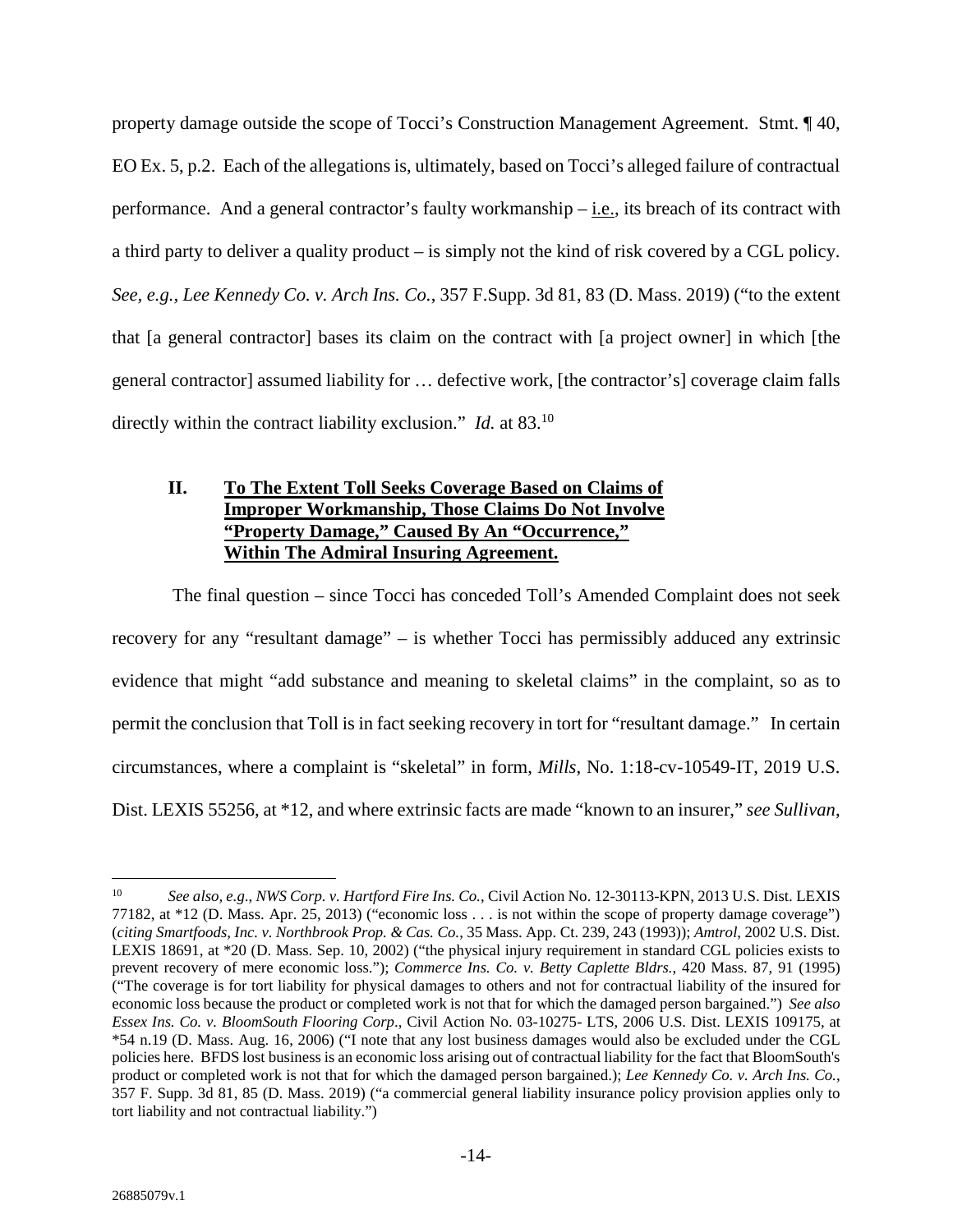property damage outside the scope of Tocci's Construction Management Agreement. Stmt. ¶ 40, EO Ex. 5, p.2. Each of the allegations is, ultimately, based on Tocci's alleged failure of contractual performance. And a general contractor's faulty workmanship – i.e., its breach of its contract with a third party to deliver a quality product – is simply not the kind of risk covered by a CGL policy. *See, e.g., Lee Kennedy Co. v. Arch Ins. Co.*, 357 F.Supp. 3d 81, 83 (D. Mass. 2019) ("to the extent that [a general contractor] bases its claim on the contract with [a project owner] in which [the general contractor] assumed liability for … defective work, [the contractor's] coverage claim falls directly within the contract liability exclusion." *Id.* at 83.[10]

## II. To The Extent Toll Seeks Coverage Based on Claims of Improper Workmanship, Those Claims Do Not Involve "Property Damage," Caused By An "Occurrence," Within The Admiral Insuring Agreement.

The final question – since Tocci has conceded Toll's Amended Complaint does not seek recovery for any "resultant damage" – is whether Tocci has permissibly adduced any extrinsic evidence that might "add substance and meaning to skeletal claims" in the complaint, so as to permit the conclusion that Toll is in fact seeking recovery in tort for "resultant damage." In certain circumstances, where a complaint is "skeletal" in form, *Mills*, No. 1:18-cv-10549-IT, 2019 U.S. Dist. LEXIS 55256, at *12, and where extrinsic facts are made "known to an insurer," *see Sullivan*,

---

[10] *See also, e.g., NWS Corp. v. Hartford Fire Ins. Co.*, Civil Action No. 12-30113-KPN, 2013 U.S. Dist. LEXIS 77182, at *12 (D. Mass. Apr. 25, 2013) ("economic loss . . . is not within the scope of property damage coverage") (*citing Smartfoods, Inc. v. Northbrook Prop. & Cas. Co.*, 35 Mass. App. Ct. 239, 243 (1993)); *Amtrol*, 2002 U.S. Dist. LEXIS 18691, at *20 (D. Mass. Sep. 10, 2002) ("the physical injury requirement in standard CGL policies exists to prevent recovery of mere economic loss."); *Commerce Ins. Co. v. Betty Caplette Bldrs.*, 420 Mass. 87, 91 (1995) ("The coverage is for tort liability for physical damages to others and not for contractual liability of the insured for economic loss because the product or completed work is not that for which the damaged person bargained.") *See also Essex Ins. Co. v. BloomSouth Flooring Corp.*, Civil Action No. 03-10275- LTS, 2006 U.S. Dist. LEXIS 109175, at *54 n.19 (D. Mass. Aug. 16, 2006) ("I note that any lost business damages would also be excluded under the CGL policies here. BFDS lost business is an economic loss arising out of contractual liability for the fact that BloomSouth's product or completed work is not that for which the damaged person bargained.); *Lee Kennedy Co. v. Arch Ins. Co.*, 357 F. Supp. 3d 81, 85 (D. Mass. 2019) ("a commercial general liability insurance policy provision applies only to tort liability and not contractual liability.")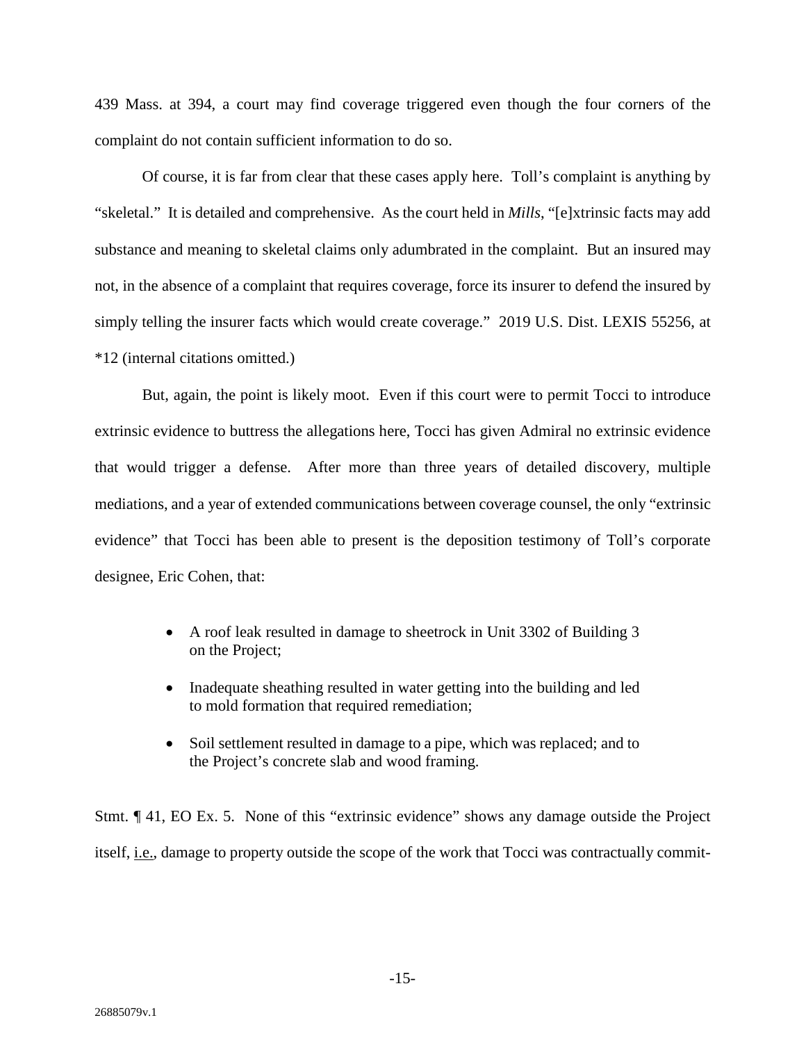439 Mass. at 394, a court may find coverage triggered even though the four corners of the complaint do not contain sufficient information to do so.

Of course, it is far from clear that these cases apply here. Toll's complaint is anything by "skeletal." It is detailed and comprehensive. As the court held in *Mills*, "[e]xtrinsic facts may add substance and meaning to skeletal claims only adumbrated in the complaint. But an insured may not, in the absence of a complaint that requires coverage, force its insurer to defend the insured by simply telling the insurer facts which would create coverage." 2019 U.S. Dist. LEXIS 55256, at *12 (internal citations omitted.)

But, again, the point is likely moot. Even if this court were to permit Tocci to introduce extrinsic evidence to buttress the allegations here, Tocci has given Admiral no extrinsic evidence that would trigger a defense. After more than three years of detailed discovery, multiple mediations, and a year of extended communications between coverage counsel, the only "extrinsic evidence" that Tocci has been able to present is the deposition testimony of Toll's corporate designee, Eric Cohen, that:

- A roof leak resulted in damage to sheetrock in Unit 3302 of Building 3 on the Project;
- Inadequate sheathing resulted in water getting into the building and led to mold formation that required remediation;
- Soil settlement resulted in damage to a pipe, which was replaced; and to the Project's concrete slab and wood framing.

Stmt. ¶ 41, EO Ex. 5. None of this "extrinsic evidence" shows any damage outside the Project itself, i.e., damage to property outside the scope of the work that Tocci was contractually commit-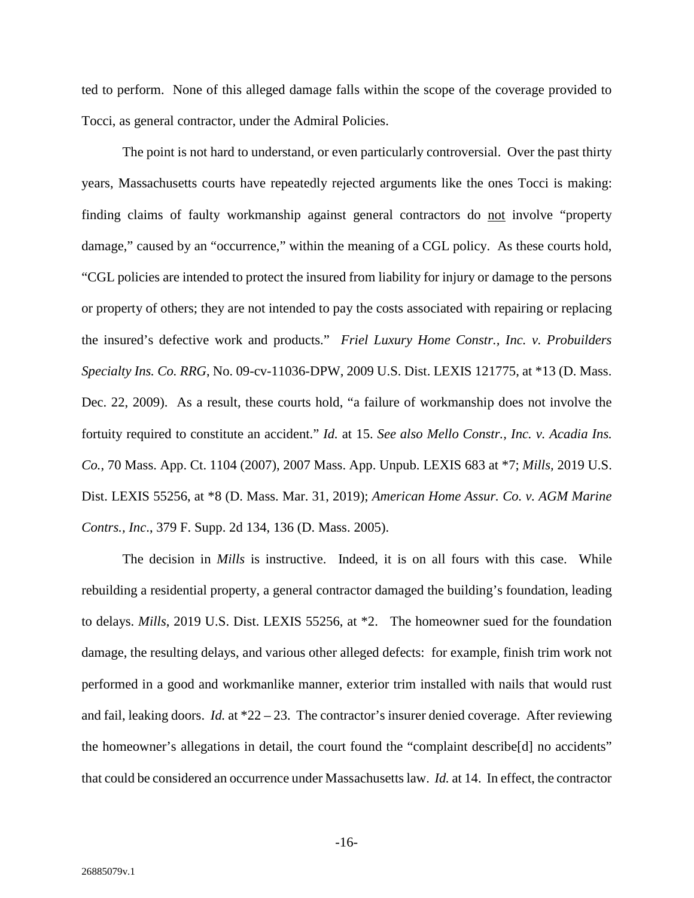ted to perform. None of this alleged damage falls within the scope of the coverage provided to Tocci, as general contractor, under the Admiral Policies.

The point is not hard to understand, or even particularly controversial. Over the past thirty years, Massachusetts courts have repeatedly rejected arguments like the ones Tocci is making: finding claims of faulty workmanship against general contractors do <u>not</u> involve "property damage," caused by an "occurrence," within the meaning of a CGL policy. As these courts hold, "CGL policies are intended to protect the insured from liability for injury or damage to the persons or property of others; they are not intended to pay the costs associated with repairing or replacing the insured's defective work and products." *Friel Luxury Home Constr., Inc. v. Probuilders Specialty Ins. Co. RRG*, No. 09-cv-11036-DPW, 2009 U.S. Dist. LEXIS 121775, at *13 (D. Mass. Dec. 22, 2009). As a result, these courts hold, "a failure of workmanship does not involve the fortuity required to constitute an accident." *Id.* at 15. *See also Mello Constr., Inc. v. Acadia Ins. Co.*, 70 Mass. App. Ct. 1104 (2007), 2007 Mass. App. Unpub. LEXIS 683 at *7; *Mills*, 2019 U.S. Dist. LEXIS 55256, at *8 (D. Mass. Mar. 31, 2019); *American Home Assur. Co. v. AGM Marine Contrs., Inc*., 379 F. Supp. 2d 134, 136 (D. Mass. 2005).

The decision in *Mills* is instructive. Indeed, it is on all fours with this case. While rebuilding a residential property, a general contractor damaged the building's foundation, leading to delays. *Mills*, 2019 U.S. Dist. LEXIS 55256, at *2. The homeowner sued for the foundation damage, the resulting delays, and various other alleged defects: for example, finish trim work not performed in a good and workmanlike manner, exterior trim installed with nails that would rust and fail, leaking doors. *Id.* at *22 – 23. The contractor's insurer denied coverage. After reviewing the homeowner's allegations in detail, the court found the "complaint describe[d] no accidents" that could be considered an occurrence under Massachusetts law. *Id.* at 14. In effect, the contractor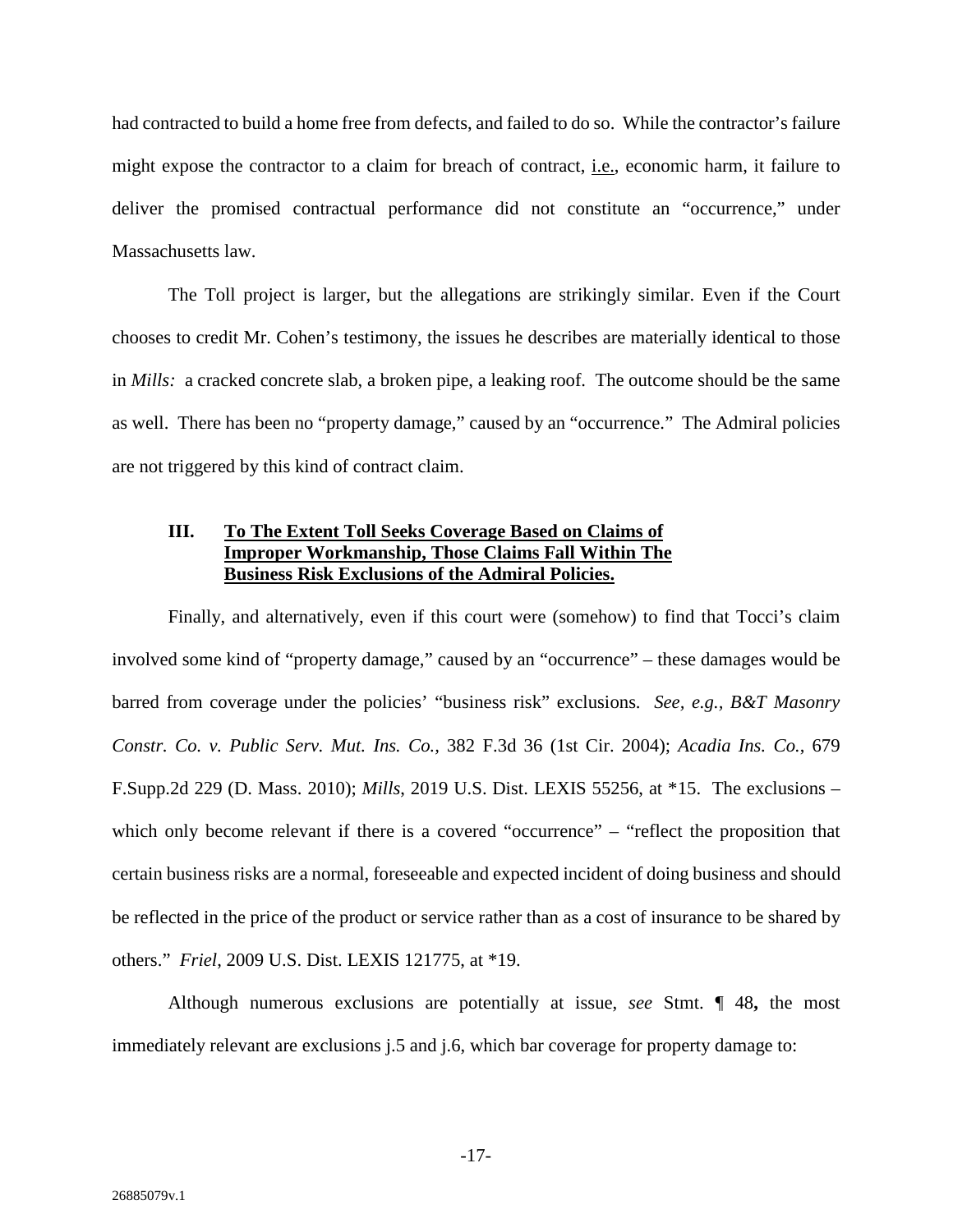had contracted to build a home free from defects, and failed to do so. While the contractor's failure might expose the contractor to a claim for breach of contract, i.e., economic harm, it failure to deliver the promised contractual performance did not constitute an "occurrence," under Massachusetts law.

The Toll project is larger, but the allegations are strikingly similar. Even if the Court chooses to credit Mr. Cohen's testimony, the issues he describes are materially identical to those in *Mills:* a cracked concrete slab, a broken pipe, a leaking roof. The outcome should be the same as well. There has been no "property damage," caused by an "occurrence." The Admiral policies are not triggered by this kind of contract claim.

### III. To The Extent Toll Seeks Coverage Based on Claims of Improper Workmanship, Those Claims Fall Within The Business Risk Exclusions of the Admiral Policies.

Finally, and alternatively, even if this court were (somehow) to find that Tocci's claim involved some kind of "property damage," caused by an "occurrence" – these damages would be barred from coverage under the policies' "business risk" exclusions. *See, e.g.*, *B&T Masonry Constr. Co. v. Public Serv. Mut. Ins. Co.*, 382 F.3d 36 (1st Cir. 2004); *Acadia Ins. Co.*, 679 F.Supp.2d 229 (D. Mass. 2010); *Mills*, 2019 U.S. Dist. LEXIS 55256, at *15. The exclusions – which only become relevant if there is a covered "occurrence" – "reflect the proposition that certain business risks are a normal, foreseeable and expected incident of doing business and should be reflected in the price of the product or service rather than as a cost of insurance to be shared by others." *Friel*, 2009 U.S. Dist. LEXIS 121775, at *19.

Although numerous exclusions are potentially at issue, *see* Stmt. ¶ 48**,** the most immediately relevant are exclusions j.5 and j.6, which bar coverage for property damage to: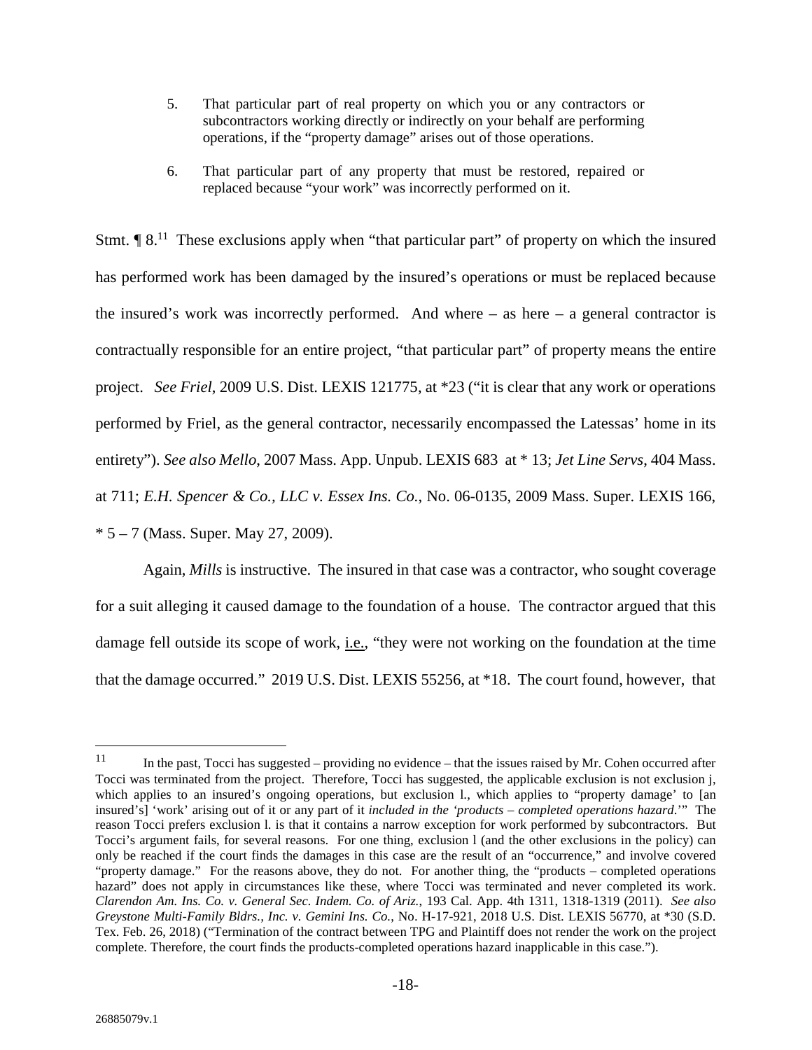5. That particular part of real property on which you or any contractors or subcontractors working directly or indirectly on your behalf are performing operations, if the "property damage" arises out of those operations.

6. That particular part of any property that must be restored, repaired or replaced because "your work" was incorrectly performed on it.

Stmt. ¶ 8.[11] These exclusions apply when "that particular part" of property on which the insured has performed work has been damaged by the insured's operations or must be replaced because the insured's work was incorrectly performed. And where – as here – a general contractor is contractually responsible for an entire project, "that particular part" of property means the entire project. *See Friel*, 2009 U.S. Dist. LEXIS 121775, at *23 ("it is clear that any work or operations performed by Friel, as the general contractor, necessarily encompassed the Latessas' home in its entirety"). *See also Mello*, 2007 Mass. App. Unpub. LEXIS 683 at * 13; *Jet Line Servs*, 404 Mass. at 711; *E.H. Spencer & Co., LLC v. Essex Ins. Co.*, No. 06-0135, 2009 Mass. Super. LEXIS 166, * 5 – 7 (Mass. Super. May 27, 2009).

Again, *Mills* is instructive. The insured in that case was a contractor, who sought coverage for a suit alleging it caused damage to the foundation of a house. The contractor argued that this damage fell outside its scope of work, i.e., "they were not working on the foundation at the time that the damage occurred." 2019 U.S. Dist. LEXIS 55256, at *18. The court found, however, that

---

[11] In the past, Tocci has suggested – providing no evidence – that the issues raised by Mr. Cohen occurred after Tocci was terminated from the project. Therefore, Tocci has suggested, the applicable exclusion is not exclusion j, which applies to an insured's ongoing operations, but exclusion l., which applies to "property damage' to [an insured's] 'work' arising out of it or any part of it *included in the 'products – completed operations hazard.*'" The reason Tocci prefers exclusion l. is that it contains a narrow exception for work performed by subcontractors. But Tocci's argument fails, for several reasons. For one thing, exclusion l (and the other exclusions in the policy) can only be reached if the court finds the damages in this case are the result of an "occurrence," and involve covered "property damage." For the reasons above, they do not. For another thing, the "products – completed operations hazard" does not apply in circumstances like these, where Tocci was terminated and never completed its work. *Clarendon Am. Ins. Co. v. General Sec. Indem. Co. of Ariz.*, 193 Cal. App. 4th 1311, 1318-1319 (2011). *See also Greystone Multi-Family Bldrs., Inc. v. Gemini Ins. Co.*, No. H-17-921, 2018 U.S. Dist. LEXIS 56770, at *30 (S.D. Tex. Feb. 26, 2018) ("Termination of the contract between TPG and Plaintiff does not render the work on the project complete. Therefore, the court finds the products-completed operations hazard inapplicable in this case.").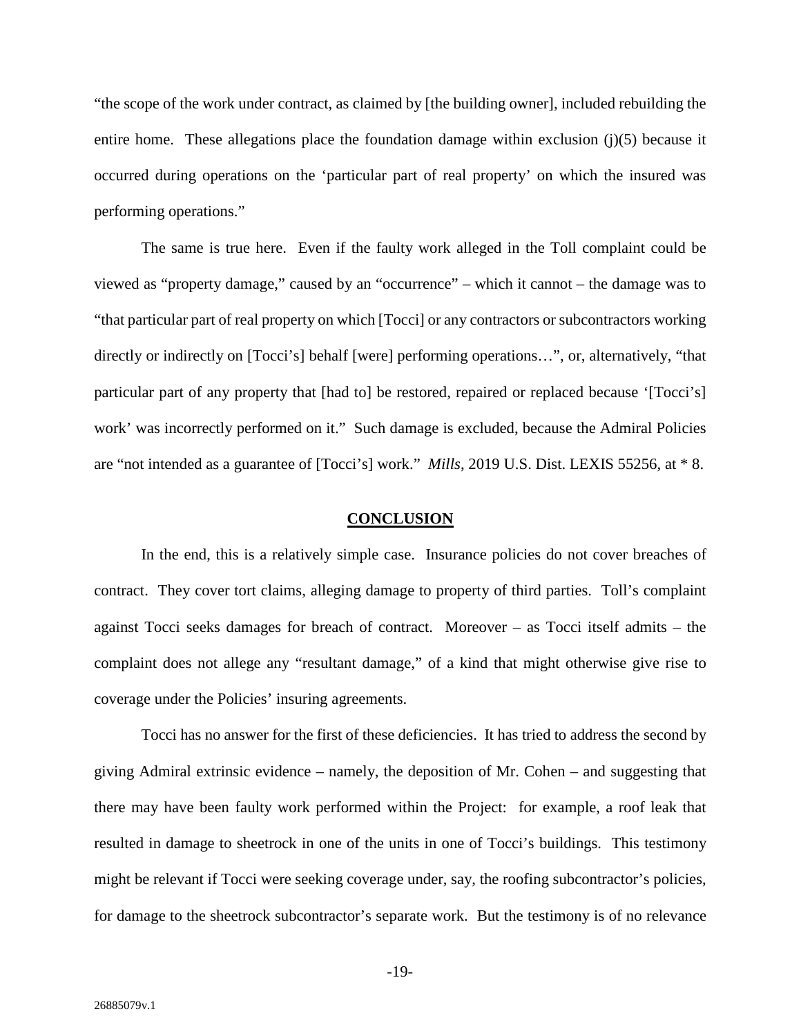"the scope of the work under contract, as claimed by [the building owner], included rebuilding the entire home. These allegations place the foundation damage within exclusion (j)(5) because it occurred during operations on the 'particular part of real property' on which the insured was performing operations."

The same is true here. Even if the faulty work alleged in the Toll complaint could be viewed as "property damage," caused by an "occurrence" – which it cannot – the damage was to "that particular part of real property on which [Tocci] or any contractors or subcontractors working directly or indirectly on [Tocci's] behalf [were] performing operations…", or, alternatively, "that particular part of any property that [had to] be restored, repaired or replaced because '[Tocci's] work' was incorrectly performed on it." Such damage is excluded, because the Admiral Policies are "not intended as a guarantee of [Tocci's] work." *Mills*, 2019 U.S. Dist. LEXIS 55256, at * 8.

## CONCLUSION

In the end, this is a relatively simple case. Insurance policies do not cover breaches of contract. They cover tort claims, alleging damage to property of third parties. Toll's complaint against Tocci seeks damages for breach of contract. Moreover – as Tocci itself admits – the complaint does not allege any "resultant damage," of a kind that might otherwise give rise to coverage under the Policies' insuring agreements.

Tocci has no answer for the first of these deficiencies. It has tried to address the second by giving Admiral extrinsic evidence – namely, the deposition of Mr. Cohen – and suggesting that there may have been faulty work performed within the Project: for example, a roof leak that resulted in damage to sheetrock in one of the units in one of Tocci's buildings. This testimony might be relevant if Tocci were seeking coverage under, say, the roofing subcontractor's policies, for damage to the sheetrock subcontractor's separate work. But the testimony is of no relevance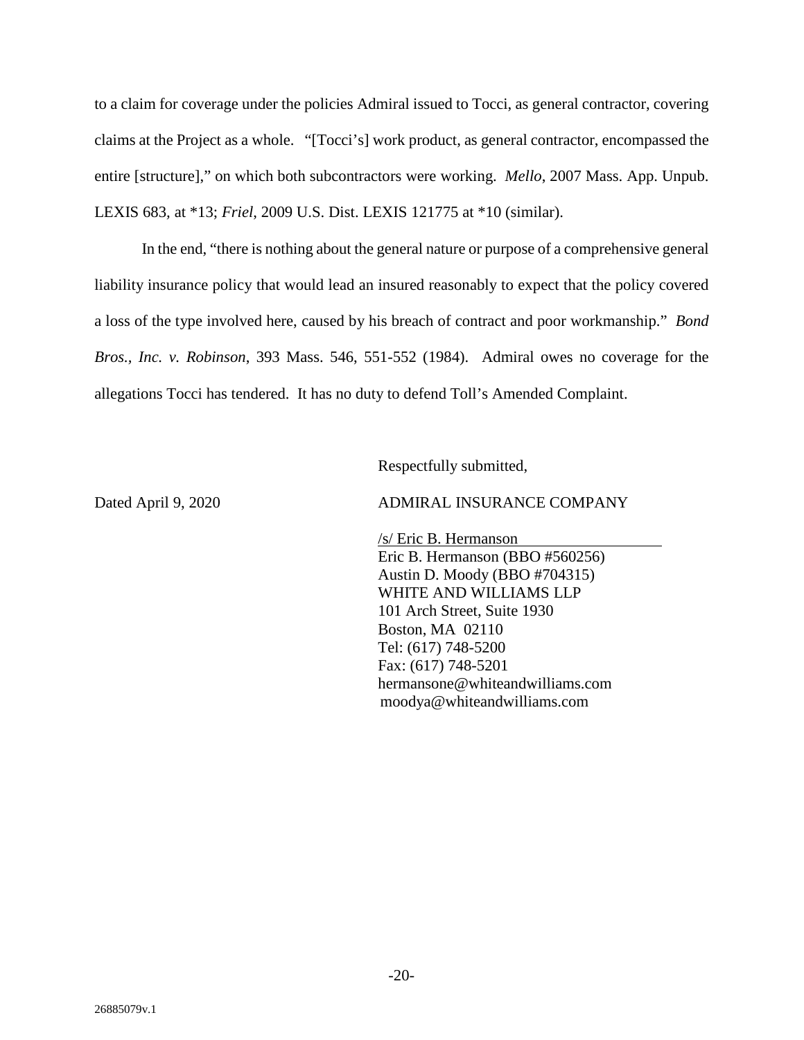to a claim for coverage under the policies Admiral issued to Tocci, as general contractor, covering claims at the Project as a whole. "[Tocci's] work product, as general contractor, encompassed the entire [structure]," on which both subcontractors were working. *Mello*, 2007 Mass. App. Unpub. LEXIS 683, at *13; *Friel*, 2009 U.S. Dist. LEXIS 121775 at *10 (similar).

In the end, "there is nothing about the general nature or purpose of a comprehensive general liability insurance policy that would lead an insured reasonably to expect that the policy covered a loss of the type involved here, caused by his breach of contract and poor workmanship." *Bond Bros., Inc. v. Robinson*, 393 Mass. 546, 551-552 (1984). Admiral owes no coverage for the allegations Tocci has tendered. It has no duty to defend Toll's Amended Complaint.

Respectfully submitted,

Dated April 9, 2020

ADMIRAL INSURANCE COMPANY

/s/ Eric B. Hermanson
Eric B. Hermanson (BBO #560256)
Austin D. Moody (BBO #704315)
WHITE AND WILLIAMS LLP
101 Arch Street, Suite 1930
Boston, MA 02110
Tel: (617) 748-5200
Fax: (617) 748-5201
hermansone@whiteandwilliams.com
moodya@whiteandwilliams.com

26885079v.1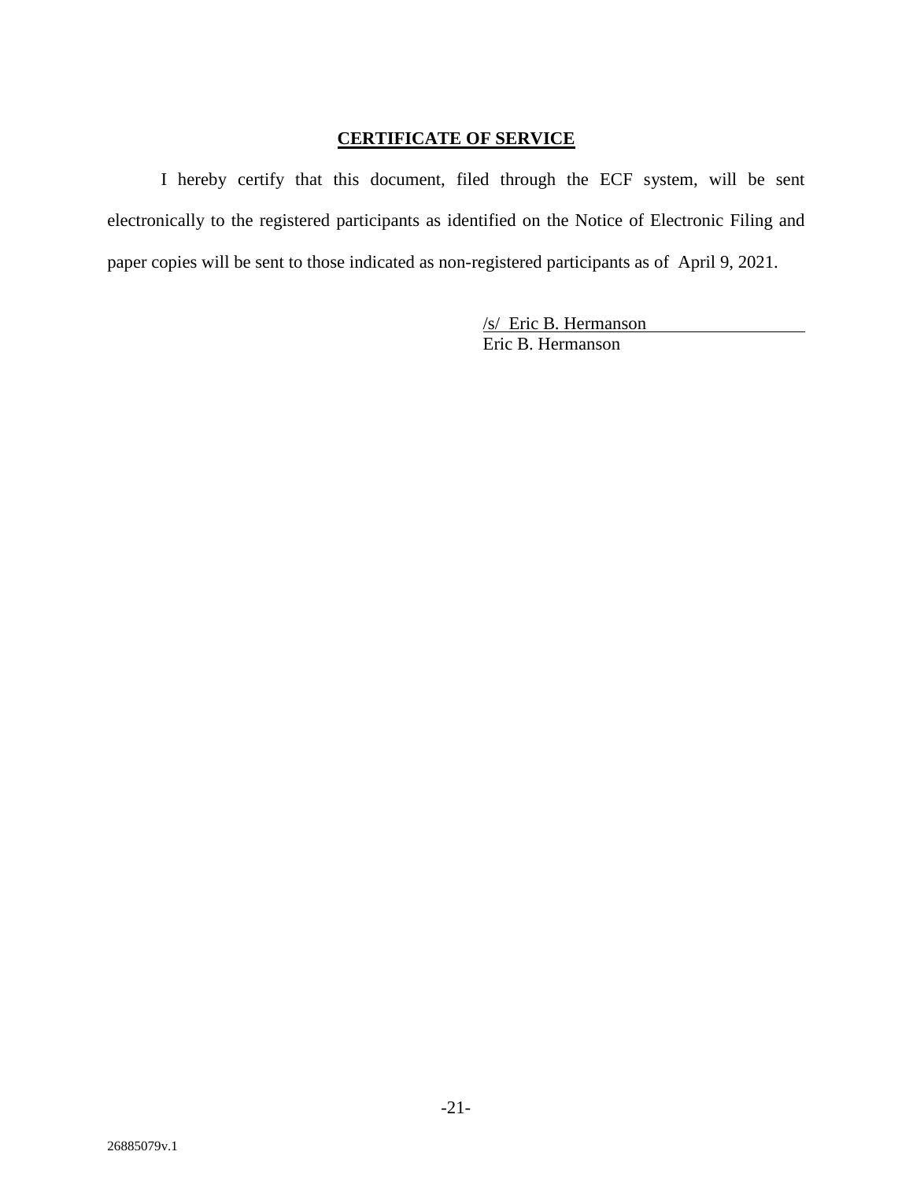## **CERTIFICATE OF SERVICE**

I hereby certify that this document, filed through the ECF system, will be sent electronically to the registered participants as identified on the Notice of Electronic Filing and paper copies will be sent to those indicated as non-registered participants as of April 9, 2021.

/s/ Eric B. Hermanson
Eric B. Hermanson

26885079v.1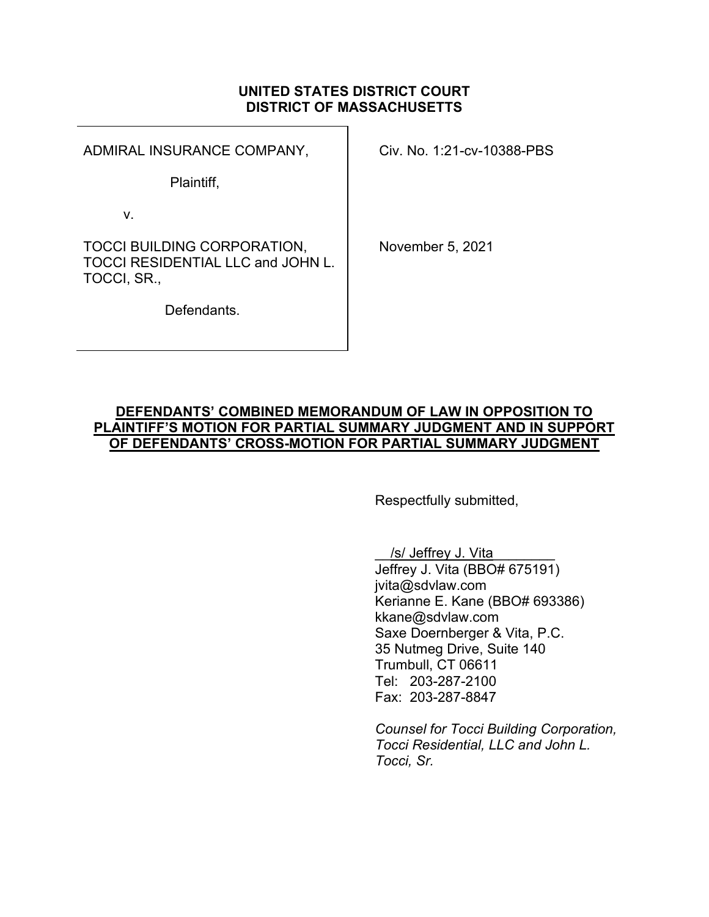**UNITED STATES DISTRICT COURT**
**DISTRICT OF MASSACHUSETTS**

| | |
|---|---|
| ADMIRAL INSURANCE COMPANY,<br><br>Plaintiff,<br><br>v.<br><br>TOCCI BUILDING CORPORATION, TOCCI RESIDENTIAL LLC and JOHN L. TOCCI, SR.,<br><br>Defendants. | Civ. No. 1:21-cv-10388-PBS<br><br><br><br>November 5, 2021 |

**DEFENDANTS' COMBINED MEMORANDUM OF LAW IN OPPOSITION TO PLAINTIFF'S MOTION FOR PARTIAL SUMMARY JUDGMENT AND IN SUPPORT OF DEFENDANTS' CROSS-MOTION FOR PARTIAL SUMMARY JUDGMENT**

Respectfully submitted,

/s/ Jeffrey J. Vita
Jeffrey J. Vita (BBO# 675191)
jvita@sdvlaw.com
Kerianne E. Kane (BBO# 693386)
kkane@sdvlaw.com
Saxe Doernberger & Vita, P.C.
35 Nutmeg Drive, Suite 140
Trumbull, CT 06611
Tel: 203-287-2100
Fax: 203-287-8847

*Counsel for Tocci Building Corporation, Tocci Residential, LLC and John L. Tocci, Sr.*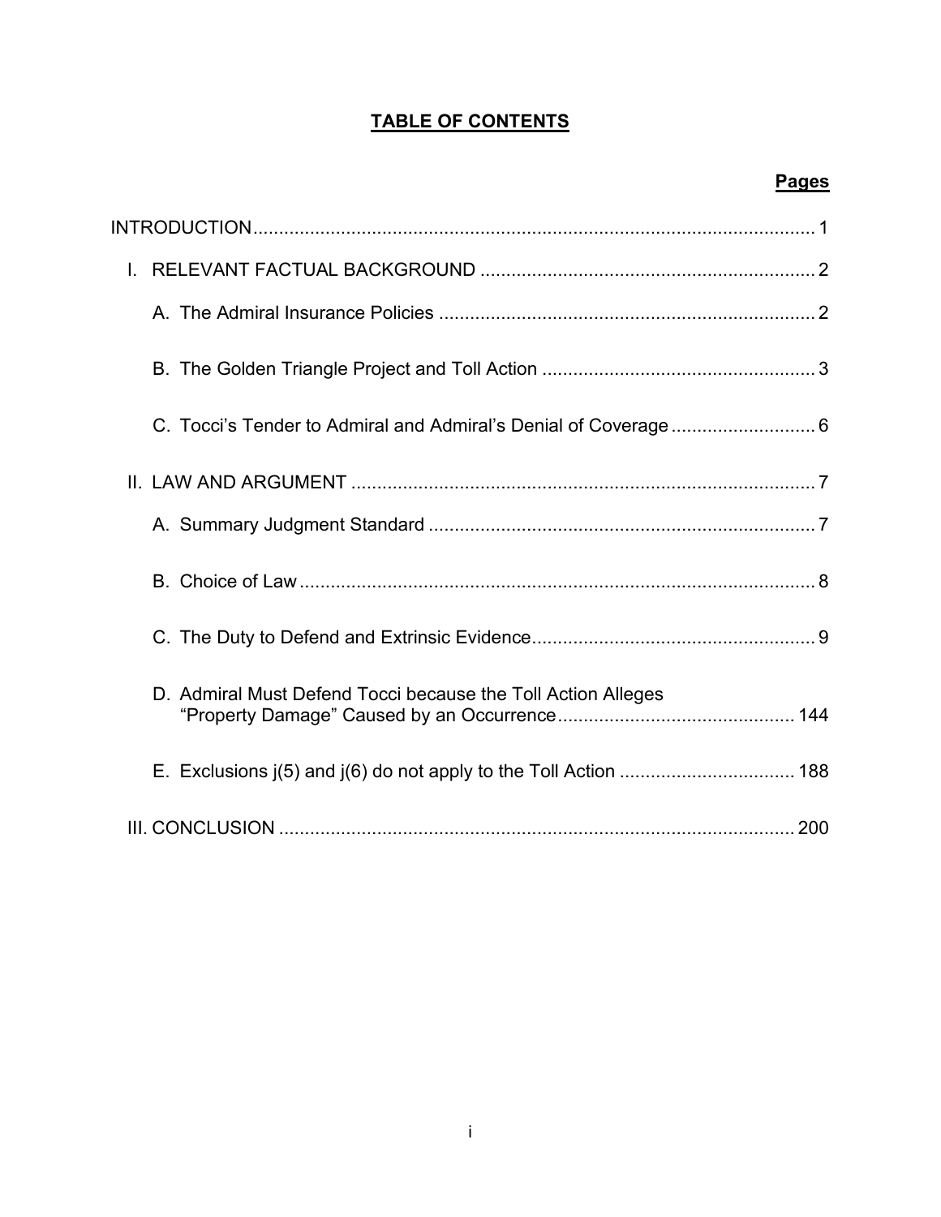# TABLE OF CONTENTS

| | Pages |
|---|---|
| INTRODUCTION | 1 |
| I. RELEVANT FACTUAL BACKGROUND | 2 |
| A. The Admiral Insurance Policies | 2 |
| B. The Golden Triangle Project and Toll Action | 3 |
| C. Tocci's Tender to Admiral and Admiral's Denial of Coverage | 6 |
| II. LAW AND ARGUMENT | 7 |
| A. Summary Judgment Standard | 7 |
| B. Choice of Law | 8 |
| C. The Duty to Defend and Extrinsic Evidence | 9 |
| D. Admiral Must Defend Tocci because the Toll Action Alleges "Property Damage" Caused by an Occurrence | 144 |
| E. Exclusions j(5) and j(6) do not apply to the Toll Action | 188 |
| III. CONCLUSION | 200 |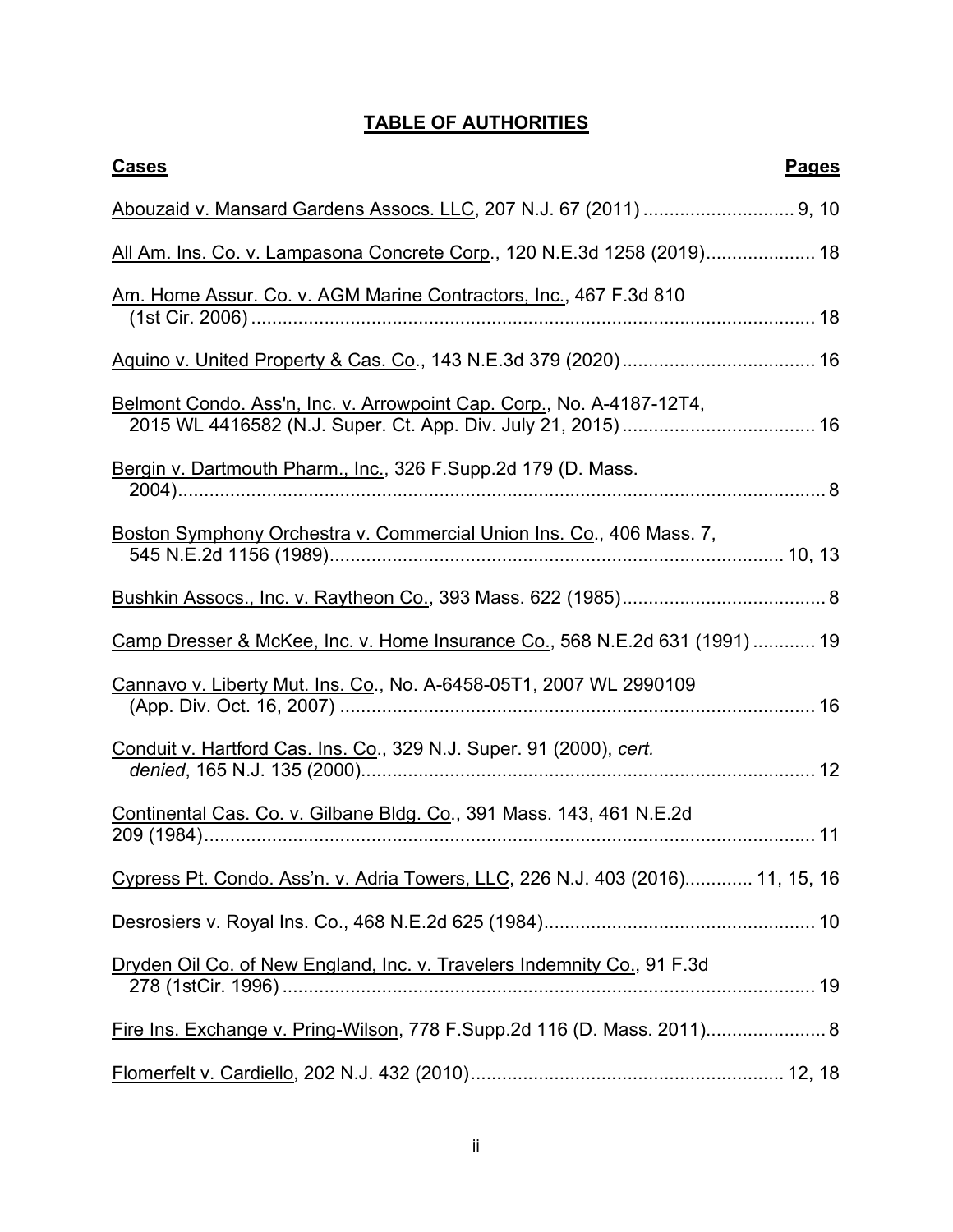# TABLE OF AUTHORITIES

| **Cases** | **Pages** |
|---|---|
| Abouzaid v. Mansard Gardens Assocs. LLC, 207 N.J. 67 (2011) | 9, 10 |
| All Am. Ins. Co. v. Lampasona Concrete Corp., 120 N.E.3d 1258 (2019) | 18 |
| Am. Home Assur. Co. v. AGM Marine Contractors, Inc., 467 F.3d 810 (1st Cir. 2006) | 18 |
| Aquino v. United Property & Cas. Co., 143 N.E.3d 379 (2020) | 16 |
| Belmont Condo. Ass'n, Inc. v. Arrowpoint Cap. Corp., No. A-4187-12T4, 2015 WL 4416582 (N.J. Super. Ct. App. Div. July 21, 2015) | 16 |
| Bergin v. Dartmouth Pharm., Inc., 326 F.Supp.2d 179 (D. Mass. 2004) | 8 |
| Boston Symphony Orchestra v. Commercial Union Ins. Co., 406 Mass. 7, 545 N.E.2d 1156 (1989) | 10, 13 |
| Bushkin Assocs., Inc. v. Raytheon Co., 393 Mass. 622 (1985) | 8 |
| Camp Dresser & McKee, Inc. v. Home Insurance Co., 568 N.E.2d 631 (1991) | 19 |
| Cannavo v. Liberty Mut. Ins. Co., No. A-6458-05T1, 2007 WL 2990109 (App. Div. Oct. 16, 2007) | 16 |
| Conduit v. Hartford Cas. Ins. Co., 329 N.J. Super. 91 (2000), *cert. denied*, 165 N.J. 135 (2000) | 12 |
| Continental Cas. Co. v. Gilbane Bldg. Co., 391 Mass. 143, 461 N.E.2d 209 (1984) | 11 |
| Cypress Pt. Condo. Ass'n. v. Adria Towers, LLC, 226 N.J. 403 (2016) | 11, 15, 16 |
| Desrosiers v. Royal Ins. Co., 468 N.E.2d 625 (1984) | 10 |
| Dryden Oil Co. of New England, Inc. v. Travelers Indemnity Co., 91 F.3d 278 (1stCir. 1996) | 19 |
| Fire Ins. Exchange v. Pring-Wilson, 778 F.Supp.2d 116 (D. Mass. 2011) | 8 |
| Flomerfelt v. Cardiello, 202 N.J. 432 (2010) | 12, 18 |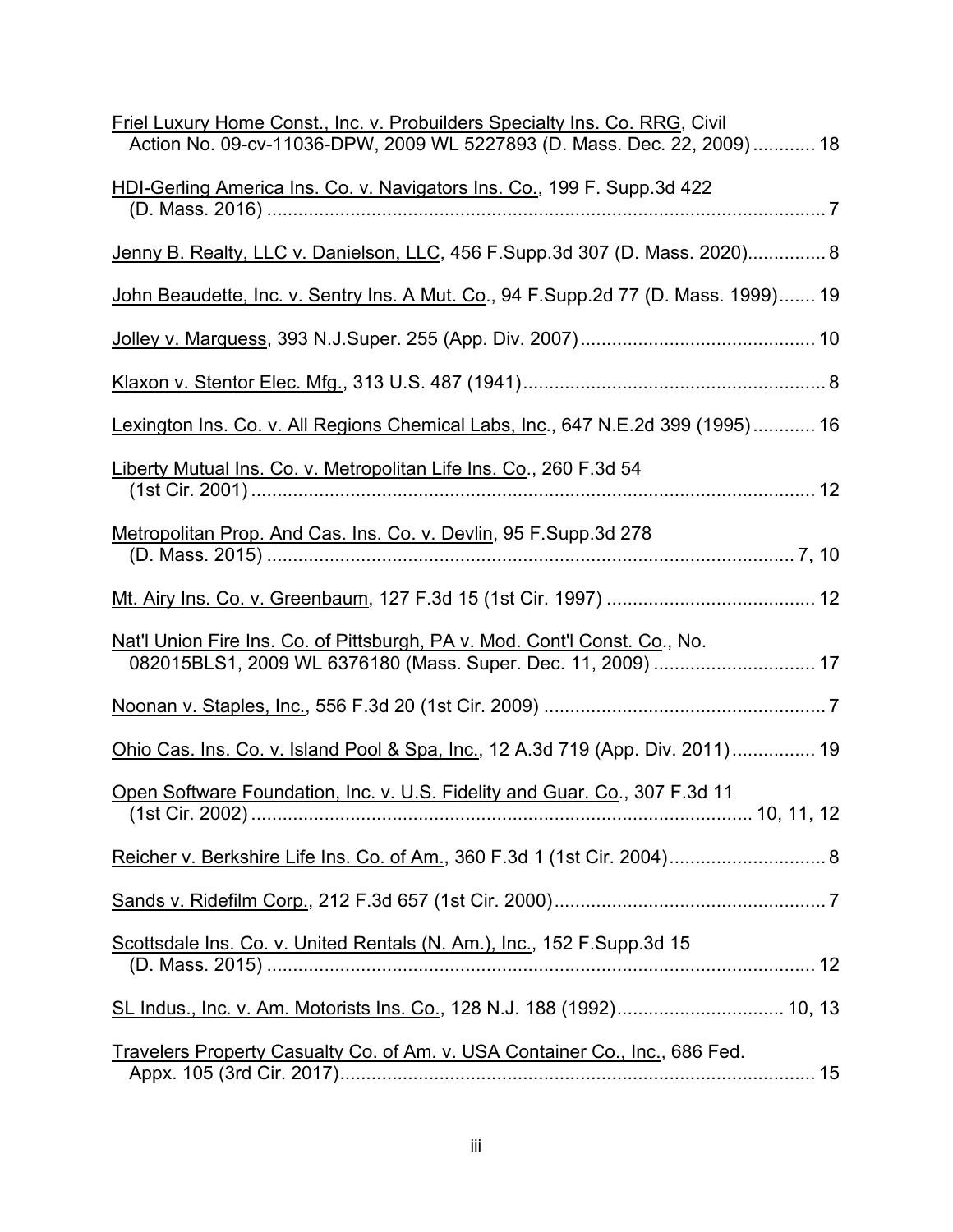Friel Luxury Home Const., Inc. v. Probuilders Specialty Ins. Co. RRG, Civil Action No. 09-cv-11036-DPW, 2009 WL 5227893 (D. Mass. Dec. 22, 2009) ............ 18

HDI-Gerling America Ins. Co. v. Navigators Ins. Co., 199 F. Supp.3d 422 (D. Mass. 2016) ............................................................................................................. 7

Jenny B. Realty, LLC v. Danielson, LLC, 456 F.Supp.3d 307 (D. Mass. 2020)............... 8

John Beaudette, Inc. v. Sentry Ins. A Mut. Co., 94 F.Supp.2d 77 (D. Mass. 1999)....... 19

Jolley v. Marquess, 393 N.J.Super. 255 (App. Div. 2007)............................................. 10

Klaxon v. Stentor Elec. Mfg., 313 U.S. 487 (1941).......................................................... 8

Lexington Ins. Co. v. All Regions Chemical Labs, Inc., 647 N.E.2d 399 (1995)............ 16

Liberty Mutual Ins. Co. v. Metropolitan Life Ins. Co., 260 F.3d 54 (1st Cir. 2001) ............................................................................................................. 12

Metropolitan Prop. And Cas. Ins. Co. v. Devlin, 95 F.Supp.3d 278 (D. Mass. 2015) ...................................................................................................... 7, 10

Mt. Airy Ins. Co. v. Greenbaum, 127 F.3d 15 (1st Cir. 1997) ........................................ 12

Nat'l Union Fire Ins. Co. of Pittsburgh, PA v. Mod. Cont'l Const. Co., No. 082015BLS1, 2009 WL 6376180 (Mass. Super. Dec. 11, 2009) ............................... 17

Noonan v. Staples, Inc., 556 F.3d 20 (1st Cir. 2009) ...................................................... 7

Ohio Cas. Ins. Co. v. Island Pool & Spa, Inc., 12 A.3d 719 (App. Div. 2011)................ 19

Open Software Foundation, Inc. v. U.S. Fidelity and Guar. Co., 307 F.3d 11 (1st Cir. 2002) ................................................................................................ 10, 11, 12

Reicher v. Berkshire Life Ins. Co. of Am., 360 F.3d 1 (1st Cir. 2004).............................. 8

Sands v. Ridefilm Corp., 212 F.3d 657 (1st Cir. 2000).................................................... 7

Scottsdale Ins. Co. v. United Rentals (N. Am.), Inc., 152 F.Supp.3d 15 (D. Mass. 2015) ........................................................................................................... 12

SL Indus., Inc. v. Am. Motorists Ins. Co., 128 N.J. 188 (1992)................................ 10, 13

Travelers Property Casualty Co. of Am. v. USA Container Co., Inc., 686 Fed. Appx. 105 (3rd Cir. 2017)............................................................................................ 15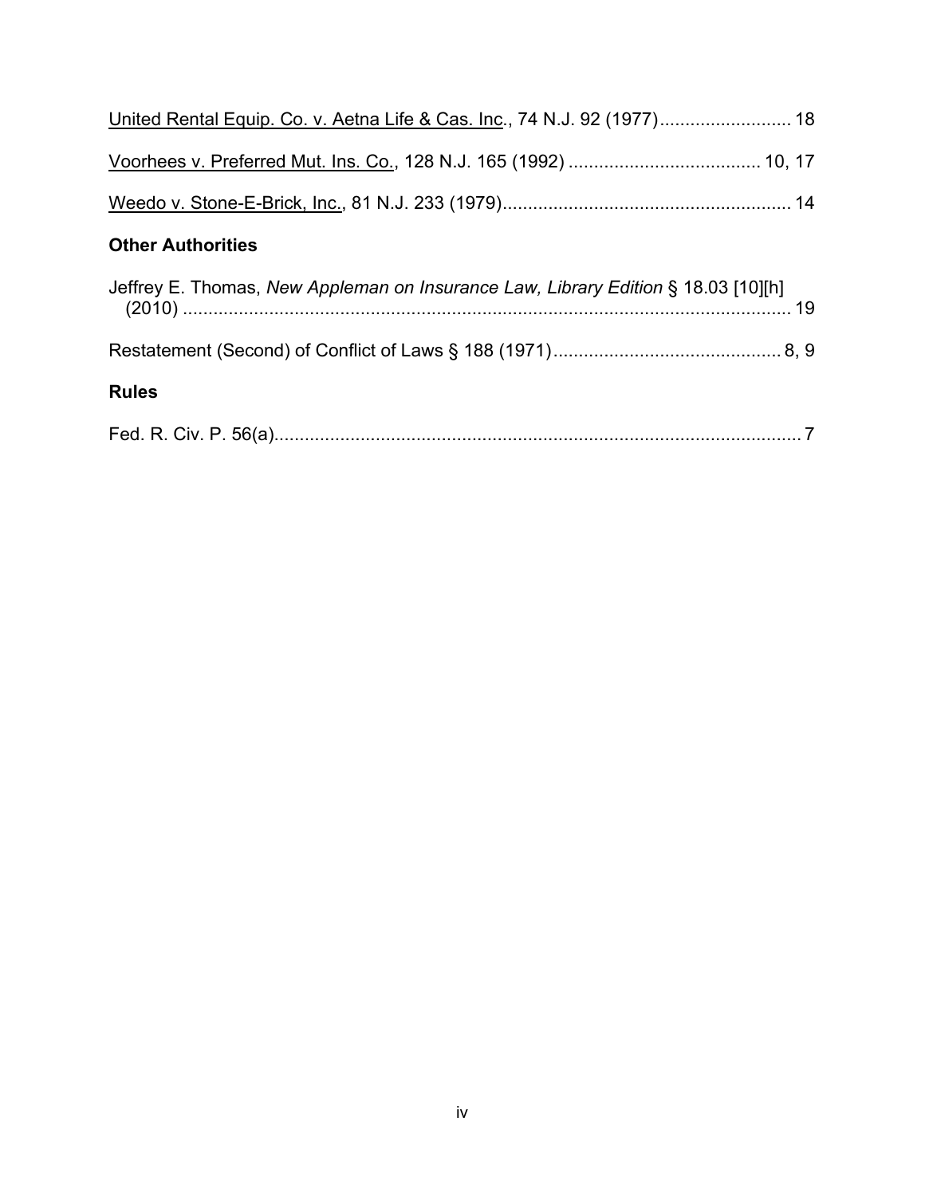<u>United Rental Equip. Co. v. Aetna Life & Cas. Inc</u>., 74 N.J. 92 (1977) .......................... 18

<u>Voorhees v. Preferred Mut. Ins. Co.</u>, 128 N.J. 165 (1992) ...................................... 10, 17

<u>Weedo v. Stone-E-Brick, Inc.</u>, 81 N.J. 233 (1979) ......................................................... 14

**Other Authorities**

Jeffrey E. Thomas, *New Appleman on Insurance Law, Library Edition* § 18.03 [10][h] (2010) ......................................................................................................................... 19

Restatement (Second) of Conflict of Laws § 188 (1971) ............................................. 8, 9

**Rules**

Fed. R. Civ. P. 56(a) ........................................................................................................ 7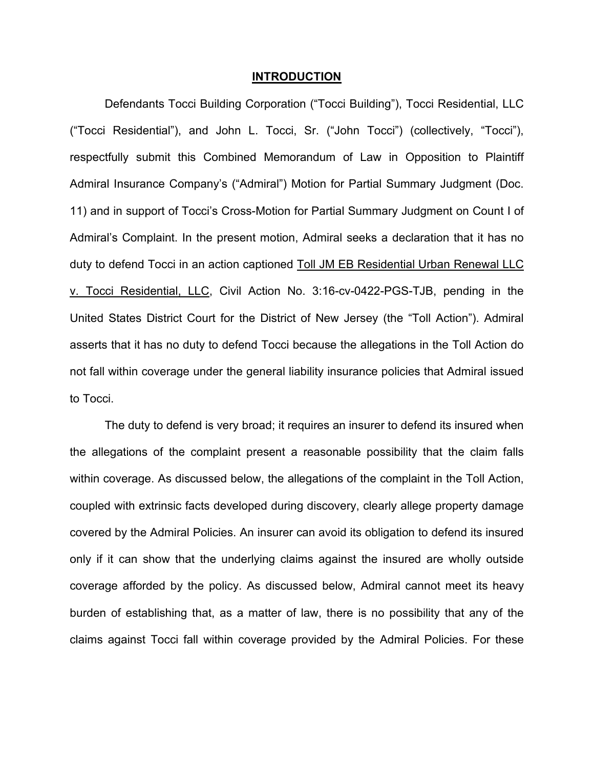# INTRODUCTION

Defendants Tocci Building Corporation ("Tocci Building"), Tocci Residential, LLC ("Tocci Residential"), and John L. Tocci, Sr. ("John Tocci") (collectively, "Tocci"), respectfully submit this Combined Memorandum of Law in Opposition to Plaintiff Admiral Insurance Company's ("Admiral") Motion for Partial Summary Judgment (Doc. 11) and in support of Tocci's Cross-Motion for Partial Summary Judgment on Count I of Admiral's Complaint. In the present motion, Admiral seeks a declaration that it has no duty to defend Tocci in an action captioned <u>Toll JM EB Residential Urban Renewal LLC v. Tocci Residential, LLC</u>, Civil Action No. 3:16-cv-0422-PGS-TJB, pending in the United States District Court for the District of New Jersey (the "Toll Action"). Admiral asserts that it has no duty to defend Tocci because the allegations in the Toll Action do not fall within coverage under the general liability insurance policies that Admiral issued to Tocci.

The duty to defend is very broad; it requires an insurer to defend its insured when the allegations of the complaint present a reasonable possibility that the claim falls within coverage. As discussed below, the allegations of the complaint in the Toll Action, coupled with extrinsic facts developed during discovery, clearly allege property damage covered by the Admiral Policies. An insurer can avoid its obligation to defend its insured only if it can show that the underlying claims against the insured are wholly outside coverage afforded by the policy. As discussed below, Admiral cannot meet its heavy burden of establishing that, as a matter of law, there is no possibility that any of the claims against Tocci fall within coverage provided by the Admiral Policies. For these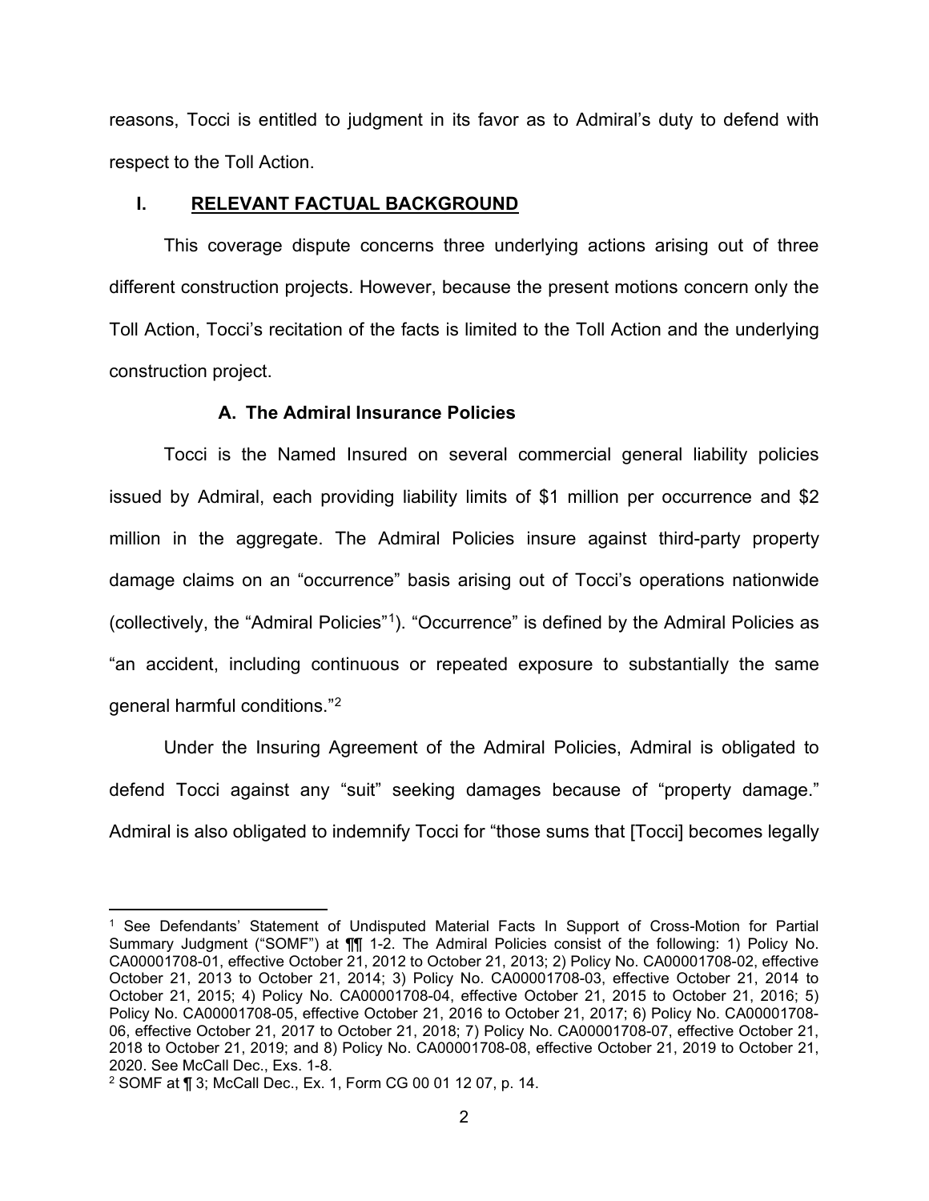reasons, Tocci is entitled to judgment in its favor as to Admiral's duty to defend with respect to the Toll Action.

## I. RELEVANT FACTUAL BACKGROUND

This coverage dispute concerns three underlying actions arising out of three different construction projects. However, because the present motions concern only the Toll Action, Tocci's recitation of the facts is limited to the Toll Action and the underlying construction project.

### A. The Admiral Insurance Policies

Tocci is the Named Insured on several commercial general liability policies issued by Admiral, each providing liability limits of $1 million per occurrence and $2 million in the aggregate. The Admiral Policies insure against third-party property damage claims on an "occurrence" basis arising out of Tocci's operations nationwide (collectively, the "Admiral Policies"[1]). "Occurrence" is defined by the Admiral Policies as "an accident, including continuous or repeated exposure to substantially the same general harmful conditions."[2]

Under the Insuring Agreement of the Admiral Policies, Admiral is obligated to defend Tocci against any "suit" seeking damages because of "property damage." Admiral is also obligated to indemnify Tocci for "those sums that [Tocci] becomes legally

---

[1] See Defendants' Statement of Undisputed Material Facts In Support of Cross-Motion for Partial Summary Judgment ("SOMF") at ¶¶ 1-2. The Admiral Policies consist of the following: 1) Policy No. CA00001708-01, effective October 21, 2012 to October 21, 2013; 2) Policy No. CA00001708-02, effective October 21, 2013 to October 21, 2014; 3) Policy No. CA00001708-03, effective October 21, 2014 to October 21, 2015; 4) Policy No. CA00001708-04, effective October 21, 2015 to October 21, 2016; 5) Policy No. CA00001708-05, effective October 21, 2016 to October 21, 2017; 6) Policy No. CA00001708-06, effective October 21, 2017 to October 21, 2018; 7) Policy No. CA00001708-07, effective October 21, 2018 to October 21, 2019; and 8) Policy No. CA00001708-08, effective October 21, 2019 to October 21, 2020. See McCall Dec., Exs. 1-8.

[2] SOMF at ¶ 3; McCall Dec., Ex. 1, Form CG 00 01 12 07, p. 14.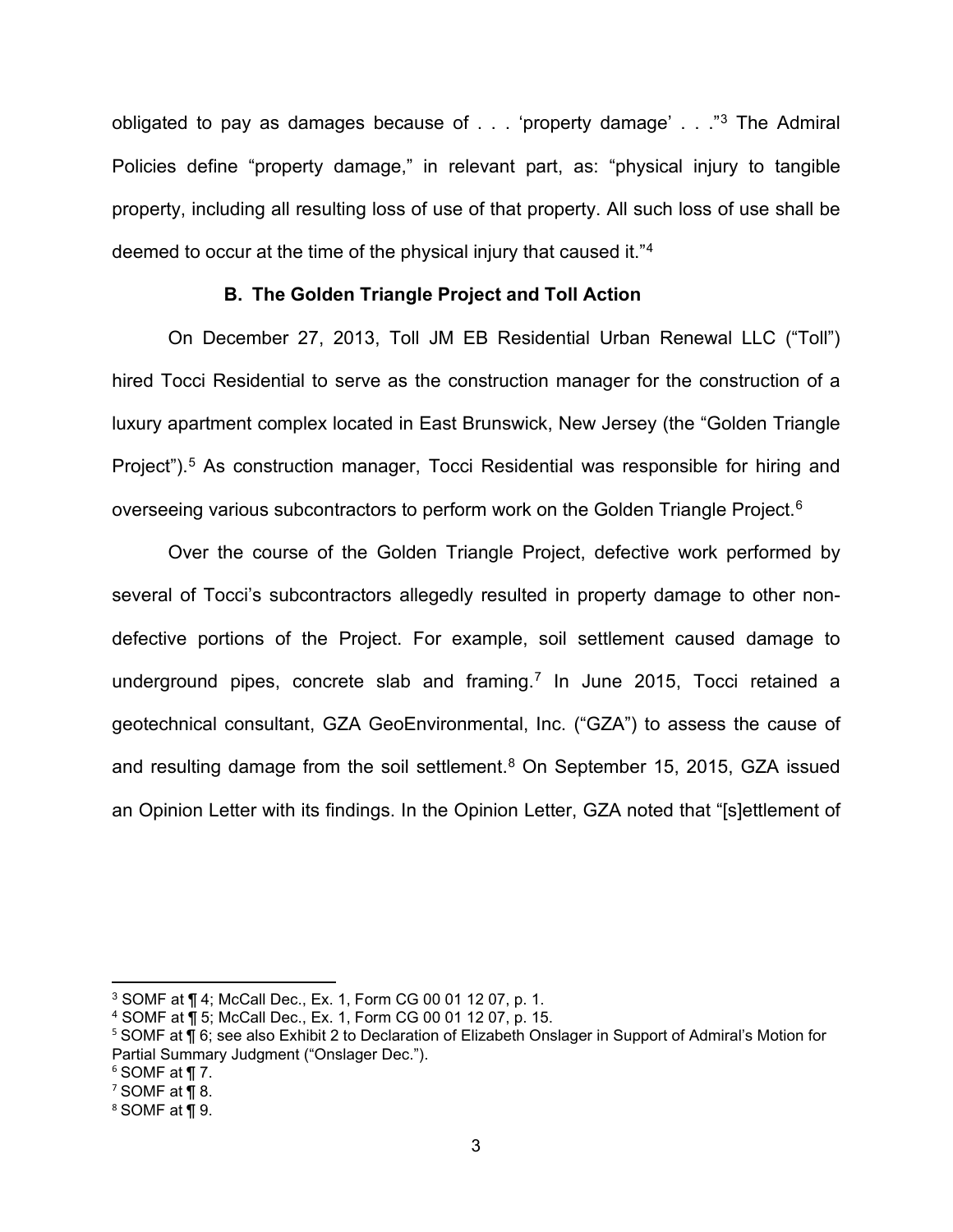obligated to pay as damages because of . . . 'property damage' . . ."[3] The Admiral Policies define "property damage," in relevant part, as: "physical injury to tangible property, including all resulting loss of use of that property. All such loss of use shall be deemed to occur at the time of the physical injury that caused it."[4]

### B. The Golden Triangle Project and Toll Action

On December 27, 2013, Toll JM EB Residential Urban Renewal LLC ("Toll") hired Tocci Residential to serve as the construction manager for the construction of a luxury apartment complex located in East Brunswick, New Jersey (the "Golden Triangle Project").[5] As construction manager, Tocci Residential was responsible for hiring and overseeing various subcontractors to perform work on the Golden Triangle Project.[6]

Over the course of the Golden Triangle Project, defective work performed by several of Tocci's subcontractors allegedly resulted in property damage to other non-defective portions of the Project. For example, soil settlement caused damage to underground pipes, concrete slab and framing.[7] In June 2015, Tocci retained a geotechnical consultant, GZA GeoEnvironmental, Inc. ("GZA") to assess the cause of and resulting damage from the soil settlement.[8] On September 15, 2015, GZA issued an Opinion Letter with its findings. In the Opinion Letter, GZA noted that "[s]ettlement of

---

[3] SOMF at ¶ 4; McCall Dec., Ex. 1, Form CG 00 01 12 07, p. 1.

[4] SOMF at ¶ 5; McCall Dec., Ex. 1, Form CG 00 01 12 07, p. 15.

[5] SOMF at ¶ 6; see also Exhibit 2 to Declaration of Elizabeth Onslager in Support of Admiral's Motion for Partial Summary Judgment ("Onslager Dec.").

[6] SOMF at ¶ 7.

[7] SOMF at ¶ 8.

[8] SOMF at ¶ 9.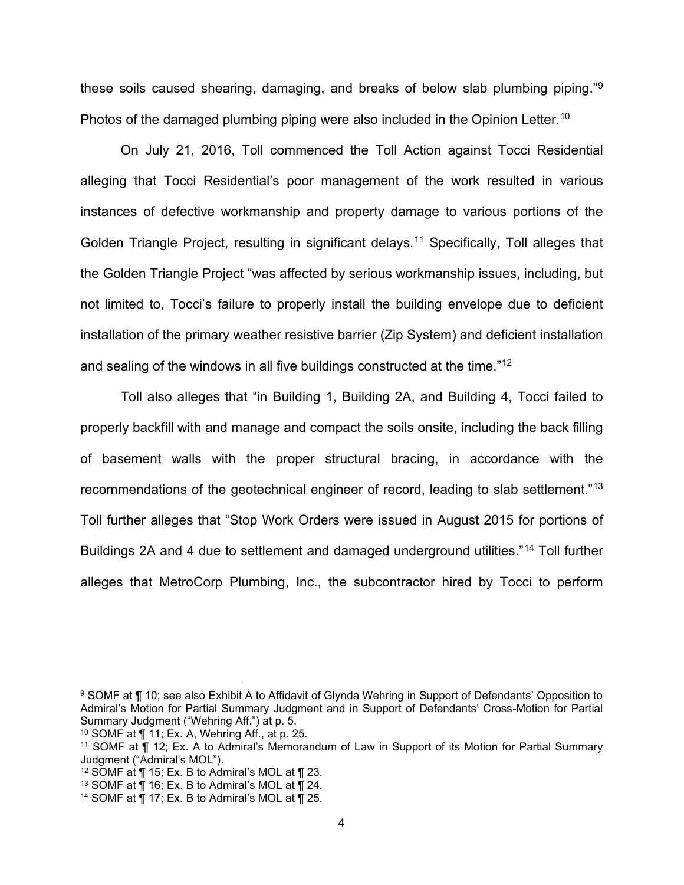these soils caused shearing, damaging, and breaks of below slab plumbing piping."[9] Photos of the damaged plumbing piping were also included in the Opinion Letter.[10]

On July 21, 2016, Toll commenced the Toll Action against Tocci Residential alleging that Tocci Residential's poor management of the work resulted in various instances of defective workmanship and property damage to various portions of the Golden Triangle Project, resulting in significant delays.[11] Specifically, Toll alleges that the Golden Triangle Project "was affected by serious workmanship issues, including, but not limited to, Tocci's failure to properly install the building envelope due to deficient installation of the primary weather resistive barrier (Zip System) and deficient installation and sealing of the windows in all five buildings constructed at the time."[12]

Toll also alleges that "in Building 1, Building 2A, and Building 4, Tocci failed to properly backfill with and manage and compact the soils onsite, including the back filling of basement walls with the proper structural bracing, in accordance with the recommendations of the geotechnical engineer of record, leading to slab settlement."[13] Toll further alleges that "Stop Work Orders were issued in August 2015 for portions of Buildings 2A and 4 due to settlement and damaged underground utilities."[14] Toll further alleges that MetroCorp Plumbing, Inc., the subcontractor hired by Tocci to perform

---

[9] SOMF at ¶ 10; see also Exhibit A to Affidavit of Glynda Wehring in Support of Defendants' Opposition to Admiral's Motion for Partial Summary Judgment and in Support of Defendants' Cross-Motion for Partial Summary Judgment ("Wehring Aff.") at p. 5.

[10] SOMF at ¶ 11; Ex. A, Wehring Aff., at p. 25.

[11] SOMF at ¶ 12; Ex. A to Admiral's Memorandum of Law in Support of its Motion for Partial Summary Judgment ("Admiral's MOL").

[12] SOMF at ¶ 15; Ex. B to Admiral's MOL at ¶ 23.

[13] SOMF at ¶ 16; Ex. B to Admiral's MOL at ¶ 24.

[14] SOMF at ¶ 17; Ex. B to Admiral's MOL at ¶ 25.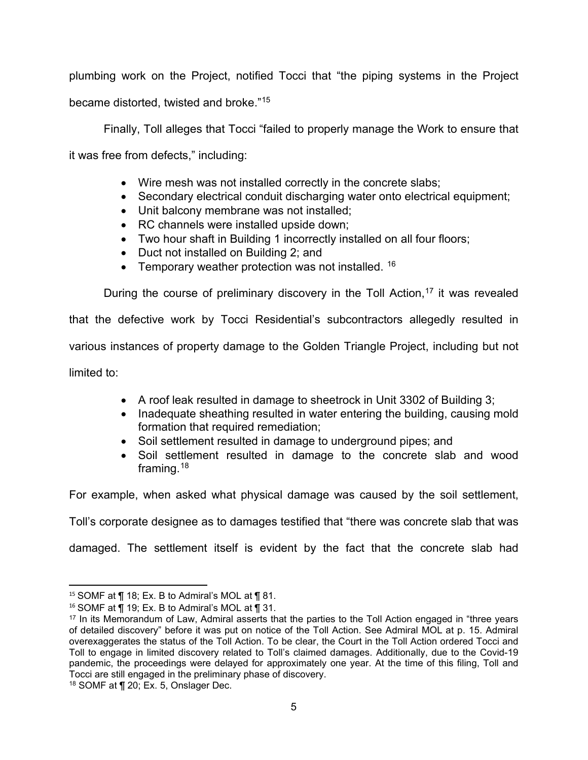plumbing work on the Project, notified Tocci that "the piping systems in the Project became distorted, twisted and broke."[15]

Finally, Toll alleges that Tocci "failed to properly manage the Work to ensure that it was free from defects," including:

- Wire mesh was not installed correctly in the concrete slabs;
- Secondary electrical conduit discharging water onto electrical equipment;
- Unit balcony membrane was not installed;
- RC channels were installed upside down;
- Two hour shaft in Building 1 incorrectly installed on all four floors;
- Duct not installed on Building 2; and
- Temporary weather protection was not installed. [16]

During the course of preliminary discovery in the Toll Action,[17] it was revealed that the defective work by Tocci Residential's subcontractors allegedly resulted in various instances of property damage to the Golden Triangle Project, including but not limited to:

- A roof leak resulted in damage to sheetrock in Unit 3302 of Building 3;
- Inadequate sheathing resulted in water entering the building, causing mold formation that required remediation;
- Soil settlement resulted in damage to underground pipes; and
- Soil settlement resulted in damage to the concrete slab and wood framing.[18]

For example, when asked what physical damage was caused by the soil settlement, Toll's corporate designee as to damages testified that "there was concrete slab that was damaged. The settlement itself is evident by the fact that the concrete slab had

---

[15] SOMF at ¶ 18; Ex. B to Admiral's MOL at ¶ 81.

[16] SOMF at ¶ 19; Ex. B to Admiral's MOL at ¶ 31.

[17] In its Memorandum of Law, Admiral asserts that the parties to the Toll Action engaged in "three years of detailed discovery" before it was put on notice of the Toll Action. See Admiral MOL at p. 15. Admiral overexaggerates the status of the Toll Action. To be clear, the Court in the Toll Action ordered Tocci and Toll to engage in limited discovery related to Toll's claimed damages. Additionally, due to the Covid-19 pandemic, the proceedings were delayed for approximately one year. At the time of this filing, Toll and Tocci are still engaged in the preliminary phase of discovery.

[18] SOMF at ¶ 20; Ex. 5, Onslager Dec.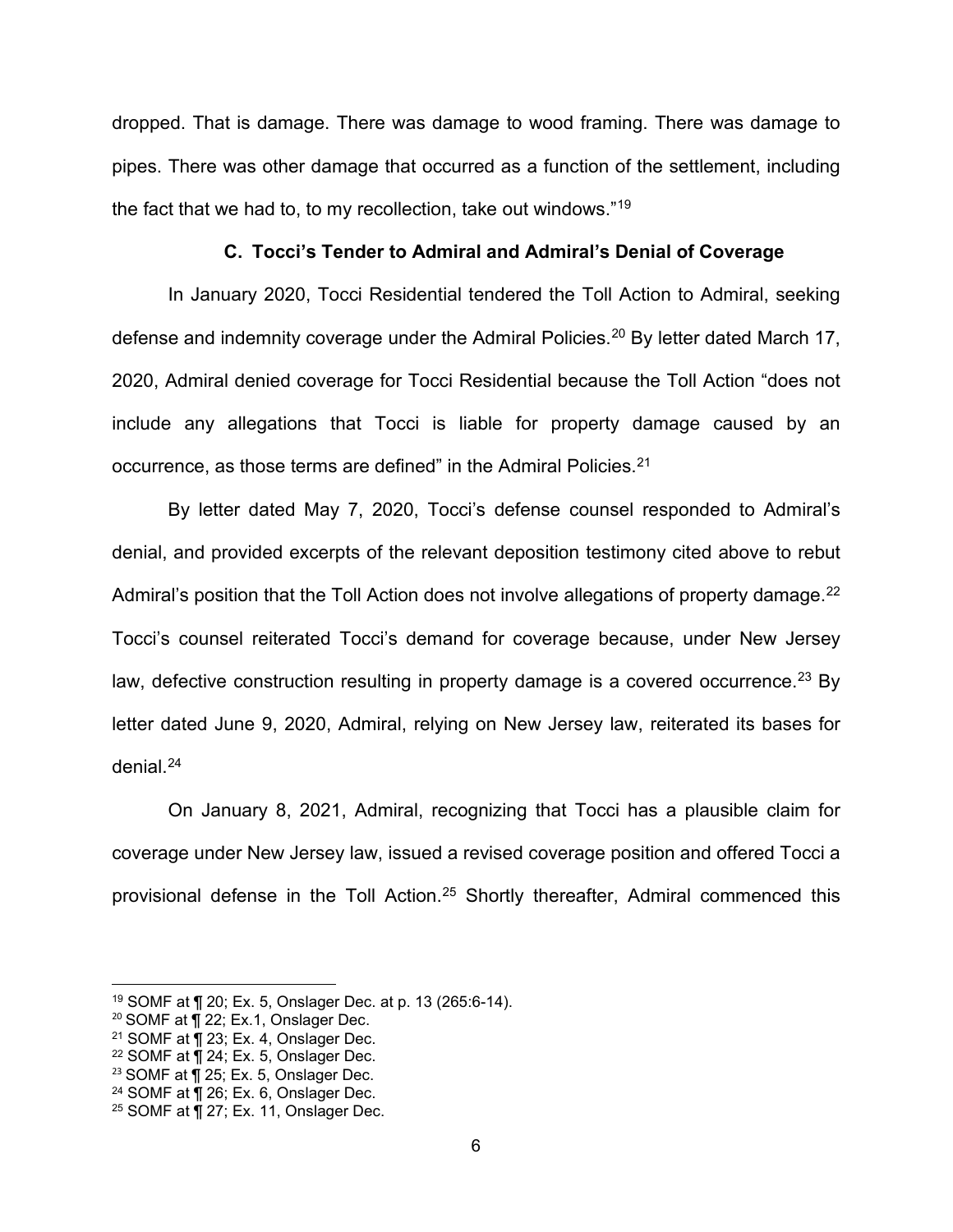dropped. That is damage. There was damage to wood framing. There was damage to pipes. There was other damage that occurred as a function of the settlement, including the fact that we had to, to my recollection, take out windows."[19]

### C. Tocci's Tender to Admiral and Admiral's Denial of Coverage

In January 2020, Tocci Residential tendered the Toll Action to Admiral, seeking defense and indemnity coverage under the Admiral Policies.[20] By letter dated March 17, 2020, Admiral denied coverage for Tocci Residential because the Toll Action "does not include any allegations that Tocci is liable for property damage caused by an occurrence, as those terms are defined" in the Admiral Policies.[21]

By letter dated May 7, 2020, Tocci's defense counsel responded to Admiral's denial, and provided excerpts of the relevant deposition testimony cited above to rebut Admiral's position that the Toll Action does not involve allegations of property damage.[22] Tocci's counsel reiterated Tocci's demand for coverage because, under New Jersey law, defective construction resulting in property damage is a covered occurrence.[23] By letter dated June 9, 2020, Admiral, relying on New Jersey law, reiterated its bases for denial.[24]

On January 8, 2021, Admiral, recognizing that Tocci has a plausible claim for coverage under New Jersey law, issued a revised coverage position and offered Tocci a provisional defense in the Toll Action.[25] Shortly thereafter, Admiral commenced this

---

[19] SOMF at ¶ 20; Ex. 5, Onslager Dec. at p. 13 (265:6-14).
[20] SOMF at ¶ 22; Ex.1, Onslager Dec.
[21] SOMF at ¶ 23; Ex. 4, Onslager Dec.
[22] SOMF at ¶ 24; Ex. 5, Onslager Dec.
[23] SOMF at ¶ 25; Ex. 5, Onslager Dec.
[24] SOMF at ¶ 26; Ex. 6, Onslager Dec.
[25] SOMF at ¶ 27; Ex. 11, Onslager Dec.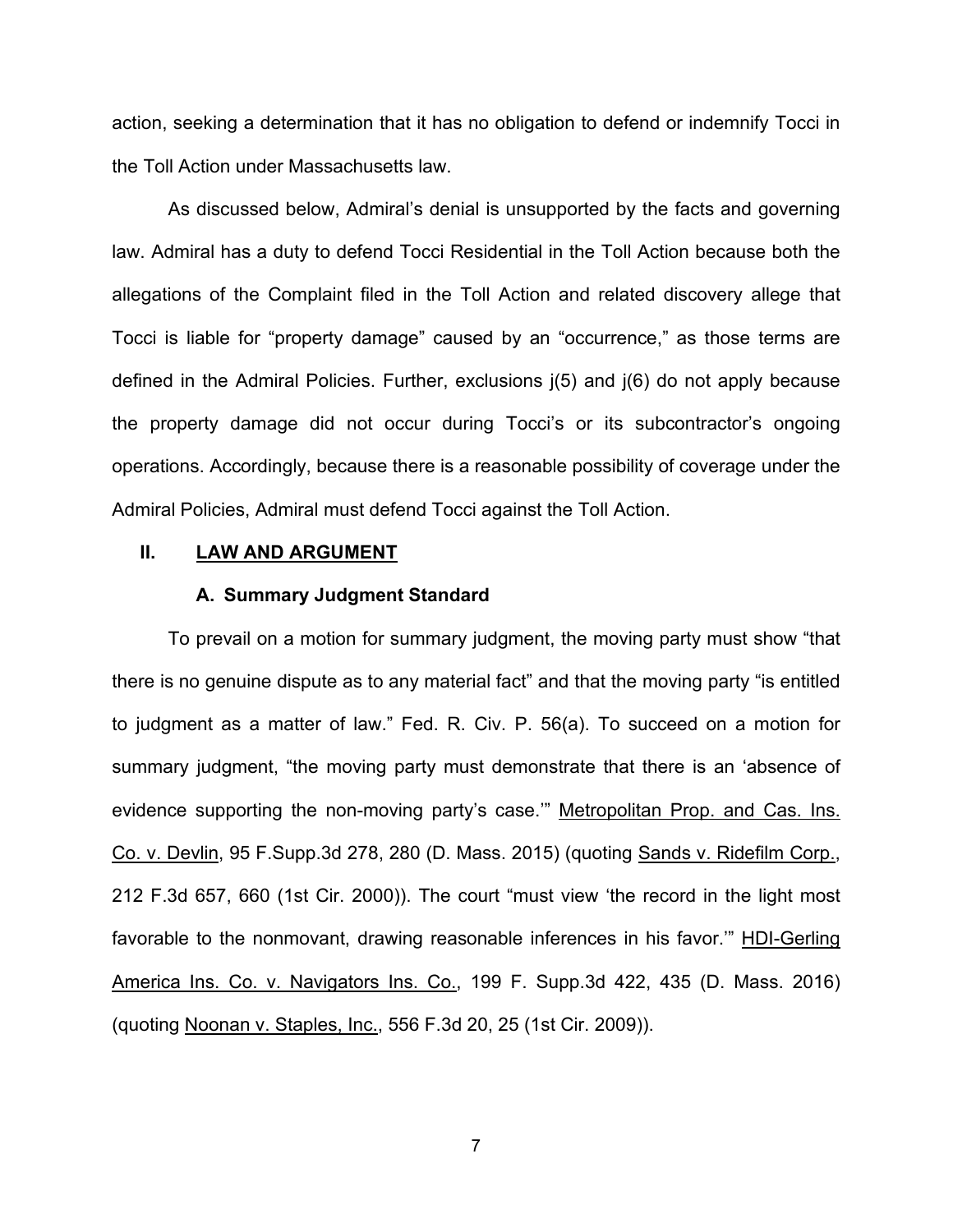action, seeking a determination that it has no obligation to defend or indemnify Tocci in the Toll Action under Massachusetts law.

As discussed below, Admiral's denial is unsupported by the facts and governing law. Admiral has a duty to defend Tocci Residential in the Toll Action because both the allegations of the Complaint filed in the Toll Action and related discovery allege that Tocci is liable for "property damage" caused by an "occurrence," as those terms are defined in the Admiral Policies. Further, exclusions j(5) and j(6) do not apply because the property damage did not occur during Tocci's or its subcontractor's ongoing operations. Accordingly, because there is a reasonable possibility of coverage under the Admiral Policies, Admiral must defend Tocci against the Toll Action.

## II. LAW AND ARGUMENT

### A. Summary Judgment Standard

To prevail on a motion for summary judgment, the moving party must show "that there is no genuine dispute as to any material fact" and that the moving party "is entitled to judgment as a matter of law." Fed. R. Civ. P. 56(a). To succeed on a motion for summary judgment, "the moving party must demonstrate that there is an 'absence of evidence supporting the non-moving party's case.'" Metropolitan Prop. and Cas. Ins. Co. v. Devlin, 95 F.Supp.3d 278, 280 (D. Mass. 2015) (quoting Sands v. Ridefilm Corp., 212 F.3d 657, 660 (1st Cir. 2000)). The court "must view 'the record in the light most favorable to the nonmovant, drawing reasonable inferences in his favor.'" HDI-Gerling America Ins. Co. v. Navigators Ins. Co., 199 F. Supp.3d 422, 435 (D. Mass. 2016) (quoting Noonan v. Staples, Inc., 556 F.3d 20, 25 (1st Cir. 2009)).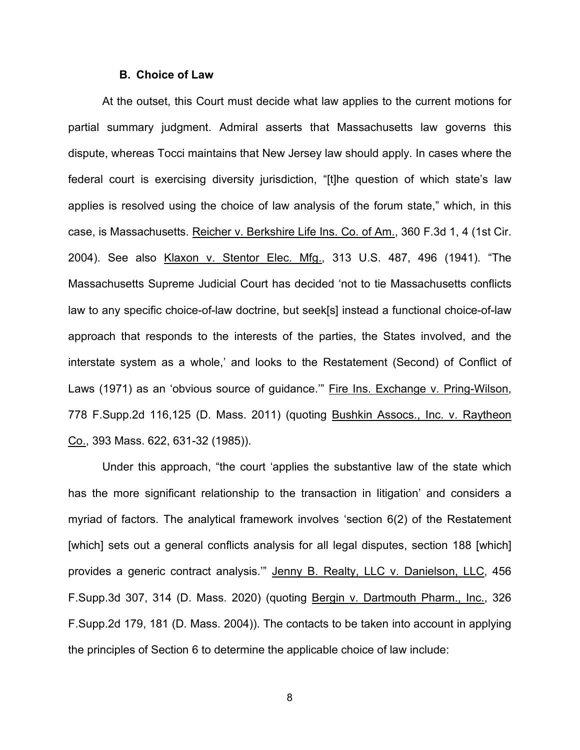### B. Choice of Law

At the outset, this Court must decide what law applies to the current motions for partial summary judgment. Admiral asserts that Massachusetts law governs this dispute, whereas Tocci maintains that New Jersey law should apply. In cases where the federal court is exercising diversity jurisdiction, "[t]he question of which state's law applies is resolved using the choice of law analysis of the forum state," which, in this case, is Massachusetts. Reicher v. Berkshire Life Ins. Co. of Am., 360 F.3d 1, 4 (1st Cir. 2004). See also Klaxon v. Stentor Elec. Mfg., 313 U.S. 487, 496 (1941). "The Massachusetts Supreme Judicial Court has decided 'not to tie Massachusetts conflicts law to any specific choice-of-law doctrine, but seek[s] instead a functional choice-of-law approach that responds to the interests of the parties, the States involved, and the interstate system as a whole,' and looks to the Restatement (Second) of Conflict of Laws (1971) as an 'obvious source of guidance.'" Fire Ins. Exchange v. Pring-Wilson, 778 F.Supp.2d 116,125 (D. Mass. 2011) (quoting Bushkin Assocs., Inc. v. Raytheon Co., 393 Mass. 622, 631-32 (1985)).

Under this approach, "the court 'applies the substantive law of the state which has the more significant relationship to the transaction in litigation' and considers a myriad of factors. The analytical framework involves 'section 6(2) of the Restatement [which] sets out a general conflicts analysis for all legal disputes, section 188 [which] provides a generic contract analysis.'" Jenny B. Realty, LLC v. Danielson, LLC, 456 F.Supp.3d 307, 314 (D. Mass. 2020) (quoting Bergin v. Dartmouth Pharm., Inc., 326 F.Supp.2d 179, 181 (D. Mass. 2004)). The contacts to be taken into account in applying the principles of Section 6 to determine the applicable choice of law include: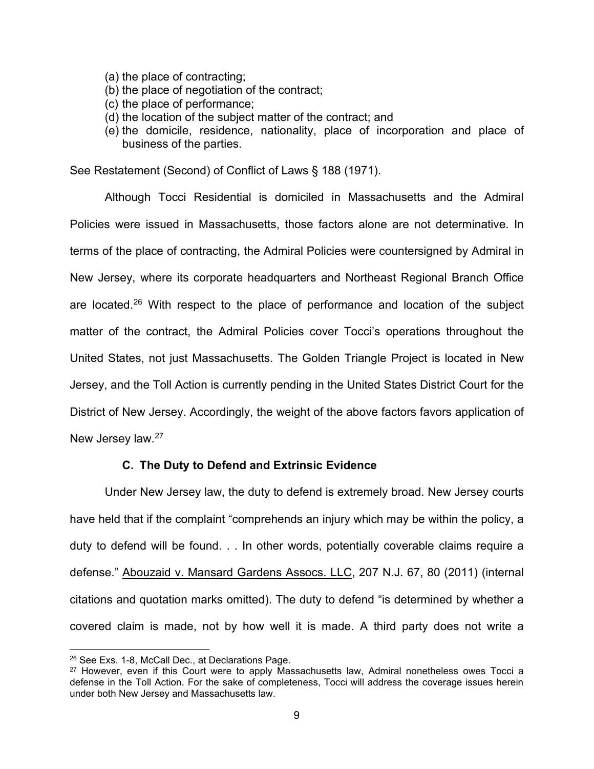(a) the place of contracting;
(b) the place of negotiation of the contract;
(c) the place of performance;
(d) the location of the subject matter of the contract; and
(e) the domicile, residence, nationality, place of incorporation and place of business of the parties.

See Restatement (Second) of Conflict of Laws § 188 (1971).

Although Tocci Residential is domiciled in Massachusetts and the Admiral Policies were issued in Massachusetts, those factors alone are not determinative. In terms of the place of contracting, the Admiral Policies were countersigned by Admiral in New Jersey, where its corporate headquarters and Northeast Regional Branch Office are located.[26] With respect to the place of performance and location of the subject matter of the contract, the Admiral Policies cover Tocci's operations throughout the United States, not just Massachusetts. The Golden Triangle Project is located in New Jersey, and the Toll Action is currently pending in the United States District Court for the District of New Jersey. Accordingly, the weight of the above factors favors application of New Jersey law.[27]

### C. The Duty to Defend and Extrinsic Evidence

Under New Jersey law, the duty to defend is extremely broad. New Jersey courts have held that if the complaint "comprehends an injury which may be within the policy, a duty to defend will be found. . . In other words, potentially coverable claims require a defense." Abouzaid v. Mansard Gardens Assocs. LLC, 207 N.J. 67, 80 (2011) (internal citations and quotation marks omitted). The duty to defend "is determined by whether a covered claim is made, not by how well it is made. A third party does not write a

---

[26] See Exs. 1-8, McCall Dec., at Declarations Page.

[27] However, even if this Court were to apply Massachusetts law, Admiral nonetheless owes Tocci a defense in the Toll Action. For the sake of completeness, Tocci will address the coverage issues herein under both New Jersey and Massachusetts law.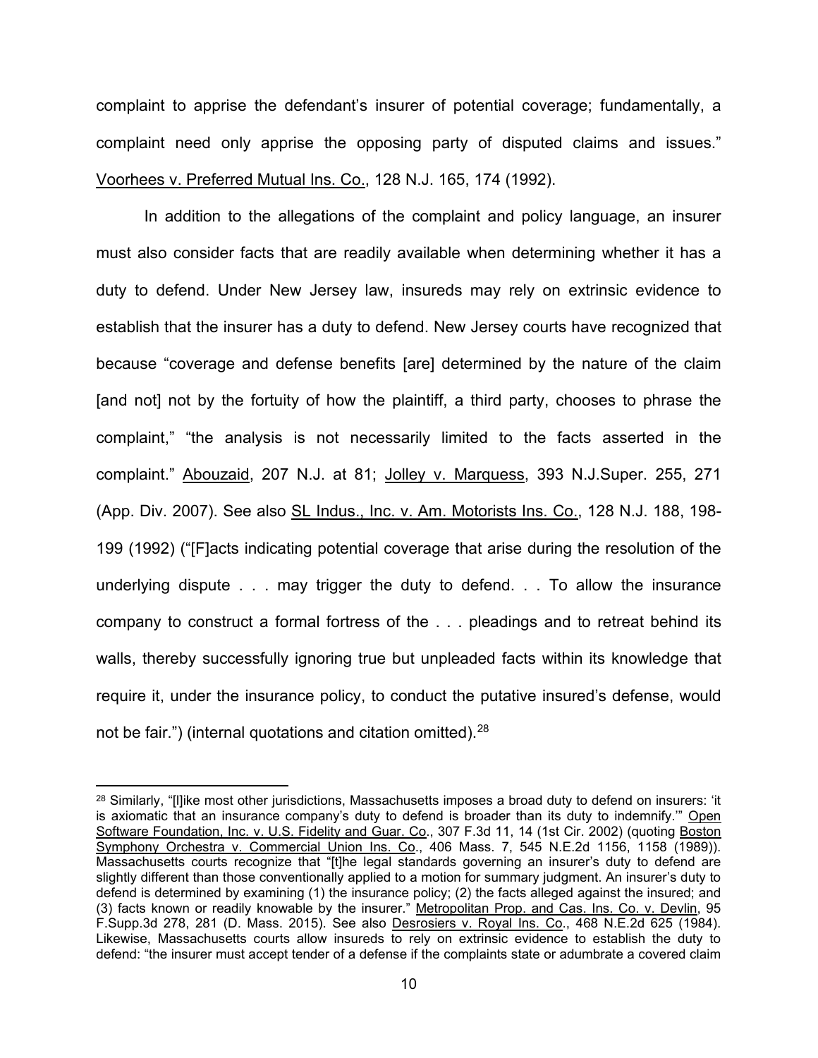complaint to apprise the defendant's insurer of potential coverage; fundamentally, a complaint need only apprise the opposing party of disputed claims and issues." Voorhees v. Preferred Mutual Ins. Co., 128 N.J. 165, 174 (1992).

In addition to the allegations of the complaint and policy language, an insurer must also consider facts that are readily available when determining whether it has a duty to defend. Under New Jersey law, insureds may rely on extrinsic evidence to establish that the insurer has a duty to defend. New Jersey courts have recognized that because "coverage and defense benefits [are] determined by the nature of the claim [and not] not by the fortuity of how the plaintiff, a third party, chooses to phrase the complaint," "the analysis is not necessarily limited to the facts asserted in the complaint." Abouzaid, 207 N.J. at 81; Jolley v. Marquess, 393 N.J.Super. 255, 271 (App. Div. 2007). See also SL Indus., Inc. v. Am. Motorists Ins. Co., 128 N.J. 188, 198-199 (1992) ("[F]acts indicating potential coverage that arise during the resolution of the underlying dispute . . . may trigger the duty to defend. . . To allow the insurance company to construct a formal fortress of the . . . pleadings and to retreat behind its walls, thereby successfully ignoring true but unpleaded facts within its knowledge that require it, under the insurance policy, to conduct the putative insured's defense, would not be fair.") (internal quotations and citation omitted).[28]

---

[28] Similarly, "[l]ike most other jurisdictions, Massachusetts imposes a broad duty to defend on insurers: 'it is axiomatic that an insurance company's duty to defend is broader than its duty to indemnify.'" Open Software Foundation, Inc. v. U.S. Fidelity and Guar. Co., 307 F.3d 11, 14 (1st Cir. 2002) (quoting Boston Symphony Orchestra v. Commercial Union Ins. Co., 406 Mass. 7, 545 N.E.2d 1156, 1158 (1989)). Massachusetts courts recognize that "[t]he legal standards governing an insurer's duty to defend are slightly different than those conventionally applied to a motion for summary judgment. An insurer's duty to defend is determined by examining (1) the insurance policy; (2) the facts alleged against the insured; and (3) facts known or readily knowable by the insurer." Metropolitan Prop. and Cas. Ins. Co. v. Devlin, 95 F.Supp.3d 278, 281 (D. Mass. 2015). See also Desrosiers v. Royal Ins. Co., 468 N.E.2d 625 (1984). Likewise, Massachusetts courts allow insureds to rely on extrinsic evidence to establish the duty to defend: "the insurer must accept tender of a defense if the complaints state or adumbrate a covered claim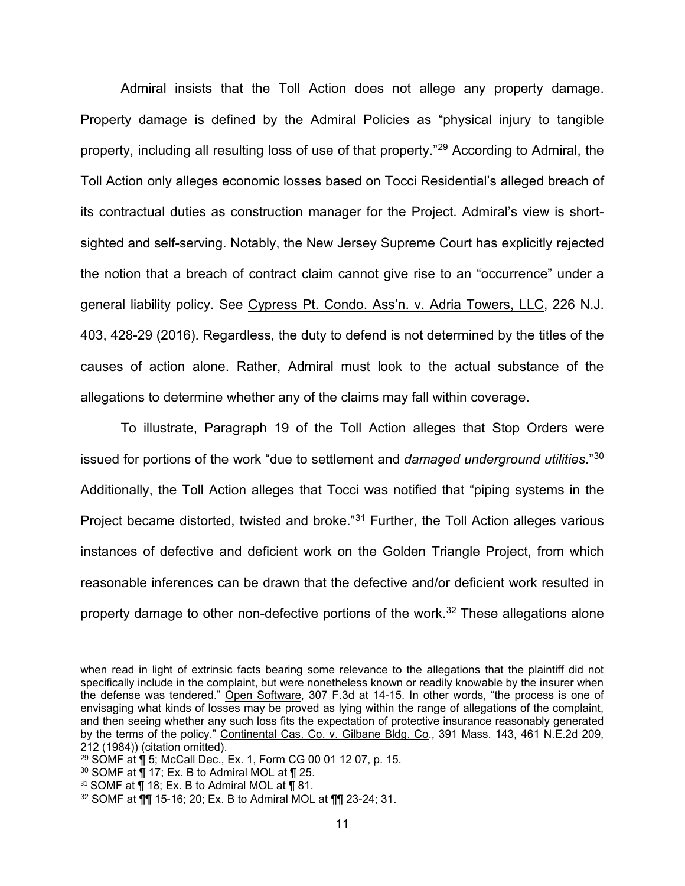Admiral insists that the Toll Action does not allege any property damage. Property damage is defined by the Admiral Policies as "physical injury to tangible property, including all resulting loss of use of that property."[29] According to Admiral, the Toll Action only alleges economic losses based on Tocci Residential's alleged breach of its contractual duties as construction manager for the Project. Admiral's view is short-sighted and self-serving. Notably, the New Jersey Supreme Court has explicitly rejected the notion that a breach of contract claim cannot give rise to an "occurrence" under a general liability policy. See Cypress Pt. Condo. Ass'n. v. Adria Towers, LLC, 226 N.J. 403, 428-29 (2016). Regardless, the duty to defend is not determined by the titles of the causes of action alone. Rather, Admiral must look to the actual substance of the allegations to determine whether any of the claims may fall within coverage.

To illustrate, Paragraph 19 of the Toll Action alleges that Stop Orders were issued for portions of the work "due to settlement and *damaged underground utilities*."[30] Additionally, the Toll Action alleges that Tocci was notified that "piping systems in the Project became distorted, twisted and broke."[31] Further, the Toll Action alleges various instances of defective and deficient work on the Golden Triangle Project, from which reasonable inferences can be drawn that the defective and/or deficient work resulted in property damage to other non-defective portions of the work.[32] These allegations alone

---

when read in light of extrinsic facts bearing some relevance to the allegations that the plaintiff did not specifically include in the complaint, but were nonetheless known or readily knowable by the insurer when the defense was tendered." Open Software, 307 F.3d at 14-15. In other words, "the process is one of envisaging what kinds of losses may be proved as lying within the range of allegations of the complaint, and then seeing whether any such loss fits the expectation of protective insurance reasonably generated by the terms of the policy." Continental Cas. Co. v. Gilbane Bldg. Co., 391 Mass. 143, 461 N.E.2d 209, 212 (1984)) (citation omitted).

[29] SOMF at ¶ 5; McCall Dec., Ex. 1, Form CG 00 01 12 07, p. 15.

[30] SOMF at ¶ 17; Ex. B to Admiral MOL at ¶ 25.

[31] SOMF at ¶ 18; Ex. B to Admiral MOL at ¶ 81.

[32] SOMF at ¶¶ 15-16; 20; Ex. B to Admiral MOL at ¶¶ 23-24; 31.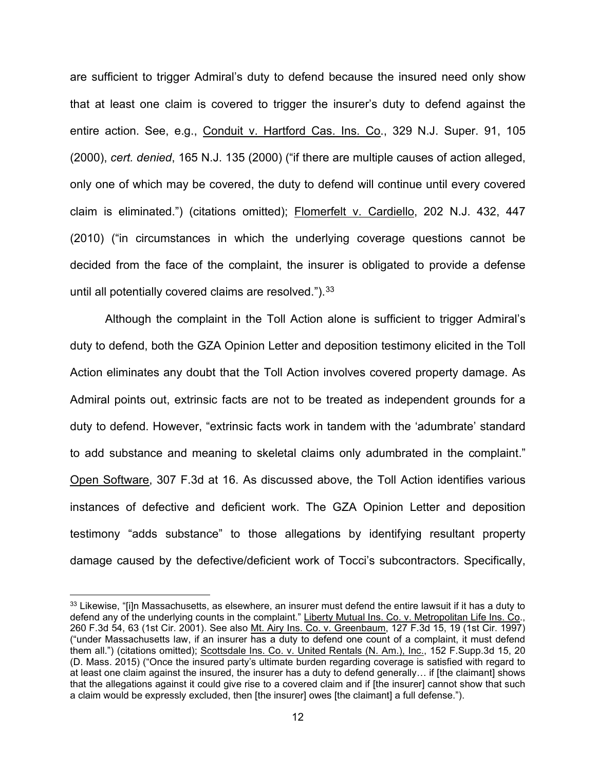are sufficient to trigger Admiral's duty to defend because the insured need only show that at least one claim is covered to trigger the insurer's duty to defend against the entire action. See, e.g., Conduit v. Hartford Cas. Ins. Co., 329 N.J. Super. 91, 105 (2000), *cert. denied*, 165 N.J. 135 (2000) ("if there are multiple causes of action alleged, only one of which may be covered, the duty to defend will continue until every covered claim is eliminated.") (citations omitted); Flomerfelt v. Cardiello, 202 N.J. 432, 447 (2010) ("in circumstances in which the underlying coverage questions cannot be decided from the face of the complaint, the insurer is obligated to provide a defense until all potentially covered claims are resolved.").[33]

Although the complaint in the Toll Action alone is sufficient to trigger Admiral's duty to defend, both the GZA Opinion Letter and deposition testimony elicited in the Toll Action eliminates any doubt that the Toll Action involves covered property damage. As Admiral points out, extrinsic facts are not to be treated as independent grounds for a duty to defend. However, "extrinsic facts work in tandem with the 'adumbrate' standard to add substance and meaning to skeletal claims only adumbrated in the complaint." Open Software, 307 F.3d at 16. As discussed above, the Toll Action identifies various instances of defective and deficient work. The GZA Opinion Letter and deposition testimony "adds substance" to those allegations by identifying resultant property damage caused by the defective/deficient work of Tocci's subcontractors. Specifically,

[33] Likewise, "[i]n Massachusetts, as elsewhere, an insurer must defend the entire lawsuit if it has a duty to defend any of the underlying counts in the complaint." Liberty Mutual Ins. Co. v. Metropolitan Life Ins. Co., 260 F.3d 54, 63 (1st Cir. 2001). See also Mt. Airy Ins. Co. v. Greenbaum, 127 F.3d 15, 19 (1st Cir. 1997) ("under Massachusetts law, if an insurer has a duty to defend one count of a complaint, it must defend them all.") (citations omitted); Scottsdale Ins. Co. v. United Rentals (N. Am.), Inc., 152 F.Supp.3d 15, 20 (D. Mass. 2015) ("Once the insured party's ultimate burden regarding coverage is satisfied with regard to at least one claim against the insured, the insurer has a duty to defend generally… if [the claimant] shows that the allegations against it could give rise to a covered claim and if [the insurer] cannot show that such a claim would be expressly excluded, then [the insurer] owes [the claimant] a full defense.").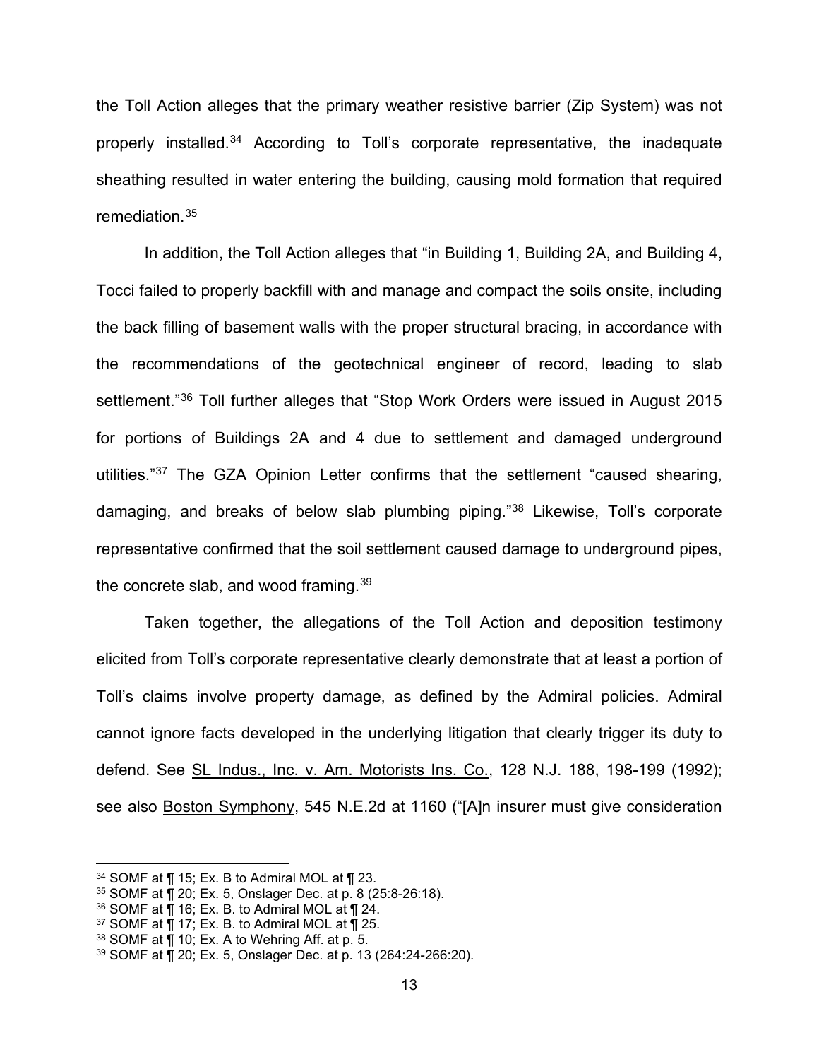the Toll Action alleges that the primary weather resistive barrier (Zip System) was not properly installed.[34] According to Toll's corporate representative, the inadequate sheathing resulted in water entering the building, causing mold formation that required remediation.[35]

In addition, the Toll Action alleges that "in Building 1, Building 2A, and Building 4, Tocci failed to properly backfill with and manage and compact the soils onsite, including the back filling of basement walls with the proper structural bracing, in accordance with the recommendations of the geotechnical engineer of record, leading to slab settlement."[36] Toll further alleges that "Stop Work Orders were issued in August 2015 for portions of Buildings 2A and 4 due to settlement and damaged underground utilities."[37] The GZA Opinion Letter confirms that the settlement "caused shearing, damaging, and breaks of below slab plumbing piping."[38] Likewise, Toll's corporate representative confirmed that the soil settlement caused damage to underground pipes, the concrete slab, and wood framing.[39]

Taken together, the allegations of the Toll Action and deposition testimony elicited from Toll's corporate representative clearly demonstrate that at least a portion of Toll's claims involve property damage, as defined by the Admiral policies. Admiral cannot ignore facts developed in the underlying litigation that clearly trigger its duty to defend. See SL Indus., Inc. v. Am. Motorists Ins. Co., 128 N.J. 188, 198-199 (1992); see also Boston Symphony, 545 N.E.2d at 1160 ("[A]n insurer must give consideration

---

[34] SOMF at ¶ 15; Ex. B to Admiral MOL at ¶ 23.
[35] SOMF at ¶ 20; Ex. 5, Onslager Dec. at p. 8 (25:8-26:18).
[36] SOMF at ¶ 16; Ex. B. to Admiral MOL at ¶ 24.
[37] SOMF at ¶ 17; Ex. B. to Admiral MOL at ¶ 25.
[38] SOMF at ¶ 10; Ex. A to Wehring Aff. at p. 5.
[39] SOMF at ¶ 20; Ex. 5, Onslager Dec. at p. 13 (264:24-266:20).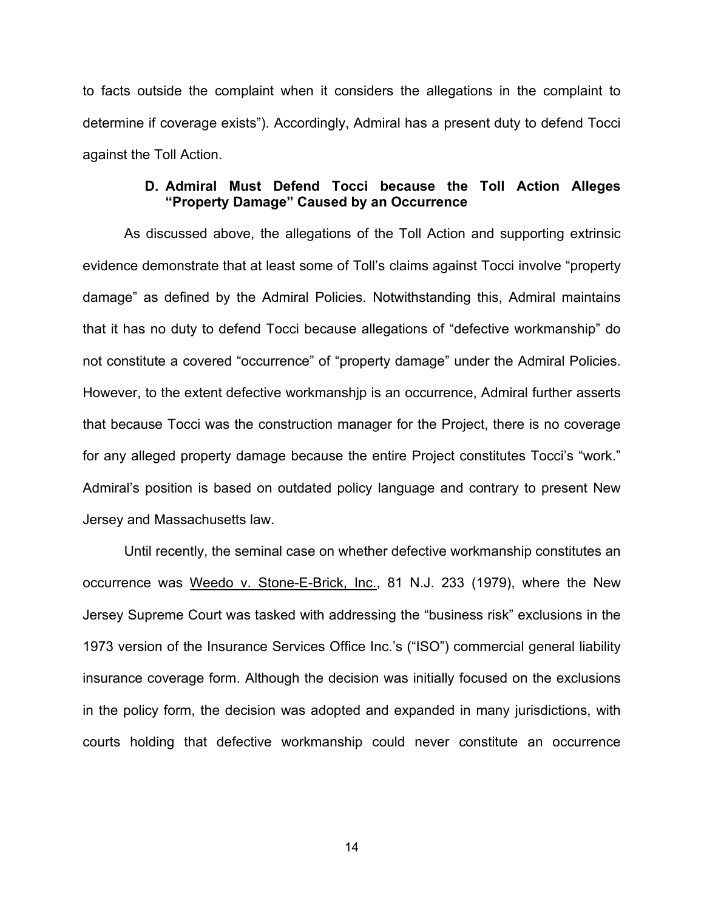to facts outside the complaint when it considers the allegations in the complaint to determine if coverage exists"). Accordingly, Admiral has a present duty to defend Tocci against the Toll Action.

### D. Admiral Must Defend Tocci because the Toll Action Alleges "Property Damage" Caused by an Occurrence

As discussed above, the allegations of the Toll Action and supporting extrinsic evidence demonstrate that at least some of Toll's claims against Tocci involve "property damage" as defined by the Admiral Policies. Notwithstanding this, Admiral maintains that it has no duty to defend Tocci because allegations of "defective workmanship" do not constitute a covered "occurrence" of "property damage" under the Admiral Policies. However, to the extent defective workmanshjp is an occurrence, Admiral further asserts that because Tocci was the construction manager for the Project, there is no coverage for any alleged property damage because the entire Project constitutes Tocci's "work." Admiral's position is based on outdated policy language and contrary to present New Jersey and Massachusetts law.

Until recently, the seminal case on whether defective workmanship constitutes an occurrence was Weedo v. Stone-E-Brick, Inc., 81 N.J. 233 (1979), where the New Jersey Supreme Court was tasked with addressing the "business risk" exclusions in the 1973 version of the Insurance Services Office Inc.'s ("ISO") commercial general liability insurance coverage form. Although the decision was initially focused on the exclusions in the policy form, the decision was adopted and expanded in many jurisdictions, with courts holding that defective workmanship could never constitute an occurrence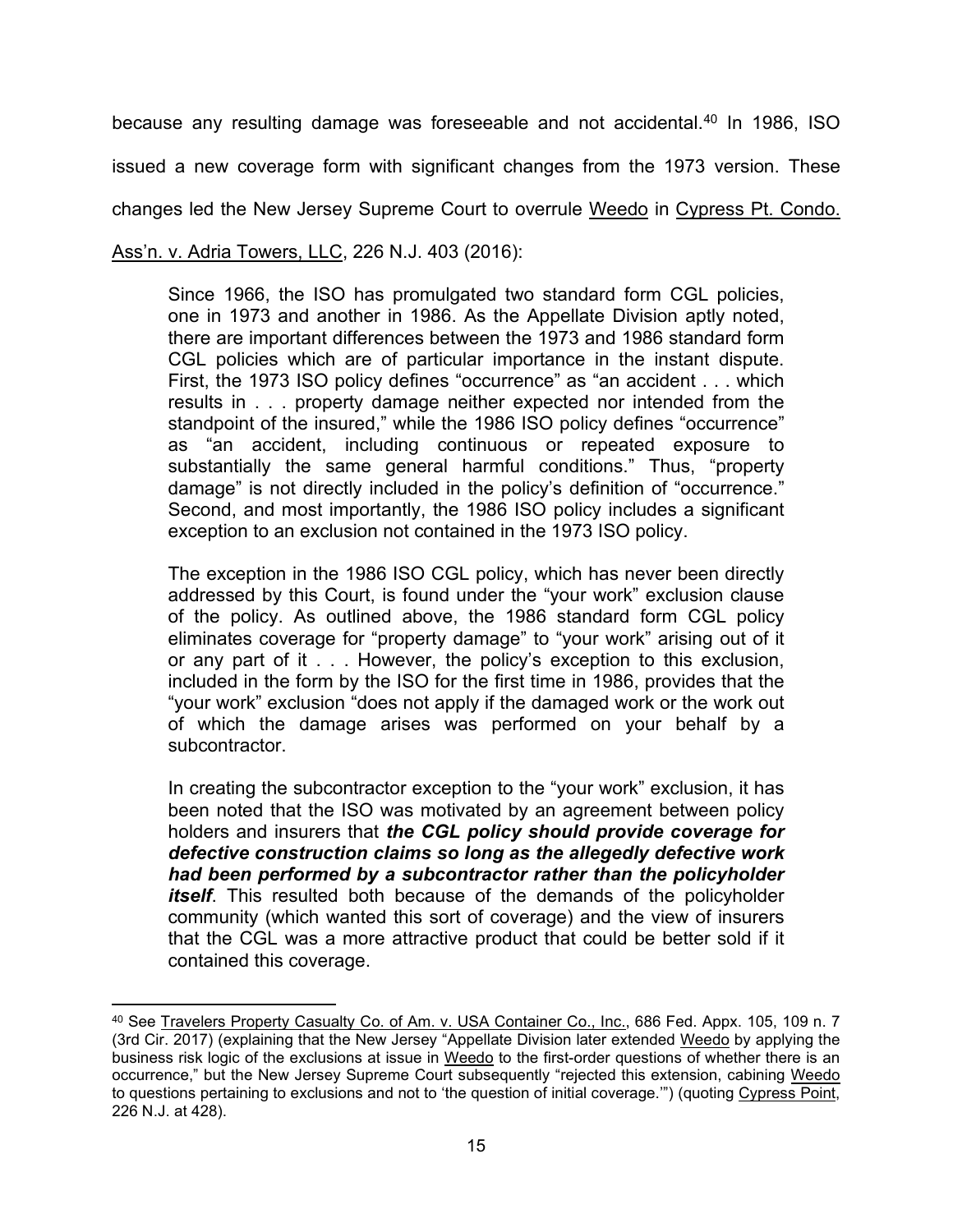because any resulting damage was foreseeable and not accidental.[40] In 1986, ISO issued a new coverage form with significant changes from the 1973 version. These changes led the New Jersey Supreme Court to overrule Weedo in Cypress Pt. Condo. Ass'n. v. Adria Towers, LLC, 226 N.J. 403 (2016):

> Since 1966, the ISO has promulgated two standard form CGL policies, one in 1973 and another in 1986. As the Appellate Division aptly noted, there are important differences between the 1973 and 1986 standard form CGL policies which are of particular importance in the instant dispute. First, the 1973 ISO policy defines "occurrence" as "an accident . . . which results in . . . property damage neither expected nor intended from the standpoint of the insured," while the 1986 ISO policy defines "occurrence" as "an accident, including continuous or repeated exposure to substantially the same general harmful conditions." Thus, "property damage" is not directly included in the policy's definition of "occurrence." Second, and most importantly, the 1986 ISO policy includes a significant exception to an exclusion not contained in the 1973 ISO policy.
>
> The exception in the 1986 ISO CGL policy, which has never been directly addressed by this Court, is found under the "your work" exclusion clause of the policy. As outlined above, the 1986 standard form CGL policy eliminates coverage for "property damage" to "your work" arising out of it or any part of it . . . However, the policy's exception to this exclusion, included in the form by the ISO for the first time in 1986, provides that the "your work" exclusion "does not apply if the damaged work or the work out of which the damage arises was performed on your behalf by a subcontractor.
>
> In creating the subcontractor exception to the "your work" exclusion, it has been noted that the ISO was motivated by an agreement between policy holders and insurers that ***the CGL policy should provide coverage for defective construction claims so long as the allegedly defective work had been performed by a subcontractor rather than the policyholder itself***. This resulted both because of the demands of the policyholder community (which wanted this sort of coverage) and the view of insurers that the CGL was a more attractive product that could be better sold if it contained this coverage.

---

[40] See Travelers Property Casualty Co. of Am. v. USA Container Co., Inc., 686 Fed. Appx. 105, 109 n. 7 (3rd Cir. 2017) (explaining that the New Jersey "Appellate Division later extended Weedo by applying the business risk logic of the exclusions at issue in Weedo to the first-order questions of whether there is an occurrence," but the New Jersey Supreme Court subsequently "rejected this extension, cabining Weedo to questions pertaining to exclusions and not to 'the question of initial coverage.'") (quoting Cypress Point, 226 N.J. at 428).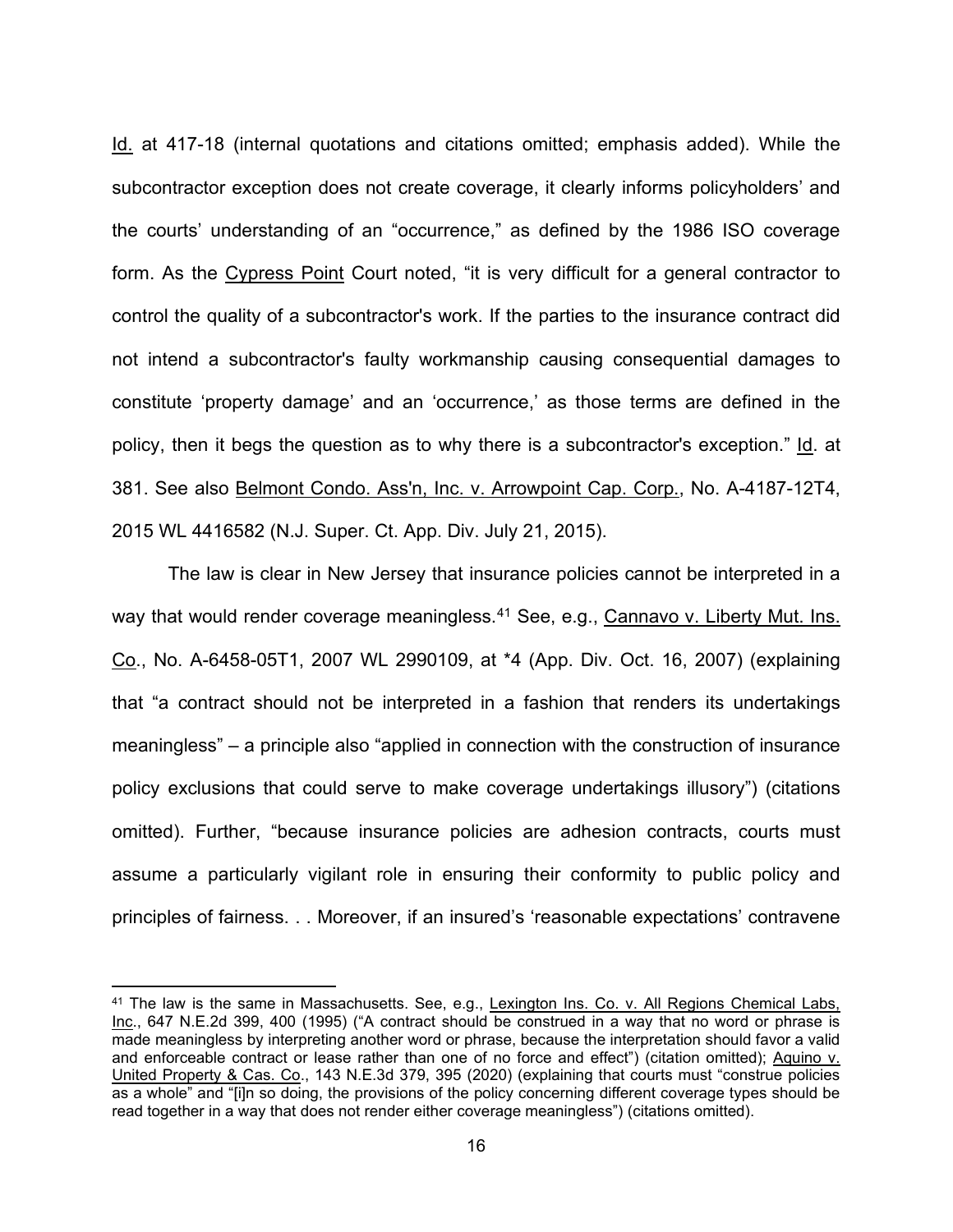Id. at 417-18 (internal quotations and citations omitted; emphasis added). While the subcontractor exception does not create coverage, it clearly informs policyholders' and the courts' understanding of an "occurrence," as defined by the 1986 ISO coverage form. As the Cypress Point Court noted, "it is very difficult for a general contractor to control the quality of a subcontractor's work. If the parties to the insurance contract did not intend a subcontractor's faulty workmanship causing consequential damages to constitute 'property damage' and an 'occurrence,' as those terms are defined in the policy, then it begs the question as to why there is a subcontractor's exception." Id. at 381. See also Belmont Condo. Ass'n, Inc. v. Arrowpoint Cap. Corp., No. A-4187-12T4, 2015 WL 4416582 (N.J. Super. Ct. App. Div. July 21, 2015).

The law is clear in New Jersey that insurance policies cannot be interpreted in a way that would render coverage meaningless.[41] See, e.g., Cannavo v. Liberty Mut. Ins. Co., No. A-6458-05T1, 2007 WL 2990109, at *4 (App. Div. Oct. 16, 2007) (explaining that "a contract should not be interpreted in a fashion that renders its undertakings meaningless" – a principle also "applied in connection with the construction of insurance policy exclusions that could serve to make coverage undertakings illusory") (citations omitted). Further, "because insurance policies are adhesion contracts, courts must assume a particularly vigilant role in ensuring their conformity to public policy and principles of fairness. . . Moreover, if an insured's 'reasonable expectations' contravene

[41] The law is the same in Massachusetts. See, e.g., Lexington Ins. Co. v. All Regions Chemical Labs, Inc., 647 N.E.2d 399, 400 (1995) ("A contract should be construed in a way that no word or phrase is made meaningless by interpreting another word or phrase, because the interpretation should favor a valid and enforceable contract or lease rather than one of no force and effect") (citation omitted); Aquino v. United Property & Cas. Co., 143 N.E.3d 379, 395 (2020) (explaining that courts must "construe policies as a whole" and "[i]n so doing, the provisions of the policy concerning different coverage types should be read together in a way that does not render either coverage meaningless") (citations omitted).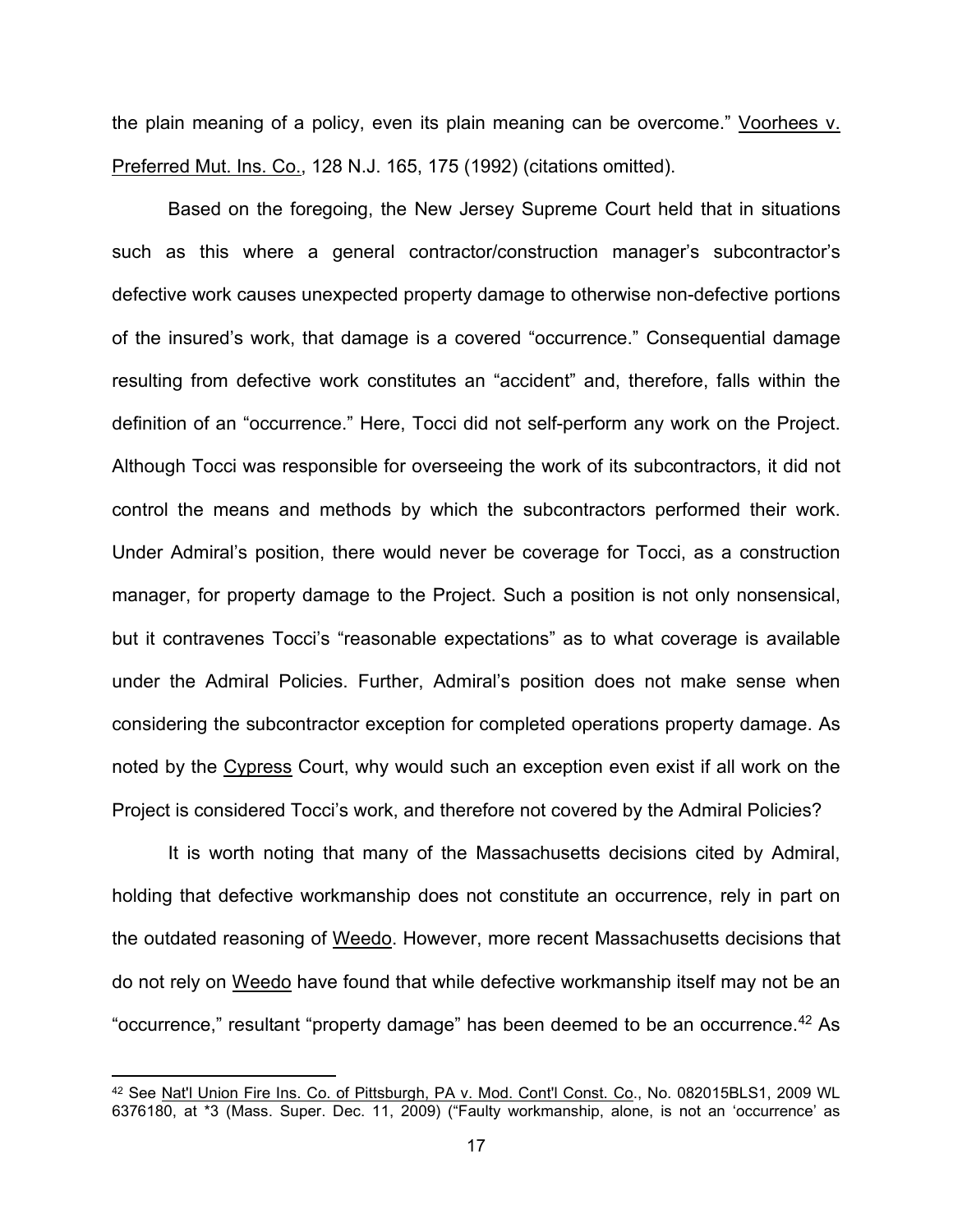the plain meaning of a policy, even its plain meaning can be overcome." Voorhees v. Preferred Mut. Ins. Co., 128 N.J. 165, 175 (1992) (citations omitted).

Based on the foregoing, the New Jersey Supreme Court held that in situations such as this where a general contractor/construction manager's subcontractor's defective work causes unexpected property damage to otherwise non-defective portions of the insured's work, that damage is a covered "occurrence." Consequential damage resulting from defective work constitutes an "accident" and, therefore, falls within the definition of an "occurrence." Here, Tocci did not self-perform any work on the Project. Although Tocci was responsible for overseeing the work of its subcontractors, it did not control the means and methods by which the subcontractors performed their work. Under Admiral's position, there would never be coverage for Tocci, as a construction manager, for property damage to the Project. Such a position is not only nonsensical, but it contravenes Tocci's "reasonable expectations" as to what coverage is available under the Admiral Policies. Further, Admiral's position does not make sense when considering the subcontractor exception for completed operations property damage. As noted by the Cypress Court, why would such an exception even exist if all work on the Project is considered Tocci's work, and therefore not covered by the Admiral Policies?

It is worth noting that many of the Massachusetts decisions cited by Admiral, holding that defective workmanship does not constitute an occurrence, rely in part on the outdated reasoning of Weedo. However, more recent Massachusetts decisions that do not rely on Weedo have found that while defective workmanship itself may not be an "occurrence," resultant "property damage" has been deemed to be an occurrence.[42] As

---

[42] See Nat'l Union Fire Ins. Co. of Pittsburgh, PA v. Mod. Cont'l Const. Co., No. 082015BLS1, 2009 WL 6376180, at *3 (Mass. Super. Dec. 11, 2009) ("Faulty workmanship, alone, is not an 'occurrence' as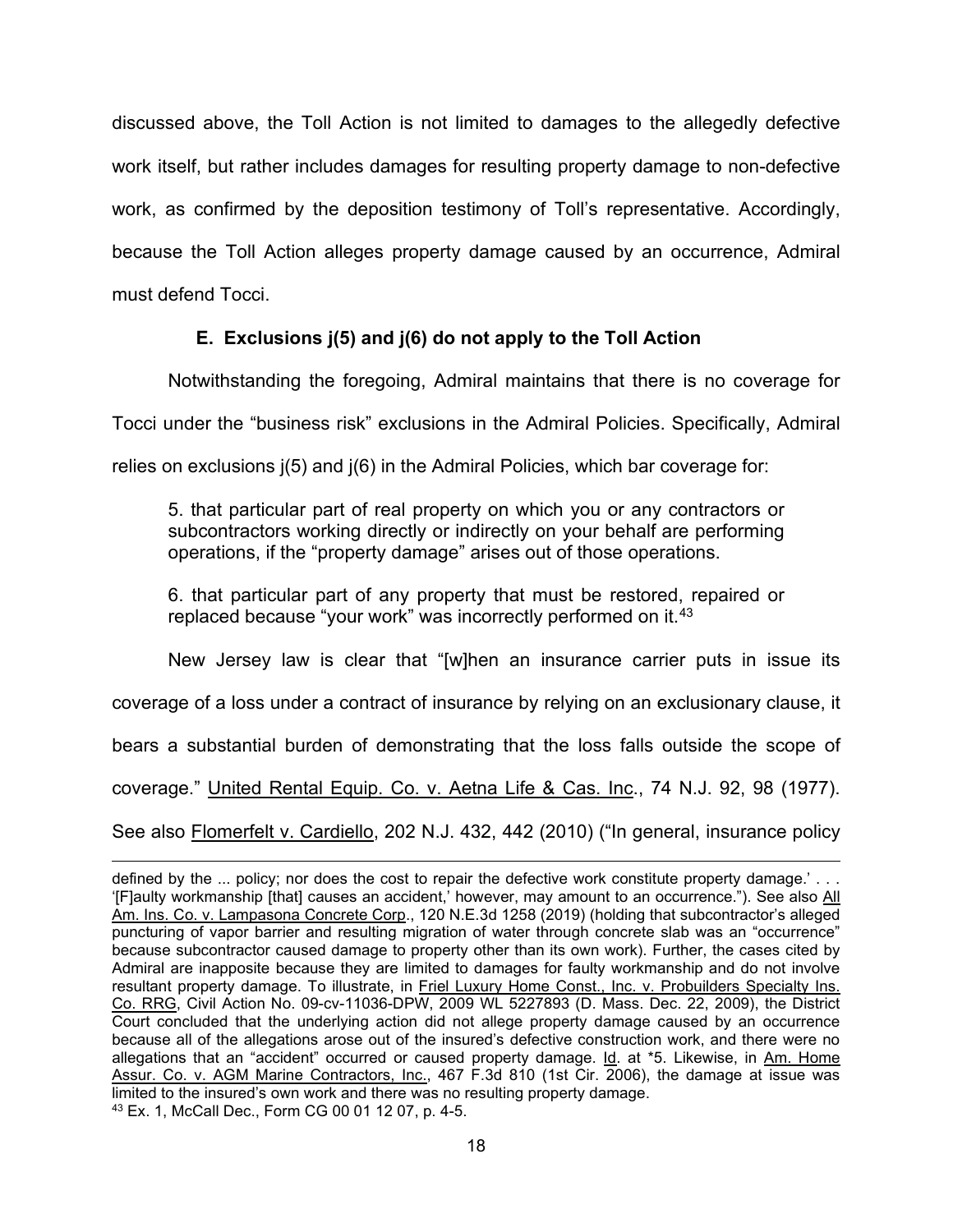discussed above, the Toll Action is not limited to damages to the allegedly defective work itself, but rather includes damages for resulting property damage to non-defective work, as confirmed by the deposition testimony of Toll's representative. Accordingly, because the Toll Action alleges property damage caused by an occurrence, Admiral must defend Tocci.

### E. Exclusions j(5) and j(6) do not apply to the Toll Action

Notwithstanding the foregoing, Admiral maintains that there is no coverage for Tocci under the "business risk" exclusions in the Admiral Policies. Specifically, Admiral relies on exclusions j(5) and j(6) in the Admiral Policies, which bar coverage for:

> 5. that particular part of real property on which you or any contractors or subcontractors working directly or indirectly on your behalf are performing operations, if the "property damage" arises out of those operations.
>
> 6. that particular part of any property that must be restored, repaired or replaced because "your work" was incorrectly performed on it.[43]

New Jersey law is clear that "[w]hen an insurance carrier puts in issue its coverage of a loss under a contract of insurance by relying on an exclusionary clause, it bears a substantial burden of demonstrating that the loss falls outside the scope of coverage." United Rental Equip. Co. v. Aetna Life & Cas. Inc., 74 N.J. 92, 98 (1977). See also Flomerfelt v. Cardiello, 202 N.J. 432, 442 (2010) ("In general, insurance policy

---

defined by the ... policy; nor does the cost to repair the defective work constitute property damage.' . . . '[F]aulty workmanship [that] causes an accident,' however, may amount to an occurrence."). See also All Am. Ins. Co. v. Lampasona Concrete Corp., 120 N.E.3d 1258 (2019) (holding that subcontractor's alleged puncturing of vapor barrier and resulting migration of water through concrete slab was an "occurrence" because subcontractor caused damage to property other than its own work). Further, the cases cited by Admiral are inapposite because they are limited to damages for faulty workmanship and do not involve resultant property damage. To illustrate, in Friel Luxury Home Const., Inc. v. Probuilders Specialty Ins. Co. RRG, Civil Action No. 09-cv-11036-DPW, 2009 WL 5227893 (D. Mass. Dec. 22, 2009), the District Court concluded that the underlying action did not allege property damage caused by an occurrence because all of the allegations arose out of the insured's defective construction work, and there were no allegations that an "accident" occurred or caused property damage. Id. at *5. Likewise, in Am. Home Assur. Co. v. AGM Marine Contractors, Inc., 467 F.3d 810 (1st Cir. 2006), the damage at issue was limited to the insured's own work and there was no resulting property damage.

[43] Ex. 1, McCall Dec., Form CG 00 01 12 07, p. 4-5.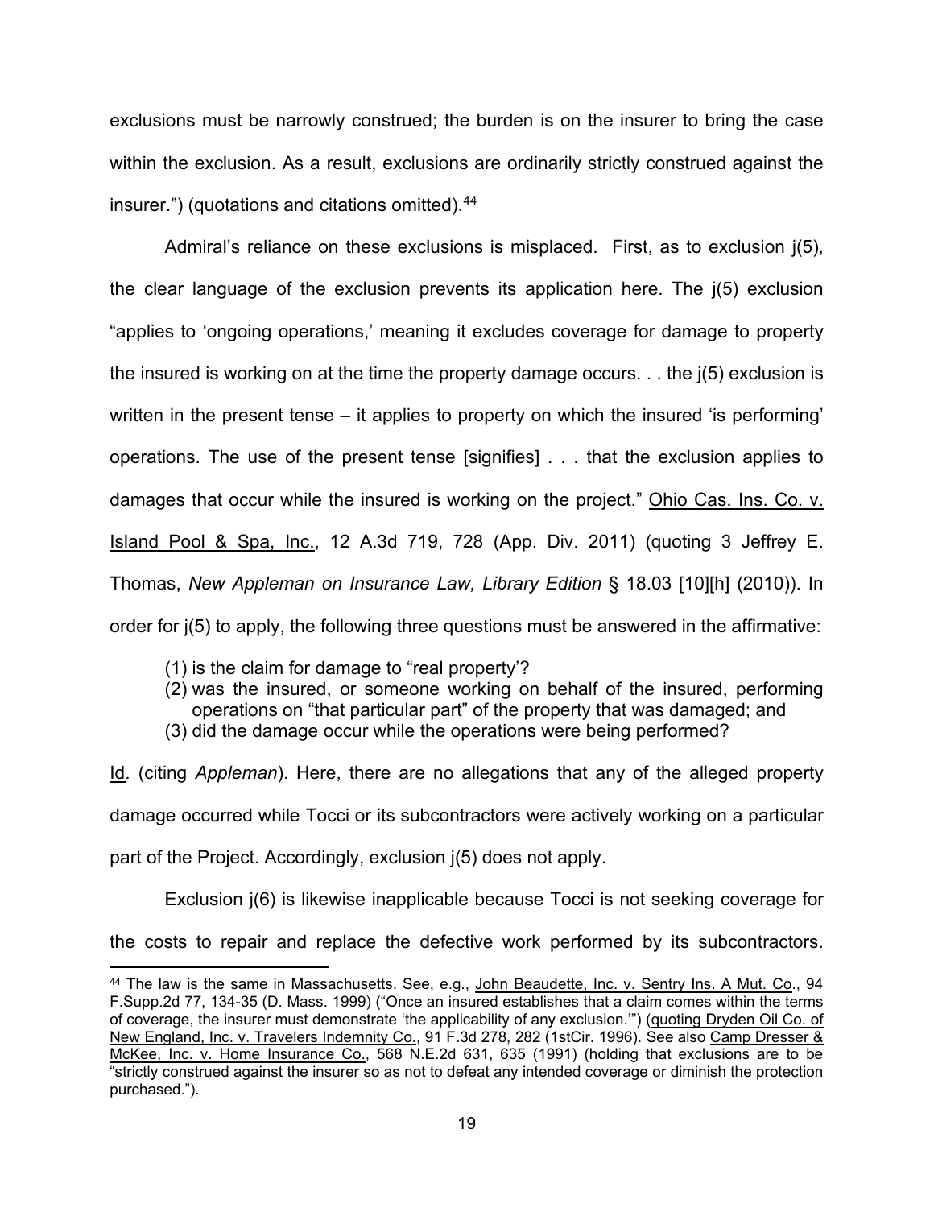exclusions must be narrowly construed; the burden is on the insurer to bring the case within the exclusion. As a result, exclusions are ordinarily strictly construed against the insurer.") (quotations and citations omitted).[44]

Admiral's reliance on these exclusions is misplaced. First, as to exclusion j(5), the clear language of the exclusion prevents its application here. The j(5) exclusion "applies to 'ongoing operations,' meaning it excludes coverage for damage to property the insured is working on at the time the property damage occurs. . . the j(5) exclusion is written in the present tense – it applies to property on which the insured 'is performing' operations. The use of the present tense [signifies] . . . that the exclusion applies to damages that occur while the insured is working on the project." Ohio Cas. Ins. Co. v. Island Pool & Spa, Inc., 12 A.3d 719, 728 (App. Div. 2011) (quoting 3 Jeffrey E. Thomas, *New Appleman on Insurance Law, Library Edition* § 18.03 [10][h] (2010)). In order for j(5) to apply, the following three questions must be answered in the affirmative:

(1) is the claim for damage to "real property'?
(2) was the insured, or someone working on behalf of the insured, performing operations on "that particular part" of the property that was damaged; and
(3) did the damage occur while the operations were being performed?

Id. (citing *Appleman*). Here, there are no allegations that any of the alleged property damage occurred while Tocci or its subcontractors were actively working on a particular part of the Project. Accordingly, exclusion j(5) does not apply.

Exclusion j(6) is likewise inapplicable because Tocci is not seeking coverage for the costs to repair and replace the defective work performed by its subcontractors.

[44] The law is the same in Massachusetts. See, e.g., John Beaudette, Inc. v. Sentry Ins. A Mut. Co., 94 F.Supp.2d 77, 134-35 (D. Mass. 1999) ("Once an insured establishes that a claim comes within the terms of coverage, the insurer must demonstrate 'the applicability of any exclusion.'") (quoting Dryden Oil Co. of New England, Inc. v. Travelers Indemnity Co., 91 F.3d 278, 282 (1stCir. 1996). See also Camp Dresser & McKee, Inc. v. Home Insurance Co., 568 N.E.2d 631, 635 (1991) (holding that exclusions are to be "strictly construed against the insurer so as not to defeat any intended coverage or diminish the protection purchased.").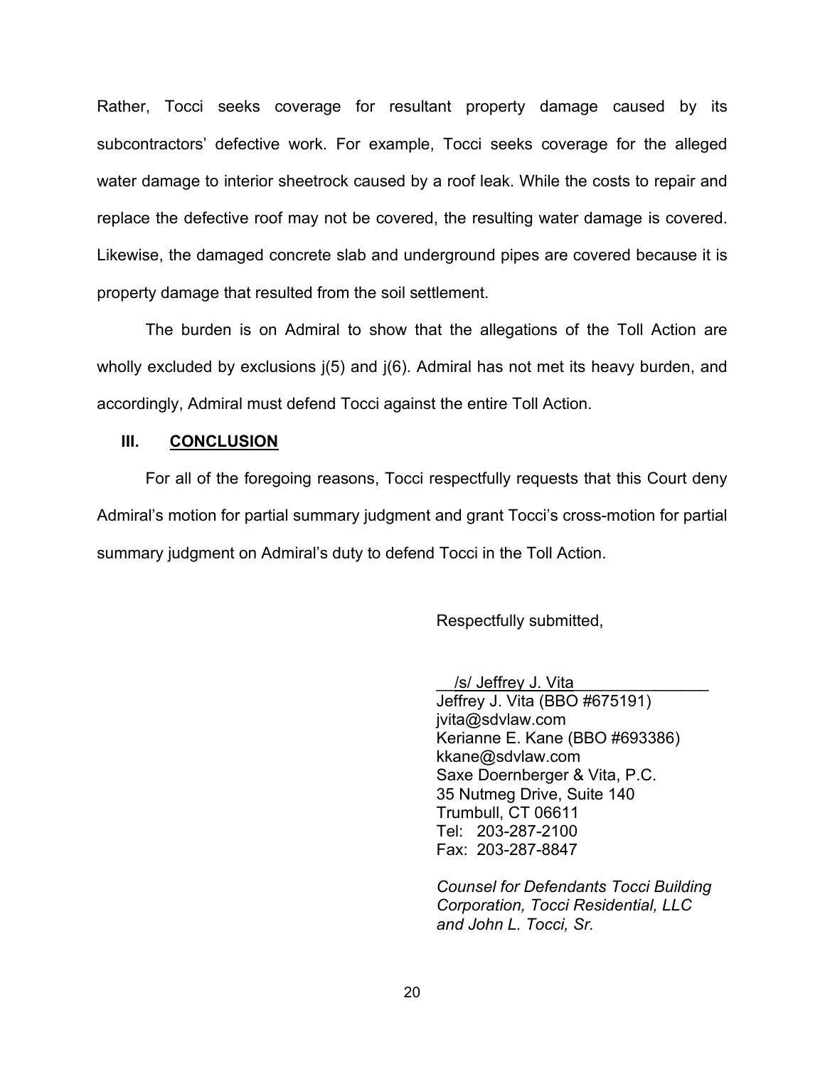Rather, Tocci seeks coverage for resultant property damage caused by its subcontractors' defective work. For example, Tocci seeks coverage for the alleged water damage to interior sheetrock caused by a roof leak. While the costs to repair and replace the defective roof may not be covered, the resulting water damage is covered. Likewise, the damaged concrete slab and underground pipes are covered because it is property damage that resulted from the soil settlement.

The burden is on Admiral to show that the allegations of the Toll Action are wholly excluded by exclusions j(5) and j(6). Admiral has not met its heavy burden, and accordingly, Admiral must defend Tocci against the entire Toll Action.

## III. CONCLUSION

For all of the foregoing reasons, Tocci respectfully requests that this Court deny Admiral's motion for partial summary judgment and grant Tocci's cross-motion for partial summary judgment on Admiral's duty to defend Tocci in the Toll Action.

Respectfully submitted,

/s/ Jeffrey J. Vita
Jeffrey J. Vita (BBO #675191)
jvita@sdvlaw.com
Kerianne E. Kane (BBO #693386)
kkane@sdvlaw.com
Saxe Doernberger & Vita, P.C.
35 Nutmeg Drive, Suite 140
Trumbull, CT 06611
Tel: 203-287-2100
Fax: 203-287-8847

*Counsel for Defendants Tocci Building Corporation, Tocci Residential, LLC and John L. Tocci, Sr.*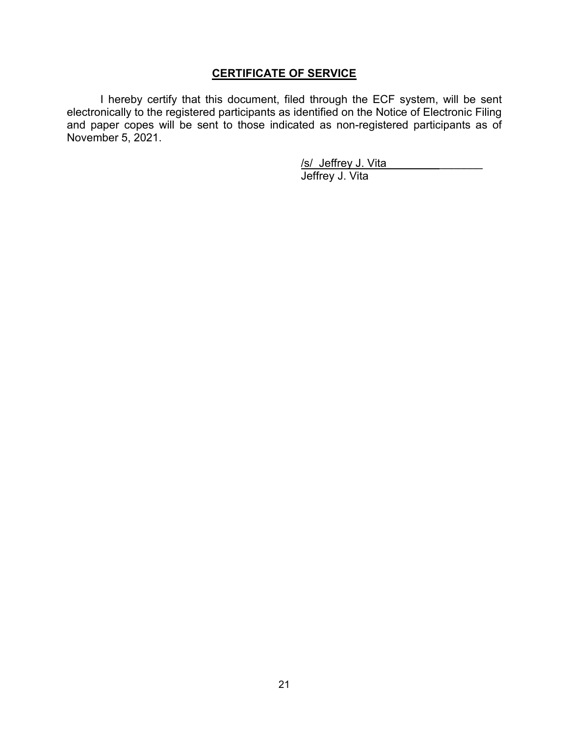**CERTIFICATE OF SERVICE**

I hereby certify that this document, filed through the ECF system, will be sent electronically to the registered participants as identified on the Notice of Electronic Filing and paper copes will be sent to those indicated as non-registered participants as of November 5, 2021.

/s/ Jeffrey J. Vita
Jeffrey J. Vita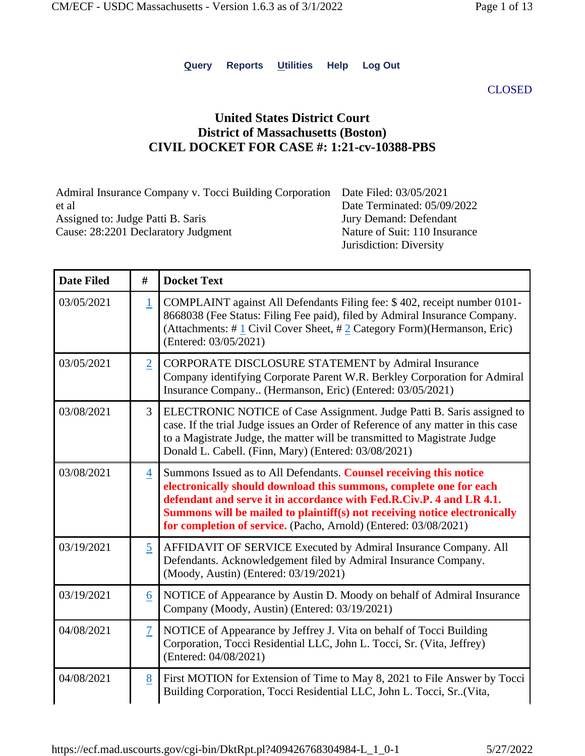Query Reports Utilities Help Log Out

CLOSED

# United States District Court
## District of Massachusetts (Boston)
## CIVIL DOCKET FOR CASE #: 1:21-cv-10388-PBS

Admiral Insurance Company v. Tocci Building Corporation et al
Assigned to: Judge Patti B. Saris
Cause: 28:2201 Declaratory Judgment

Date Filed: 03/05/2021
Date Terminated: 05/09/2022
Jury Demand: Defendant
Nature of Suit: 110 Insurance
Jurisdiction: Diversity

| Date Filed | # | Docket Text |
|---|---|---|
| 03/05/2021 | 1 | COMPLAINT against All Defendants Filing fee: $ 402, receipt number 0101-8668038 (Fee Status: Filing Fee paid), filed by Admiral Insurance Company. (Attachments: # 1 Civil Cover Sheet, # 2 Category Form)(Hermanson, Eric) (Entered: 03/05/2021) |
| 03/05/2021 | 2 | CORPORATE DISCLOSURE STATEMENT by Admiral Insurance Company identifying Corporate Parent W.R. Berkley Corporation for Admiral Insurance Company.. (Hermanson, Eric) (Entered: 03/05/2021) |
| 03/08/2021 | 3 | ELECTRONIC NOTICE of Case Assignment. Judge Patti B. Saris assigned to case. If the trial Judge issues an Order of Reference of any matter in this case to a Magistrate Judge, the matter will be transmitted to Magistrate Judge Donald L. Cabell. (Finn, Mary) (Entered: 03/08/2021) |
| 03/08/2021 | 4 | Summons Issued as to All Defendants. **Counsel receiving this notice electronically should download this summons, complete one for each defendant and serve it in accordance with Fed.R.Civ.P. 4 and LR 4.1. Summons will be mailed to plaintiff(s) not receiving notice electronically for completion of service.** (Pacho, Arnold) (Entered: 03/08/2021) |
| 03/19/2021 | 5 | AFFIDAVIT OF SERVICE Executed by Admiral Insurance Company. All Defendants. Acknowledgement filed by Admiral Insurance Company. (Moody, Austin) (Entered: 03/19/2021) |
| 03/19/2021 | 6 | NOTICE of Appearance by Austin D. Moody on behalf of Admiral Insurance Company (Moody, Austin) (Entered: 03/19/2021) |
| 04/08/2021 | 7 | NOTICE of Appearance by Jeffrey J. Vita on behalf of Tocci Building Corporation, Tocci Residential LLC, John L. Tocci, Sr. (Vita, Jeffrey) (Entered: 04/08/2021) |
| 04/08/2021 | 8 | First MOTION for Extension of Time to May 8, 2021 to File Answer by Tocci Building Corporation, Tocci Residential LLC, John L. Tocci, Sr..(Vita, |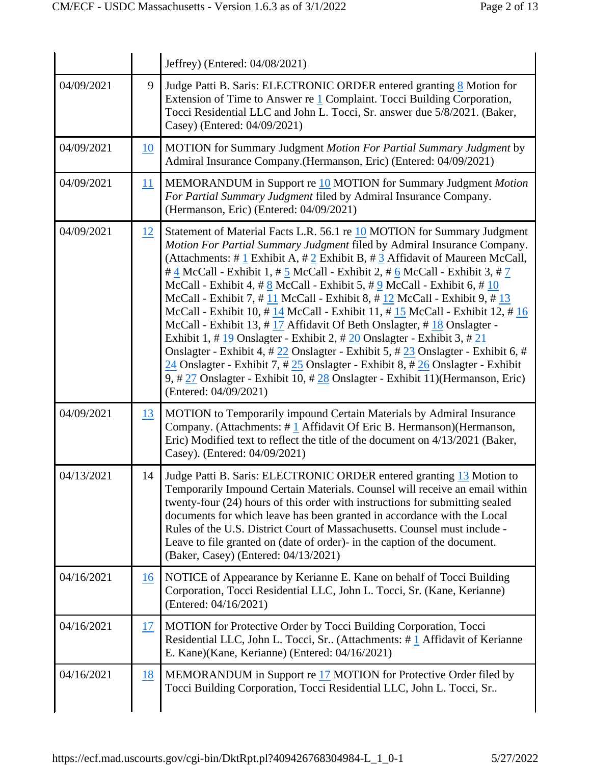| | | |
|---|---|---|
| | | Jeffrey) (Entered: 04/08/2021) |
| 04/09/2021 | 9 | Judge Patti B. Saris: ELECTRONIC ORDER entered granting 8 Motion for Extension of Time to Answer re 1 Complaint. Tocci Building Corporation, Tocci Residential LLC and John L. Tocci, Sr. answer due 5/8/2021. (Baker, Casey) (Entered: 04/09/2021) |
| 04/09/2021 | 10 | MOTION for Summary Judgment *Motion For Partial Summary Judgment* by Admiral Insurance Company.(Hermanson, Eric) (Entered: 04/09/2021) |
| 04/09/2021 | 11 | MEMORANDUM in Support re 10 MOTION for Summary Judgment *Motion For Partial Summary Judgment* filed by Admiral Insurance Company. (Hermanson, Eric) (Entered: 04/09/2021) |
| 04/09/2021 | 12 | Statement of Material Facts L.R. 56.1 re 10 MOTION for Summary Judgment *Motion For Partial Summary Judgment* filed by Admiral Insurance Company. (Attachments: # 1 Exhibit A, # 2 Exhibit B, # 3 Affidavit of Maureen McCall, # 4 McCall - Exhibit 1, # 5 McCall - Exhibit 2, # 6 McCall - Exhibit 3, # 7 McCall - Exhibit 4, # 8 McCall - Exhibit 5, # 9 McCall - Exhibit 6, # 10 McCall - Exhibit 7, # 11 McCall - Exhibit 8, # 12 McCall - Exhibit 9, # 13 McCall - Exhibit 10, # 14 McCall - Exhibit 11, # 15 McCall - Exhibit 12, # 16 McCall - Exhibit 13, # 17 Affidavit Of Beth Onslagter, # 18 Onslagter - Exhibit 1, # 19 Onslagter - Exhibit 2, # 20 Onslagter - Exhibit 3, # 21 Onslagter - Exhibit 4, # 22 Onslagter - Exhibit 5, # 23 Onslagter - Exhibit 6, # 24 Onslagter - Exhibit 7, # 25 Onslagter - Exhibit 8, # 26 Onslagter - Exhibit 9, # 27 Onslagter - Exhibit 10, # 28 Onslagter - Exhibit 11)(Hermanson, Eric) (Entered: 04/09/2021) |
| 04/09/2021 | 13 | MOTION to Temporarily impound Certain Materials by Admiral Insurance Company. (Attachments: # 1 Affidavit Of Eric B. Hermanson)(Hermanson, Eric) Modified text to reflect the title of the document on 4/13/2021 (Baker, Casey). (Entered: 04/09/2021) |
| 04/13/2021 | 14 | Judge Patti B. Saris: ELECTRONIC ORDER entered granting 13 Motion to Temporarily Impound Certain Materials. Counsel will receive an email within twenty-four (24) hours of this order with instructions for submitting sealed documents for which leave has been granted in accordance with the Local Rules of the U.S. District Court of Massachusetts. Counsel must include - Leave to file granted on (date of order)- in the caption of the document. (Baker, Casey) (Entered: 04/13/2021) |
| 04/16/2021 | 16 | NOTICE of Appearance by Kerianne E. Kane on behalf of Tocci Building Corporation, Tocci Residential LLC, John L. Tocci, Sr. (Kane, Kerianne) (Entered: 04/16/2021) |
| 04/16/2021 | 17 | MOTION for Protective Order by Tocci Building Corporation, Tocci Residential LLC, John L. Tocci, Sr.. (Attachments: # 1 Affidavit of Kerianne E. Kane)(Kane, Kerianne) (Entered: 04/16/2021) |
| 04/16/2021 | 18 | MEMORANDUM in Support re 17 MOTION for Protective Order filed by Tocci Building Corporation, Tocci Residential LLC, John L. Tocci, Sr.. |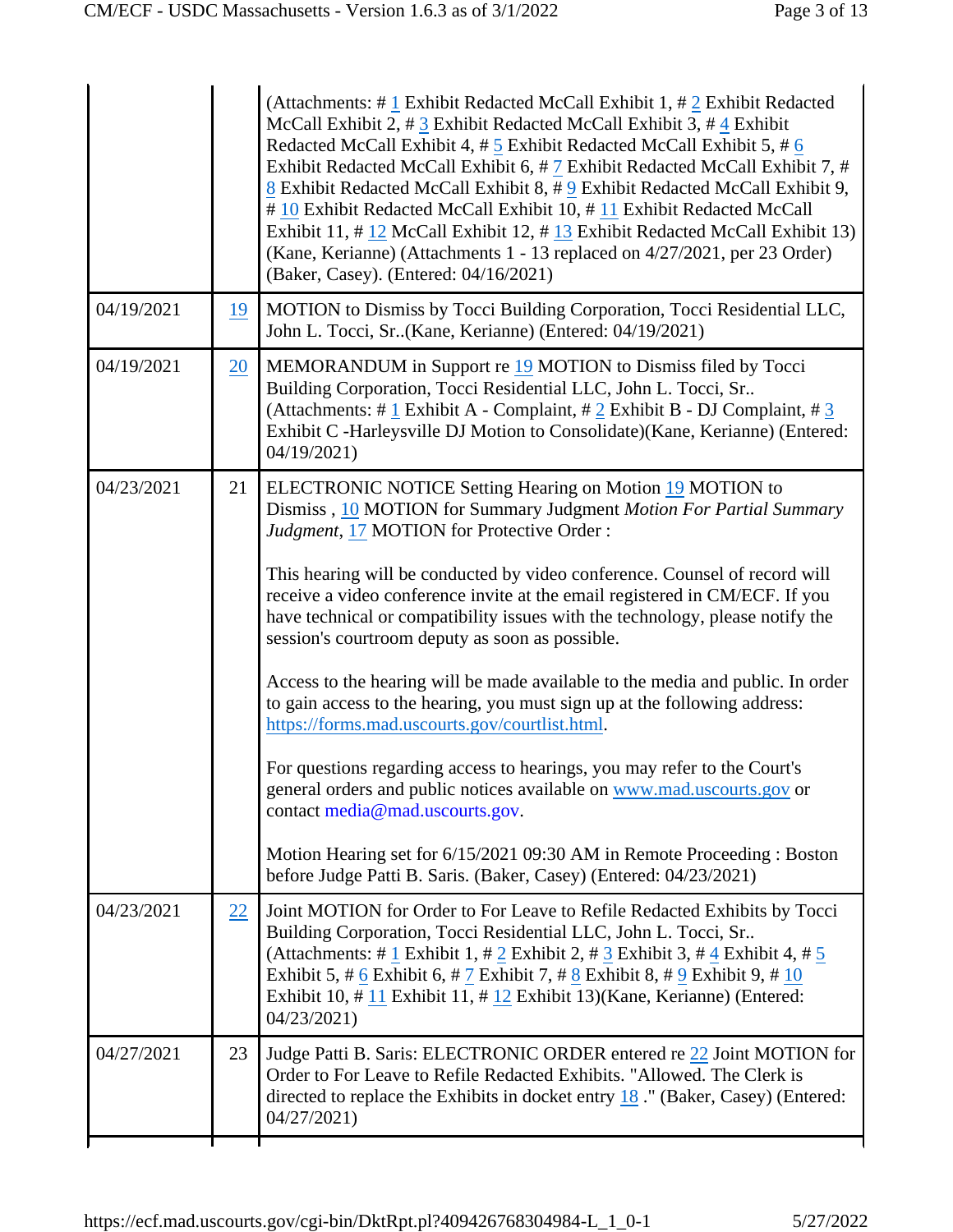| | | |
|---|---|---|
| | | (Attachments: # 1 Exhibit Redacted McCall Exhibit 1, # 2 Exhibit Redacted McCall Exhibit 2, # 3 Exhibit Redacted McCall Exhibit 3, # 4 Exhibit Redacted McCall Exhibit 4, # 5 Exhibit Redacted McCall Exhibit 5, # 6 Exhibit Redacted McCall Exhibit 6, # 7 Exhibit Redacted McCall Exhibit 7, # 8 Exhibit Redacted McCall Exhibit 8, # 9 Exhibit Redacted McCall Exhibit 9, # 10 Exhibit Redacted McCall Exhibit 10, # 11 Exhibit Redacted McCall Exhibit 11, # 12 McCall Exhibit 12, # 13 Exhibit Redacted McCall Exhibit 13) (Kane, Kerianne) (Attachments 1 - 13 replaced on 4/27/2021, per 23 Order) (Baker, Casey). (Entered: 04/16/2021) |
| 04/19/2021 | 19 | MOTION to Dismiss by Tocci Building Corporation, Tocci Residential LLC, John L. Tocci, Sr..(Kane, Kerianne) (Entered: 04/19/2021) |
| 04/19/2021 | 20 | MEMORANDUM in Support re 19 MOTION to Dismiss filed by Tocci Building Corporation, Tocci Residential LLC, John L. Tocci, Sr.. (Attachments: # 1 Exhibit A - Complaint, # 2 Exhibit B - DJ Complaint, # 3 Exhibit C -Harleysville DJ Motion to Consolidate)(Kane, Kerianne) (Entered: 04/19/2021) |
| 04/23/2021 | 21 | ELECTRONIC NOTICE Setting Hearing on Motion 19 MOTION to Dismiss , 10 MOTION for Summary Judgment *Motion For Partial Summary Judgment*, 17 MOTION for Protective Order :<br><br>This hearing will be conducted by video conference. Counsel of record will receive a video conference invite at the email registered in CM/ECF. If you have technical or compatibility issues with the technology, please notify the session's courtroom deputy as soon as possible.<br><br>Access to the hearing will be made available to the media and public. In order to gain access to the hearing, you must sign up at the following address: https://forms.mad.uscourts.gov/courtlist.html.<br><br>For questions regarding access to hearings, you may refer to the Court's general orders and public notices available on www.mad.uscourts.gov or contact media@mad.uscourts.gov.<br><br>Motion Hearing set for 6/15/2021 09:30 AM in Remote Proceeding : Boston before Judge Patti B. Saris. (Baker, Casey) (Entered: 04/23/2021) |
| 04/23/2021 | 22 | Joint MOTION for Order to For Leave to Refile Redacted Exhibits by Tocci Building Corporation, Tocci Residential LLC, John L. Tocci, Sr.. (Attachments: # 1 Exhibit 1, # 2 Exhibit 2, # 3 Exhibit 3, # 4 Exhibit 4, # 5 Exhibit 5, # 6 Exhibit 6, # 7 Exhibit 7, # 8 Exhibit 8, # 9 Exhibit 9, # 10 Exhibit 10, # 11 Exhibit 11, # 12 Exhibit 13)(Kane, Kerianne) (Entered: 04/23/2021) |
| 04/27/2021 | 23 | Judge Patti B. Saris: ELECTRONIC ORDER entered re 22 Joint MOTION for Order to For Leave to Refile Redacted Exhibits. "Allowed. The Clerk is directed to replace the Exhibits in docket entry 18 ." (Baker, Casey) (Entered: 04/27/2021) |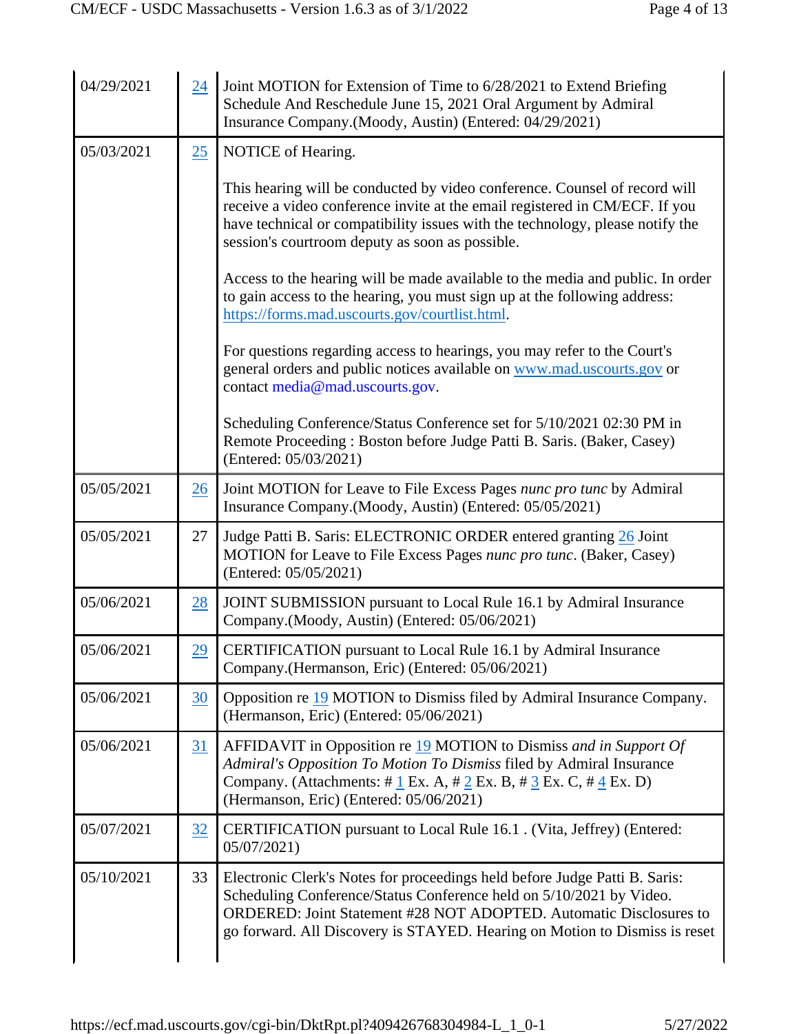| | | |
|---|---|---|
| 04/29/2021 | 24 | Joint MOTION for Extension of Time to 6/28/2021 to Extend Briefing Schedule And Reschedule June 15, 2021 Oral Argument by Admiral Insurance Company.(Moody, Austin) (Entered: 04/29/2021) |
| 05/03/2021 | 25 | NOTICE of Hearing.<br><br>This hearing will be conducted by video conference. Counsel of record will receive a video conference invite at the email registered in CM/ECF. If you have technical or compatibility issues with the technology, please notify the session's courtroom deputy as soon as possible.<br><br>Access to the hearing will be made available to the media and public. In order to gain access to the hearing, you must sign up at the following address: https://forms.mad.uscourts.gov/courtlist.html.<br><br>For questions regarding access to hearings, you may refer to the Court's general orders and public notices available on www.mad.uscourts.gov or contact media@mad.uscourts.gov.<br><br>Scheduling Conference/Status Conference set for 5/10/2021 02:30 PM in Remote Proceeding : Boston before Judge Patti B. Saris. (Baker, Casey) (Entered: 05/03/2021) |
| 05/05/2021 | 26 | Joint MOTION for Leave to File Excess Pages *nunc pro tunc* by Admiral Insurance Company.(Moody, Austin) (Entered: 05/05/2021) |
| 05/05/2021 | 27 | Judge Patti B. Saris: ELECTRONIC ORDER entered granting 26 Joint MOTION for Leave to File Excess Pages *nunc pro tunc*. (Baker, Casey) (Entered: 05/05/2021) |
| 05/06/2021 | 28 | JOINT SUBMISSION pursuant to Local Rule 16.1 by Admiral Insurance Company.(Moody, Austin) (Entered: 05/06/2021) |
| 05/06/2021 | 29 | CERTIFICATION pursuant to Local Rule 16.1 by Admiral Insurance Company.(Hermanson, Eric) (Entered: 05/06/2021) |
| 05/06/2021 | 30 | Opposition re 19 MOTION to Dismiss filed by Admiral Insurance Company. (Hermanson, Eric) (Entered: 05/06/2021) |
| 05/06/2021 | 31 | AFFIDAVIT in Opposition re 19 MOTION to Dismiss *and in Support Of Admiral's Opposition To Motion To Dismiss* filed by Admiral Insurance Company. (Attachments: # 1 Ex. A, # 2 Ex. B, # 3 Ex. C, # 4 Ex. D) (Hermanson, Eric) (Entered: 05/06/2021) |
| 05/07/2021 | 32 | CERTIFICATION pursuant to Local Rule 16.1 . (Vita, Jeffrey) (Entered: 05/07/2021) |
| 05/10/2021 | 33 | Electronic Clerk's Notes for proceedings held before Judge Patti B. Saris: Scheduling Conference/Status Conference held on 5/10/2021 by Video. ORDERED: Joint Statement #28 NOT ADOPTED. Automatic Disclosures to go forward. All Discovery is STAYED. Hearing on Motion to Dismiss is reset |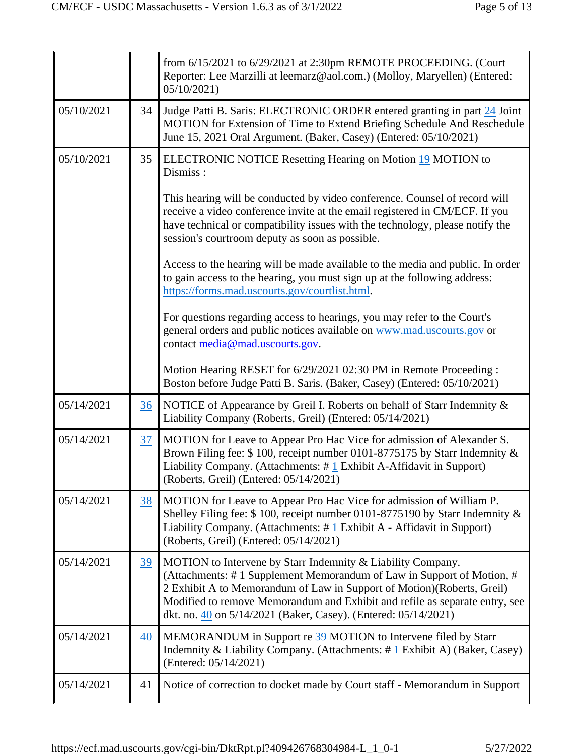| | | |
|---|---|---|
| | | from 6/15/2021 to 6/29/2021 at 2:30pm REMOTE PROCEEDING. (Court Reporter: Lee Marzilli at leemarz@aol.com.) (Molloy, Maryellen) (Entered: 05/10/2021) |
| 05/10/2021 | 34 | Judge Patti B. Saris: ELECTRONIC ORDER entered granting in part 24 Joint MOTION for Extension of Time to Extend Briefing Schedule And Reschedule June 15, 2021 Oral Argument. (Baker, Casey) (Entered: 05/10/2021) |
| 05/10/2021 | 35 | ELECTRONIC NOTICE Resetting Hearing on Motion 19 MOTION to Dismiss :<br><br>This hearing will be conducted by video conference. Counsel of record will receive a video conference invite at the email registered in CM/ECF. If you have technical or compatibility issues with the technology, please notify the session's courtroom deputy as soon as possible.<br><br>Access to the hearing will be made available to the media and public. In order to gain access to the hearing, you must sign up at the following address: https://forms.mad.uscourts.gov/courtlist.html.<br><br>For questions regarding access to hearings, you may refer to the Court's general orders and public notices available on www.mad.uscourts.gov or contact media@mad.uscourts.gov.<br><br>Motion Hearing RESET for 6/29/2021 02:30 PM in Remote Proceeding : Boston before Judge Patti B. Saris. (Baker, Casey) (Entered: 05/10/2021) |
| 05/14/2021 | 36 | NOTICE of Appearance by Greil I. Roberts on behalf of Starr Indemnity & Liability Company (Roberts, Greil) (Entered: 05/14/2021) |
| 05/14/2021 | 37 | MOTION for Leave to Appear Pro Hac Vice for admission of Alexander S. Brown Filing fee: $ 100, receipt number 0101-8775175 by Starr Indemnity & Liability Company. (Attachments: # 1 Exhibit A-Affidavit in Support) (Roberts, Greil) (Entered: 05/14/2021) |
| 05/14/2021 | 38 | MOTION for Leave to Appear Pro Hac Vice for admission of William P. Shelley Filing fee: $ 100, receipt number 0101-8775190 by Starr Indemnity & Liability Company. (Attachments: # 1 Exhibit A - Affidavit in Support) (Roberts, Greil) (Entered: 05/14/2021) |
| 05/14/2021 | 39 | MOTION to Intervene by Starr Indemnity & Liability Company. (Attachments: # 1 Supplement Memorandum of Law in Support of Motion, # 2 Exhibit A to Memorandum of Law in Support of Motion)(Roberts, Greil) Modified to remove Memorandum and Exhibit and refile as separate entry, see dkt. no. 40 on 5/14/2021 (Baker, Casey). (Entered: 05/14/2021) |
| 05/14/2021 | 40 | MEMORANDUM in Support re 39 MOTION to Intervene filed by Starr Indemnity & Liability Company. (Attachments: # 1 Exhibit A) (Baker, Casey) (Entered: 05/14/2021) |
| 05/14/2021 | 41 | Notice of correction to docket made by Court staff - Memorandum in Support |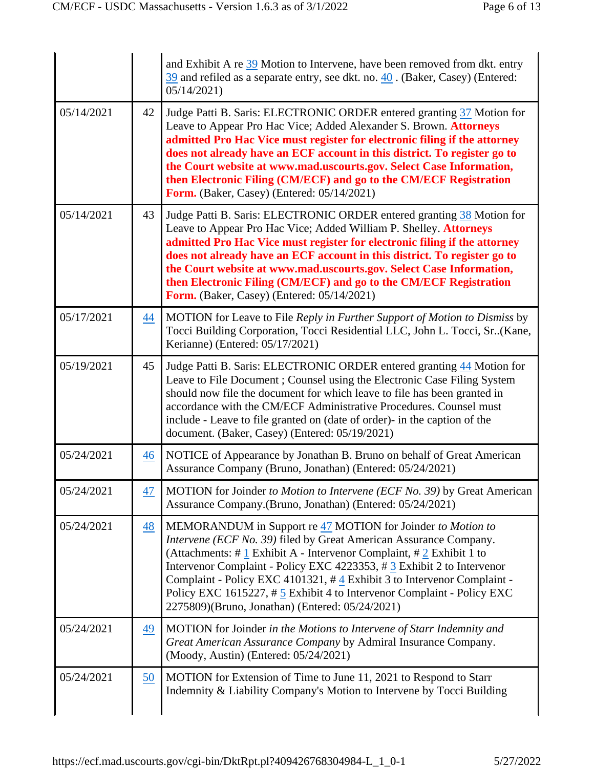| | | |
|---|---|---|
| | | and Exhibit A re 39 Motion to Intervene, have been removed from dkt. entry 39 and refiled as a separate entry, see dkt. no. 40 . (Baker, Casey) (Entered: 05/14/2021) |
| 05/14/2021 | 42 | Judge Patti B. Saris: ELECTRONIC ORDER entered granting 37 Motion for Leave to Appear Pro Hac Vice; Added Alexander S. Brown. **Attorneys admitted Pro Hac Vice must register for electronic filing if the attorney does not already have an ECF account in this district. To register go to the Court website at www.mad.uscourts.gov. Select Case Information, then Electronic Filing (CM/ECF) and go to the CM/ECF Registration Form.** (Baker, Casey) (Entered: 05/14/2021) |
| 05/14/2021 | 43 | Judge Patti B. Saris: ELECTRONIC ORDER entered granting 38 Motion for Leave to Appear Pro Hac Vice; Added William P. Shelley. **Attorneys admitted Pro Hac Vice must register for electronic filing if the attorney does not already have an ECF account in this district. To register go to the Court website at www.mad.uscourts.gov. Select Case Information, then Electronic Filing (CM/ECF) and go to the CM/ECF Registration Form.** (Baker, Casey) (Entered: 05/14/2021) |
| 05/17/2021 | 44 | MOTION for Leave to File *Reply in Further Support of Motion to Dismiss* by Tocci Building Corporation, Tocci Residential LLC, John L. Tocci, Sr..(Kane, Kerianne) (Entered: 05/17/2021) |
| 05/19/2021 | 45 | Judge Patti B. Saris: ELECTRONIC ORDER entered granting 44 Motion for Leave to File Document ; Counsel using the Electronic Case Filing System should now file the document for which leave to file has been granted in accordance with the CM/ECF Administrative Procedures. Counsel must include - Leave to file granted on (date of order)- in the caption of the document. (Baker, Casey) (Entered: 05/19/2021) |
| 05/24/2021 | 46 | NOTICE of Appearance by Jonathan B. Bruno on behalf of Great American Assurance Company (Bruno, Jonathan) (Entered: 05/24/2021) |
| 05/24/2021 | 47 | MOTION for Joinder *to Motion to Intervene (ECF No. 39)* by Great American Assurance Company.(Bruno, Jonathan) (Entered: 05/24/2021) |
| 05/24/2021 | 48 | MEMORANDUM in Support re 47 MOTION for Joinder *to Motion to Intervene (ECF No. 39)* filed by Great American Assurance Company. (Attachments: # 1 Exhibit A - Intervenor Complaint, # 2 Exhibit 1 to Intervenor Complaint - Policy EXC 4223353, # 3 Exhibit 2 to Intervenor Complaint - Policy EXC 4101321, # 4 Exhibit 3 to Intervenor Complaint - Policy EXC 1615227, # 5 Exhibit 4 to Intervenor Complaint - Policy EXC 2275809)(Bruno, Jonathan) (Entered: 05/24/2021) |
| 05/24/2021 | 49 | MOTION for Joinder *in the Motions to Intervene of Starr Indemnity and Great American Assurance Company* by Admiral Insurance Company. (Moody, Austin) (Entered: 05/24/2021) |
| 05/24/2021 | 50 | MOTION for Extension of Time to June 11, 2021 to Respond to Starr Indemnity & Liability Company's Motion to Intervene by Tocci Building |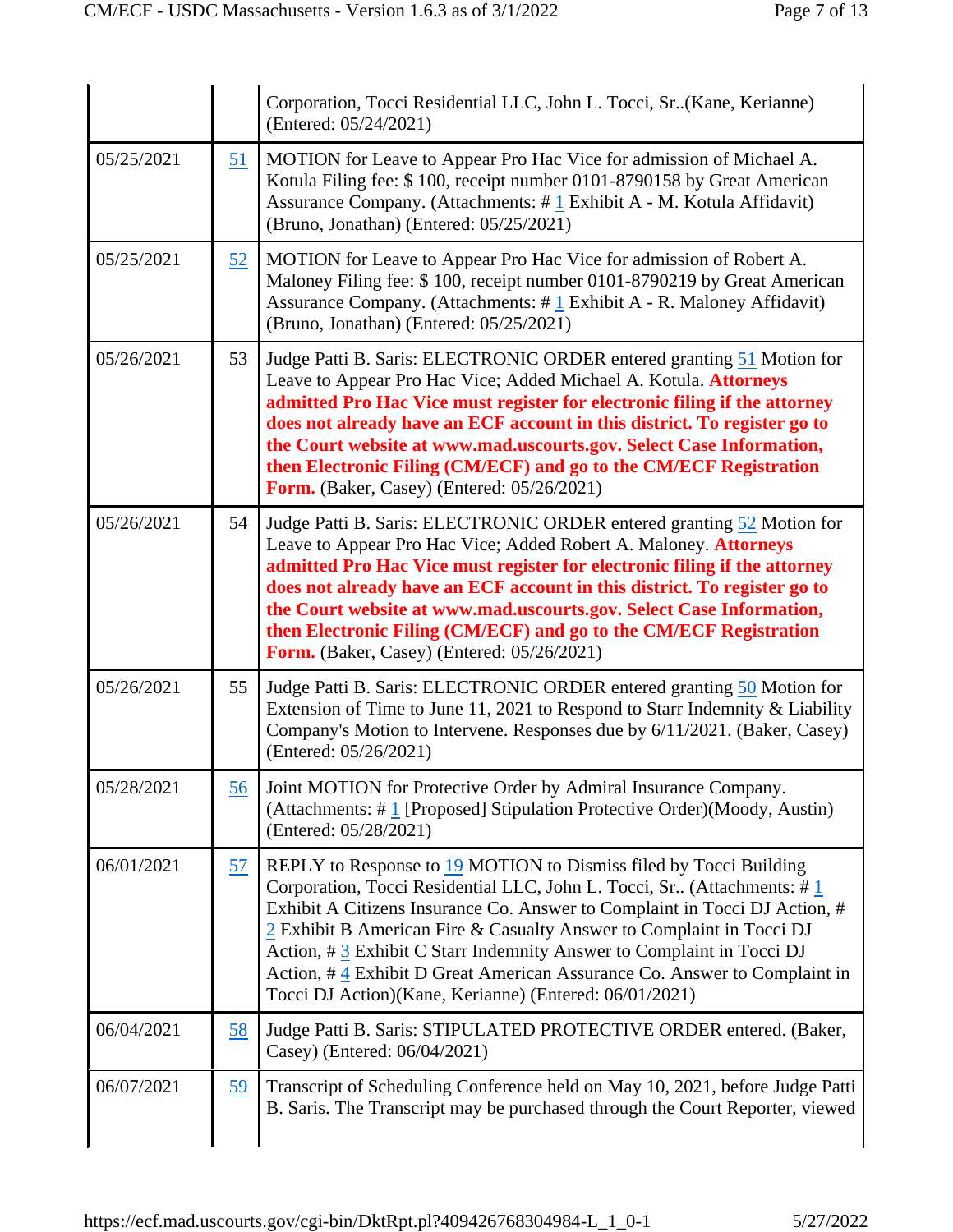|  |  | Corporation, Tocci Residential LLC, John L. Tocci, Sr..(Kane, Kerianne) (Entered: 05/24/2021) |
|---|---|---|
| 05/25/2021 | 51 | MOTION for Leave to Appear Pro Hac Vice for admission of Michael A. Kotula Filing fee: $ 100, receipt number 0101-8790158 by Great American Assurance Company. (Attachments: # 1 Exhibit A - M. Kotula Affidavit) (Bruno, Jonathan) (Entered: 05/25/2021) |
| 05/25/2021 | 52 | MOTION for Leave to Appear Pro Hac Vice for admission of Robert A. Maloney Filing fee: $ 100, receipt number 0101-8790219 by Great American Assurance Company. (Attachments: # 1 Exhibit A - R. Maloney Affidavit) (Bruno, Jonathan) (Entered: 05/25/2021) |
| 05/26/2021 | 53 | Judge Patti B. Saris: ELECTRONIC ORDER entered granting 51 Motion for Leave to Appear Pro Hac Vice; Added Michael A. Kotula. **Attorneys admitted Pro Hac Vice must register for electronic filing if the attorney does not already have an ECF account in this district. To register go to the Court website at www.mad.uscourts.gov. Select Case Information, then Electronic Filing (CM/ECF) and go to the CM/ECF Registration Form.** (Baker, Casey) (Entered: 05/26/2021) |
| 05/26/2021 | 54 | Judge Patti B. Saris: ELECTRONIC ORDER entered granting 52 Motion for Leave to Appear Pro Hac Vice; Added Robert A. Maloney. **Attorneys admitted Pro Hac Vice must register for electronic filing if the attorney does not already have an ECF account in this district. To register go to the Court website at www.mad.uscourts.gov. Select Case Information, then Electronic Filing (CM/ECF) and go to the CM/ECF Registration Form.** (Baker, Casey) (Entered: 05/26/2021) |
| 05/26/2021 | 55 | Judge Patti B. Saris: ELECTRONIC ORDER entered granting 50 Motion for Extension of Time to June 11, 2021 to Respond to Starr Indemnity & Liability Company's Motion to Intervene. Responses due by 6/11/2021. (Baker, Casey) (Entered: 05/26/2021) |
| 05/28/2021 | 56 | Joint MOTION for Protective Order by Admiral Insurance Company. (Attachments: # 1 [Proposed] Stipulation Protective Order)(Moody, Austin) (Entered: 05/28/2021) |
| 06/01/2021 | 57 | REPLY to Response to 19 MOTION to Dismiss filed by Tocci Building Corporation, Tocci Residential LLC, John L. Tocci, Sr.. (Attachments: # 1 Exhibit A Citizens Insurance Co. Answer to Complaint in Tocci DJ Action, # 2 Exhibit B American Fire & Casualty Answer to Complaint in Tocci DJ Action, # 3 Exhibit C Starr Indemnity Answer to Complaint in Tocci DJ Action, # 4 Exhibit D Great American Assurance Co. Answer to Complaint in Tocci DJ Action)(Kane, Kerianne) (Entered: 06/01/2021) |
| 06/04/2021 | 58 | Judge Patti B. Saris: STIPULATED PROTECTIVE ORDER entered. (Baker, Casey) (Entered: 06/04/2021) |
| 06/07/2021 | 59 | Transcript of Scheduling Conference held on May 10, 2021, before Judge Patti B. Saris. The Transcript may be purchased through the Court Reporter, viewed |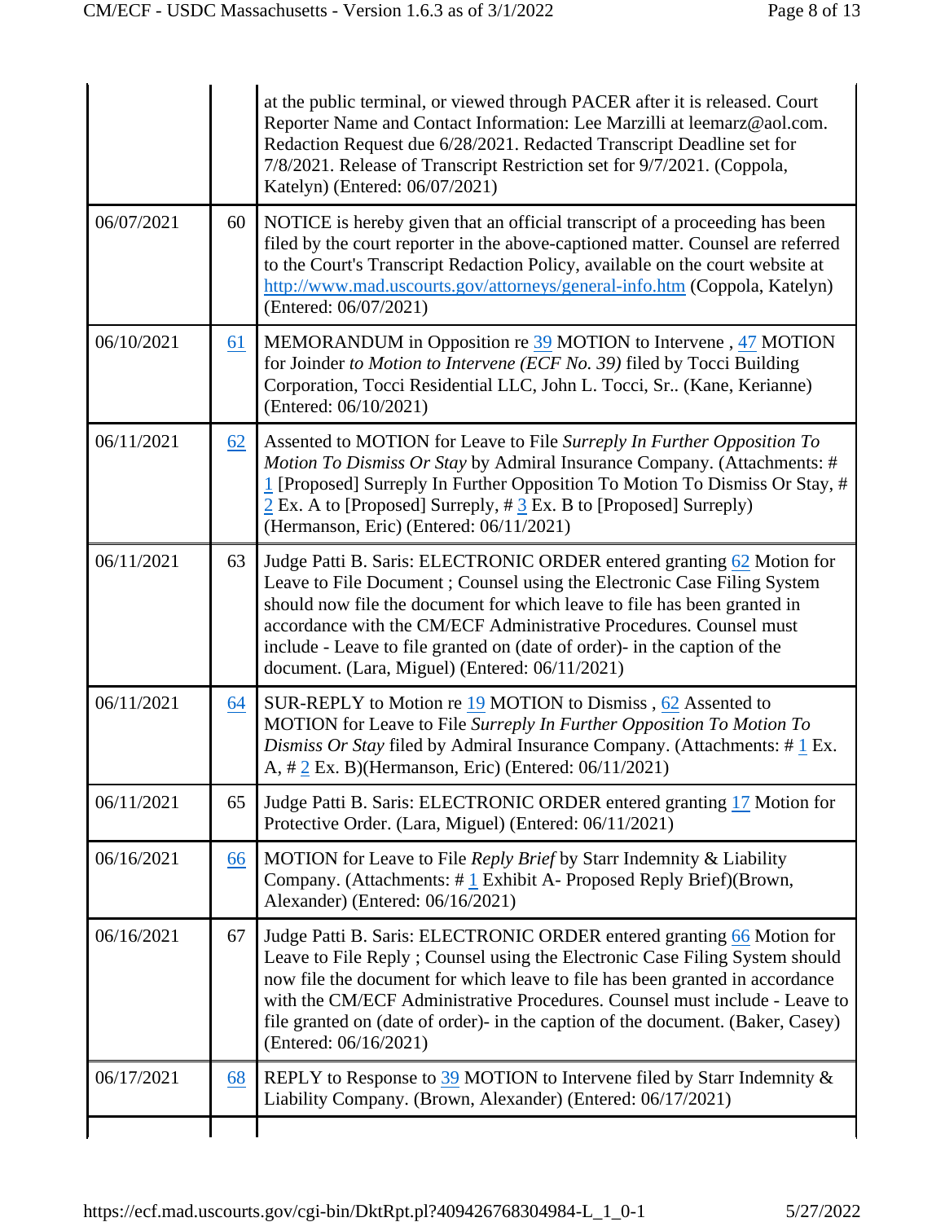| | | |
|---|---|---|
| | | at the public terminal, or viewed through PACER after it is released. Court Reporter Name and Contact Information: Lee Marzilli at leemarz@aol.com. Redaction Request due 6/28/2021. Redacted Transcript Deadline set for 7/8/2021. Release of Transcript Restriction set for 9/7/2021. (Coppola, Katelyn) (Entered: 06/07/2021) |
| 06/07/2021 | 60 | NOTICE is hereby given that an official transcript of a proceeding has been filed by the court reporter in the above-captioned matter. Counsel are referred to the Court's Transcript Redaction Policy, available on the court website at http://www.mad.uscourts.gov/attorneys/general-info.htm (Coppola, Katelyn) (Entered: 06/07/2021) |
| 06/10/2021 | 61 | MEMORANDUM in Opposition re 39 MOTION to Intervene , 47 MOTION for Joinder *to Motion to Intervene (ECF No. 39)* filed by Tocci Building Corporation, Tocci Residential LLC, John L. Tocci, Sr.. (Kane, Kerianne) (Entered: 06/10/2021) |
| 06/11/2021 | 62 | Assented to MOTION for Leave to File *Surreply In Further Opposition To Motion To Dismiss Or Stay* by Admiral Insurance Company. (Attachments: # 1 [Proposed] Surreply In Further Opposition To Motion To Dismiss Or Stay, # 2 Ex. A to [Proposed] Surreply, # 3 Ex. B to [Proposed] Surreply) (Hermanson, Eric) (Entered: 06/11/2021) |
| 06/11/2021 | 63 | Judge Patti B. Saris: ELECTRONIC ORDER entered granting 62 Motion for Leave to File Document ; Counsel using the Electronic Case Filing System should now file the document for which leave to file has been granted in accordance with the CM/ECF Administrative Procedures. Counsel must include - Leave to file granted on (date of order)- in the caption of the document. (Lara, Miguel) (Entered: 06/11/2021) |
| 06/11/2021 | 64 | SUR-REPLY to Motion re 19 MOTION to Dismiss , 62 Assented to MOTION for Leave to File *Surreply In Further Opposition To Motion To Dismiss Or Stay* filed by Admiral Insurance Company. (Attachments: # 1 Ex. A, # 2 Ex. B)(Hermanson, Eric) (Entered: 06/11/2021) |
| 06/11/2021 | 65 | Judge Patti B. Saris: ELECTRONIC ORDER entered granting 17 Motion for Protective Order. (Lara, Miguel) (Entered: 06/11/2021) |
| 06/16/2021 | 66 | MOTION for Leave to File *Reply Brief* by Starr Indemnity & Liability Company. (Attachments: # 1 Exhibit A- Proposed Reply Brief)(Brown, Alexander) (Entered: 06/16/2021) |
| 06/16/2021 | 67 | Judge Patti B. Saris: ELECTRONIC ORDER entered granting 66 Motion for Leave to File Reply ; Counsel using the Electronic Case Filing System should now file the document for which leave to file has been granted in accordance with the CM/ECF Administrative Procedures. Counsel must include - Leave to file granted on (date of order)- in the caption of the document. (Baker, Casey) (Entered: 06/16/2021) |
| 06/17/2021 | 68 | REPLY to Response to 39 MOTION to Intervene filed by Starr Indemnity & Liability Company. (Brown, Alexander) (Entered: 06/17/2021) |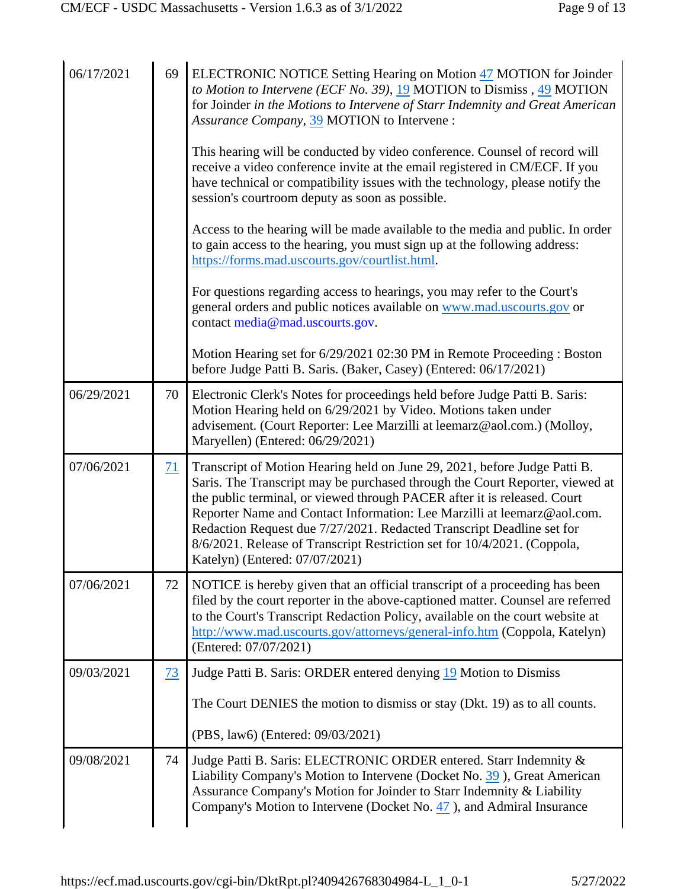| | | |
|---|---|---|
| 06/17/2021 | 69 | ELECTRONIC NOTICE Setting Hearing on Motion 47 MOTION for Joinder *to Motion to Intervene (ECF No. 39)*, 19 MOTION to Dismiss , 49 MOTION for Joinder *in the Motions to Intervene of Starr Indemnity and Great American Assurance Company*, 39 MOTION to Intervene :<br><br>This hearing will be conducted by video conference. Counsel of record will receive a video conference invite at the email registered in CM/ECF. If you have technical or compatibility issues with the technology, please notify the session's courtroom deputy as soon as possible.<br><br>Access to the hearing will be made available to the media and public. In order to gain access to the hearing, you must sign up at the following address: https://forms.mad.uscourts.gov/courtlist.html.<br><br>For questions regarding access to hearings, you may refer to the Court's general orders and public notices available on www.mad.uscourts.gov or contact media@mad.uscourts.gov.<br><br>Motion Hearing set for 6/29/2021 02:30 PM in Remote Proceeding : Boston before Judge Patti B. Saris. (Baker, Casey) (Entered: 06/17/2021) |
| 06/29/2021 | 70 | Electronic Clerk's Notes for proceedings held before Judge Patti B. Saris: Motion Hearing held on 6/29/2021 by Video. Motions taken under advisement. (Court Reporter: Lee Marzilli at leemarz@aol.com.) (Molloy, Maryellen) (Entered: 06/29/2021) |
| 07/06/2021 | 71 | Transcript of Motion Hearing held on June 29, 2021, before Judge Patti B. Saris. The Transcript may be purchased through the Court Reporter, viewed at the public terminal, or viewed through PACER after it is released. Court Reporter Name and Contact Information: Lee Marzilli at leemarz@aol.com. Redaction Request due 7/27/2021. Redacted Transcript Deadline set for 8/6/2021. Release of Transcript Restriction set for 10/4/2021. (Coppola, Katelyn) (Entered: 07/07/2021) |
| 07/06/2021 | 72 | NOTICE is hereby given that an official transcript of a proceeding has been filed by the court reporter in the above-captioned matter. Counsel are referred to the Court's Transcript Redaction Policy, available on the court website at http://www.mad.uscourts.gov/attorneys/general-info.htm (Coppola, Katelyn) (Entered: 07/07/2021) |
| 09/03/2021 | 73 | Judge Patti B. Saris: ORDER entered denying 19 Motion to Dismiss<br><br>The Court DENIES the motion to dismiss or stay (Dkt. 19) as to all counts.<br><br>(PBS, law6) (Entered: 09/03/2021) |
| 09/08/2021 | 74 | Judge Patti B. Saris: ELECTRONIC ORDER entered. Starr Indemnity & Liability Company's Motion to Intervene (Docket No. 39 ), Great American Assurance Company's Motion for Joinder to Starr Indemnity & Liability Company's Motion to Intervene (Docket No. 47 ), and Admiral Insurance |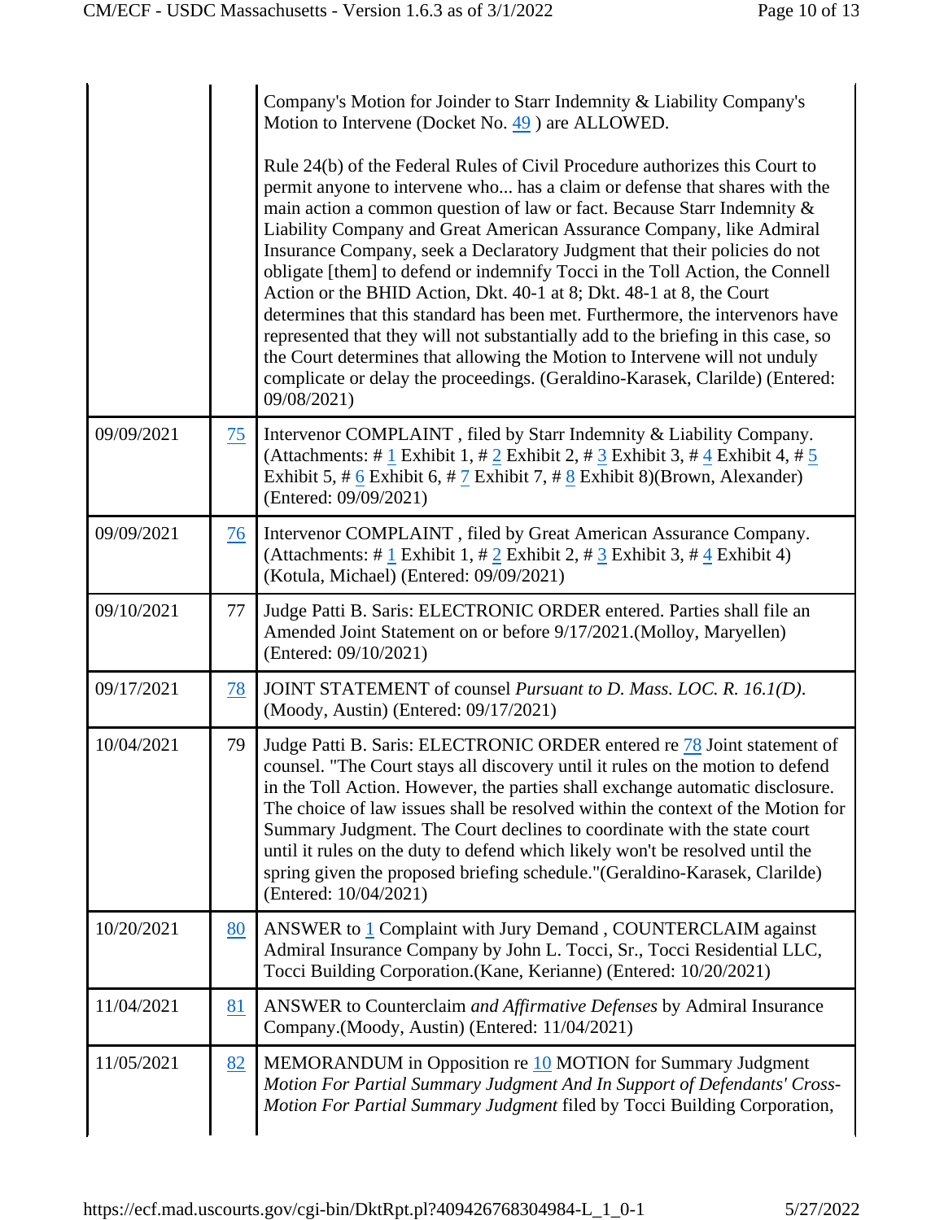| | | |
|---|---|---|
| | | Company's Motion for Joinder to Starr Indemnity & Liability Company's Motion to Intervene (Docket No. 49 ) are ALLOWED.<br><br>Rule 24(b) of the Federal Rules of Civil Procedure authorizes this Court to permit anyone to intervene who... has a claim or defense that shares with the main action a common question of law or fact. Because Starr Indemnity & Liability Company and Great American Assurance Company, like Admiral Insurance Company, seek a Declaratory Judgment that their policies do not obligate [them] to defend or indemnify Tocci in the Toll Action, the Connell Action or the BHID Action, Dkt. 40-1 at 8; Dkt. 48-1 at 8, the Court determines that this standard has been met. Furthermore, the intervenors have represented that they will not substantially add to the briefing in this case, so the Court determines that allowing the Motion to Intervene will not unduly complicate or delay the proceedings. (Geraldino-Karasek, Clarilde) (Entered: 09/08/2021) |
| 09/09/2021 | 75 | Intervenor COMPLAINT , filed by Starr Indemnity & Liability Company. (Attachments: # 1 Exhibit 1, # 2 Exhibit 2, # 3 Exhibit 3, # 4 Exhibit 4, # 5 Exhibit 5, # 6 Exhibit 6, # 7 Exhibit 7, # 8 Exhibit 8)(Brown, Alexander) (Entered: 09/09/2021) |
| 09/09/2021 | 76 | Intervenor COMPLAINT , filed by Great American Assurance Company. (Attachments: # 1 Exhibit 1, # 2 Exhibit 2, # 3 Exhibit 3, # 4 Exhibit 4) (Kotula, Michael) (Entered: 09/09/2021) |
| 09/10/2021 | 77 | Judge Patti B. Saris: ELECTRONIC ORDER entered. Parties shall file an Amended Joint Statement on or before 9/17/2021.(Molloy, Maryellen) (Entered: 09/10/2021) |
| 09/17/2021 | 78 | JOINT STATEMENT of counsel *Pursuant to D. Mass. LOC. R. 16.1(D)*. (Moody, Austin) (Entered: 09/17/2021) |
| 10/04/2021 | 79 | Judge Patti B. Saris: ELECTRONIC ORDER entered re 78 Joint statement of counsel. "The Court stays all discovery until it rules on the motion to defend in the Toll Action. However, the parties shall exchange automatic disclosure. The choice of law issues shall be resolved within the context of the Motion for Summary Judgment. The Court declines to coordinate with the state court until it rules on the duty to defend which likely won't be resolved until the spring given the proposed briefing schedule."(Geraldino-Karasek, Clarilde) (Entered: 10/04/2021) |
| 10/20/2021 | 80 | ANSWER to 1 Complaint with Jury Demand , COUNTERCLAIM against Admiral Insurance Company by John L. Tocci, Sr., Tocci Residential LLC, Tocci Building Corporation.(Kane, Kerianne) (Entered: 10/20/2021) |
| 11/04/2021 | 81 | ANSWER to Counterclaim *and Affirmative Defenses* by Admiral Insurance Company.(Moody, Austin) (Entered: 11/04/2021) |
| 11/05/2021 | 82 | MEMORANDUM in Opposition re 10 MOTION for Summary Judgment *Motion For Partial Summary Judgment And In Support of Defendants' Cross-Motion For Partial Summary Judgment* filed by Tocci Building Corporation, |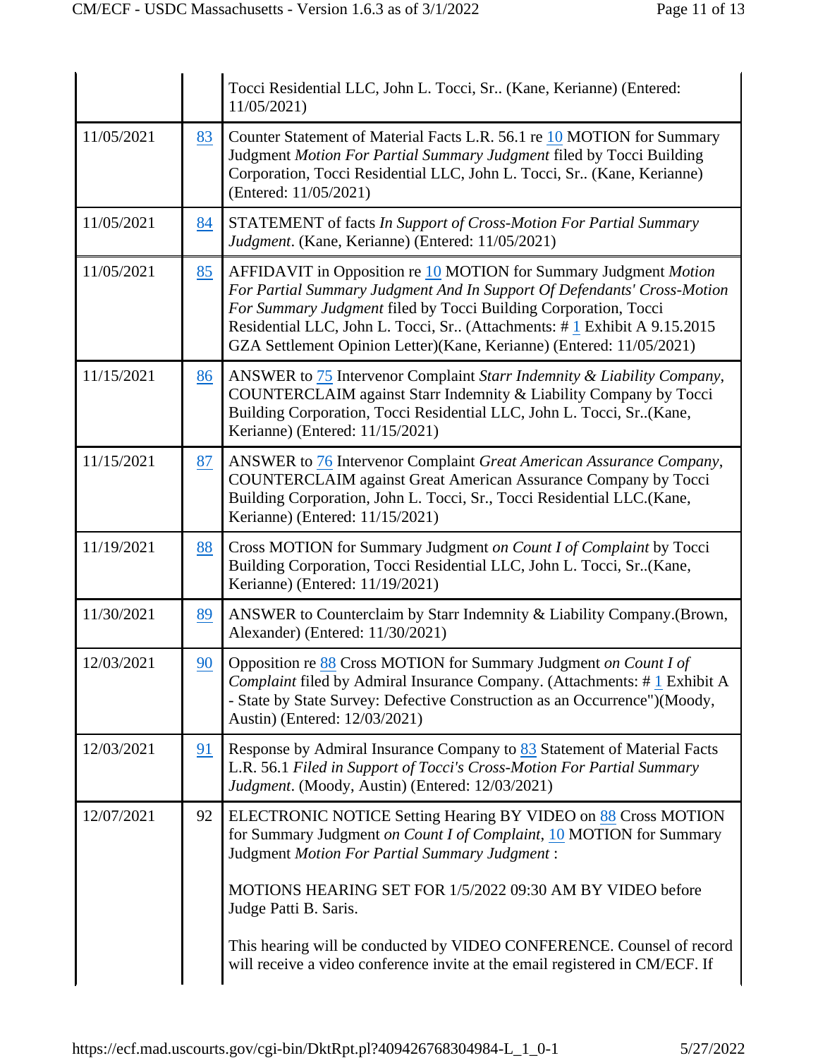| | | |
|---|---|---|
| | | Tocci Residential LLC, John L. Tocci, Sr.. (Kane, Kerianne) (Entered: 11/05/2021) |
| 11/05/2021 | 83 | Counter Statement of Material Facts L.R. 56.1 re 10 MOTION for Summary Judgment *Motion For Partial Summary Judgment* filed by Tocci Building Corporation, Tocci Residential LLC, John L. Tocci, Sr.. (Kane, Kerianne) (Entered: 11/05/2021) |
| 11/05/2021 | 84 | STATEMENT of facts *In Support of Cross-Motion For Partial Summary Judgment*. (Kane, Kerianne) (Entered: 11/05/2021) |
| 11/05/2021 | 85 | AFFIDAVIT in Opposition re 10 MOTION for Summary Judgment *Motion For Partial Summary Judgment And In Support Of Defendants' Cross-Motion For Summary Judgment* filed by Tocci Building Corporation, Tocci Residential LLC, John L. Tocci, Sr.. (Attachments: # 1 Exhibit A 9.15.2015 GZA Settlement Opinion Letter)(Kane, Kerianne) (Entered: 11/05/2021) |
| 11/15/2021 | 86 | ANSWER to 75 Intervenor Complaint *Starr Indemnity & Liability Company*, COUNTERCLAIM against Starr Indemnity & Liability Company by Tocci Building Corporation, Tocci Residential LLC, John L. Tocci, Sr..(Kane, Kerianne) (Entered: 11/15/2021) |
| 11/15/2021 | 87 | ANSWER to 76 Intervenor Complaint *Great American Assurance Company*, COUNTERCLAIM against Great American Assurance Company by Tocci Building Corporation, John L. Tocci, Sr., Tocci Residential LLC.(Kane, Kerianne) (Entered: 11/15/2021) |
| 11/19/2021 | 88 | Cross MOTION for Summary Judgment *on Count I of Complaint* by Tocci Building Corporation, Tocci Residential LLC, John L. Tocci, Sr..(Kane, Kerianne) (Entered: 11/19/2021) |
| 11/30/2021 | 89 | ANSWER to Counterclaim by Starr Indemnity & Liability Company.(Brown, Alexander) (Entered: 11/30/2021) |
| 12/03/2021 | 90 | Opposition re 88 Cross MOTION for Summary Judgment *on Count I of Complaint* filed by Admiral Insurance Company. (Attachments: # 1 Exhibit A - State by State Survey: Defective Construction as an Occurrence")(Moody, Austin) (Entered: 12/03/2021) |
| 12/03/2021 | 91 | Response by Admiral Insurance Company to 83 Statement of Material Facts L.R. 56.1 *Filed in Support of Tocci's Cross-Motion For Partial Summary Judgment*. (Moody, Austin) (Entered: 12/03/2021) |
| 12/07/2021 | 92 | ELECTRONIC NOTICE Setting Hearing BY VIDEO on 88 Cross MOTION for Summary Judgment *on Count I of Complaint*, 10 MOTION for Summary Judgment *Motion For Partial Summary Judgment* :<br><br>MOTIONS HEARING SET FOR 1/5/2022 09:30 AM BY VIDEO before Judge Patti B. Saris.<br><br>This hearing will be conducted by VIDEO CONFERENCE. Counsel of record will receive a video conference invite at the email registered in CM/ECF. If |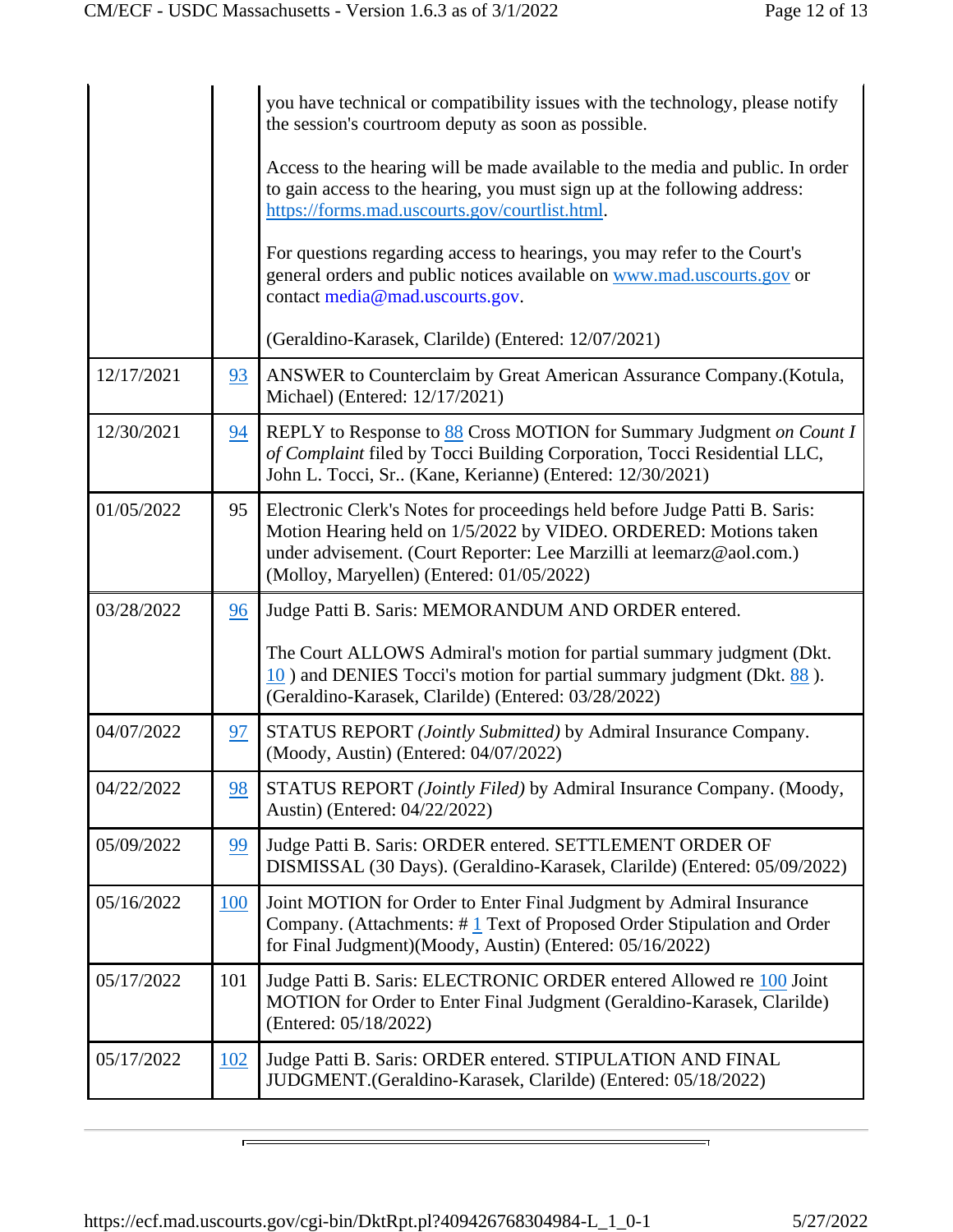| | | |
|---|---|---|
| | | you have technical or compatibility issues with the technology, please notify the session's courtroom deputy as soon as possible.<br><br>Access to the hearing will be made available to the media and public. In order to gain access to the hearing, you must sign up at the following address: https://forms.mad.uscourts.gov/courtlist.html.<br><br>For questions regarding access to hearings, you may refer to the Court's general orders and public notices available on www.mad.uscourts.gov or contact media@mad.uscourts.gov.<br><br>(Geraldino-Karasek, Clarilde) (Entered: 12/07/2021) |
| 12/17/2021 | 93 | ANSWER to Counterclaim by Great American Assurance Company.(Kotula, Michael) (Entered: 12/17/2021) |
| 12/30/2021 | 94 | REPLY to Response to 88 Cross MOTION for Summary Judgment *on Count I of Complaint* filed by Tocci Building Corporation, Tocci Residential LLC, John L. Tocci, Sr.. (Kane, Kerianne) (Entered: 12/30/2021) |
| 01/05/2022 | 95 | Electronic Clerk's Notes for proceedings held before Judge Patti B. Saris: Motion Hearing held on 1/5/2022 by VIDEO. ORDERED: Motions taken under advisement. (Court Reporter: Lee Marzilli at leemarz@aol.com.) (Molloy, Maryellen) (Entered: 01/05/2022) |
| 03/28/2022 | 96 | Judge Patti B. Saris: MEMORANDUM AND ORDER entered.<br><br>The Court ALLOWS Admiral's motion for partial summary judgment (Dkt. 10 ) and DENIES Tocci's motion for partial summary judgment (Dkt. 88 ). (Geraldino-Karasek, Clarilde) (Entered: 03/28/2022) |
| 04/07/2022 | 97 | STATUS REPORT *(Jointly Submitted)* by Admiral Insurance Company. (Moody, Austin) (Entered: 04/07/2022) |
| 04/22/2022 | 98 | STATUS REPORT *(Jointly Filed)* by Admiral Insurance Company. (Moody, Austin) (Entered: 04/22/2022) |
| 05/09/2022 | 99 | Judge Patti B. Saris: ORDER entered. SETTLEMENT ORDER OF DISMISSAL (30 Days). (Geraldino-Karasek, Clarilde) (Entered: 05/09/2022) |
| 05/16/2022 | 100 | Joint MOTION for Order to Enter Final Judgment by Admiral Insurance Company. (Attachments: # 1 Text of Proposed Order Stipulation and Order for Final Judgment)(Moody, Austin) (Entered: 05/16/2022) |
| 05/17/2022 | 101 | Judge Patti B. Saris: ELECTRONIC ORDER entered Allowed re 100 Joint MOTION for Order to Enter Final Judgment (Geraldino-Karasek, Clarilde) (Entered: 05/18/2022) |
| 05/17/2022 | 102 | Judge Patti B. Saris: ORDER entered. STIPULATION AND FINAL JUDGMENT.(Geraldino-Karasek, Clarilde) (Entered: 05/18/2022) |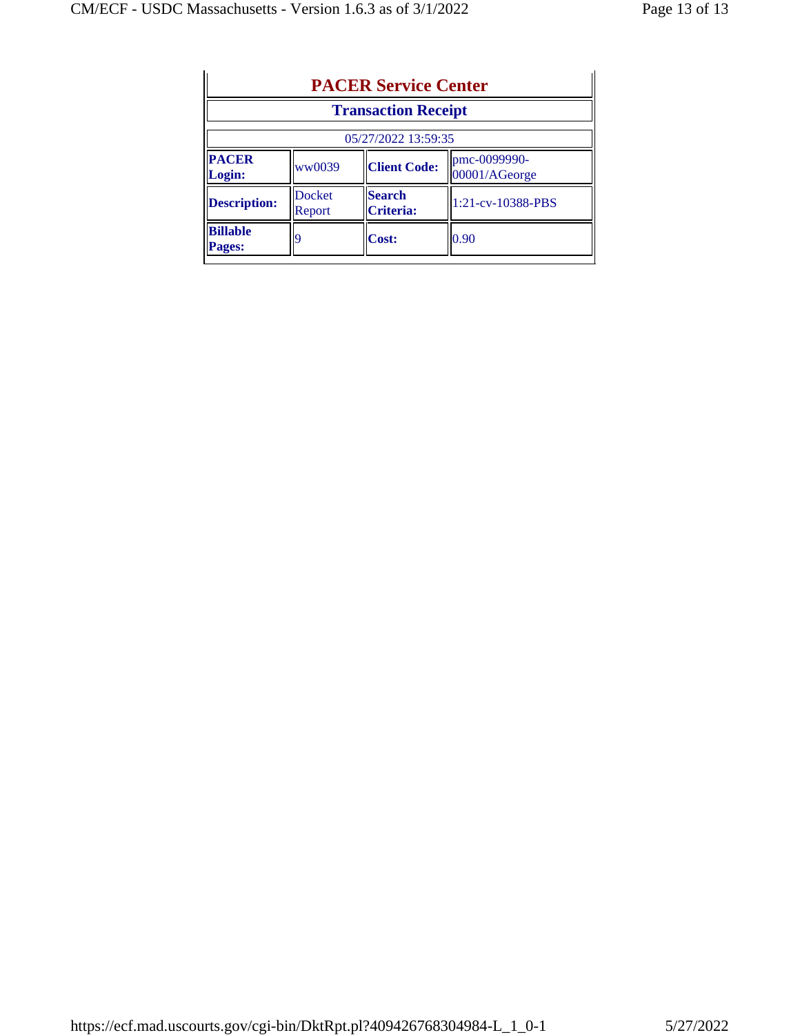## PACER Service Center

### Transaction Receipt

| 05/27/2022 13:59:35 | | | |
|---|---|---|---|
| **PACER Login:** | ww0039 | **Client Code:** | pmc-0099990-00001/AGeorge |
| **Description:** | Docket Report | **Search Criteria:** | 1:21-cv-10388-PBS |
| **Billable Pages:** | 9 | **Cost:** | 0.90 |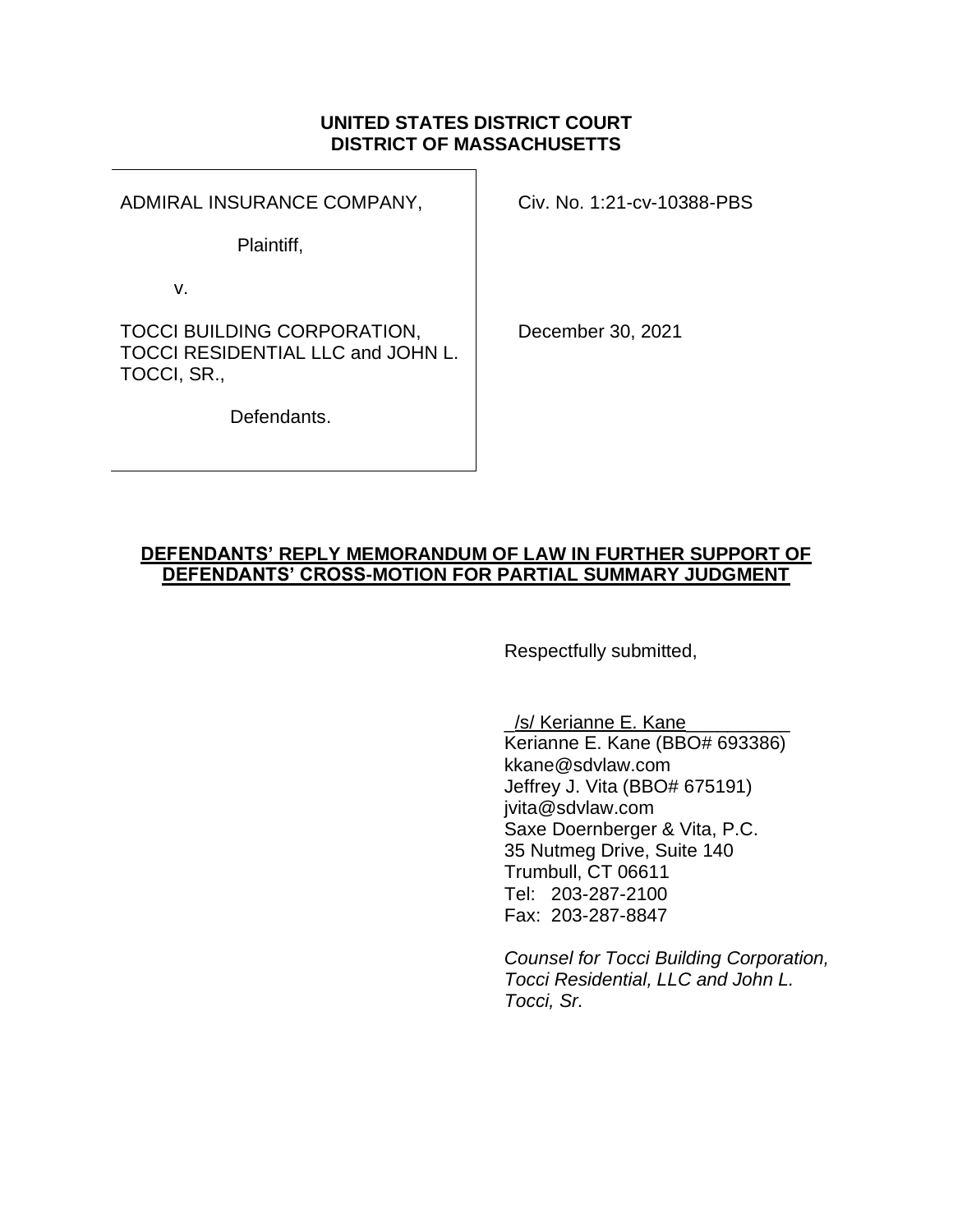**UNITED STATES DISTRICT COURT**
**DISTRICT OF MASSACHUSETTS**

| | |
|---|---|
| ADMIRAL INSURANCE COMPANY,<br><br>Plaintiff,<br><br>v.<br><br>TOCCI BUILDING CORPORATION, TOCCI RESIDENTIAL LLC and JOHN L. TOCCI, SR.,<br><br>Defendants. | Civ. No. 1:21-cv-10388-PBS<br><br><br><br>December 30, 2021 |

**DEFENDANTS' REPLY MEMORANDUM OF LAW IN FURTHER SUPPORT OF DEFENDANTS' CROSS-MOTION FOR PARTIAL SUMMARY JUDGMENT**

Respectfully submitted,

/s/ Kerianne E. Kane
Kerianne E. Kane (BBO# 693386)
kkane@sdvlaw.com
Jeffrey J. Vita (BBO# 675191)
jvita@sdvlaw.com
Saxe Doernberger & Vita, P.C.
35 Nutmeg Drive, Suite 140
Trumbull, CT 06611
Tel: 203-287-2100
Fax: 203-287-8847

*Counsel for Tocci Building Corporation, Tocci Residential, LLC and John L. Tocci, Sr.*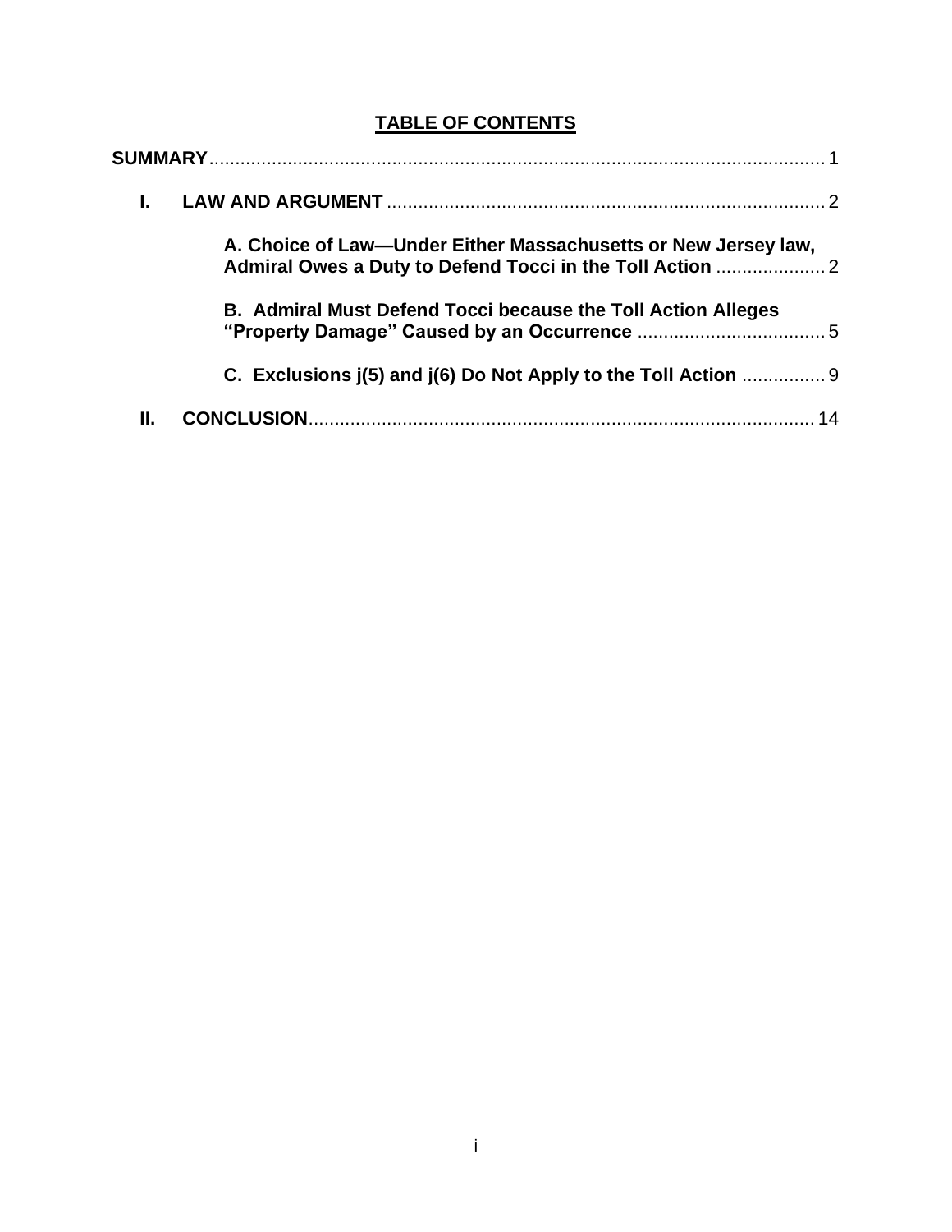## TABLE OF CONTENTS

**SUMMARY**......................................................................................................... 1

**I. LAW AND ARGUMENT** .................................................................................... 2

**A. Choice of Law—Under Either Massachusetts or New Jersey law, Admiral Owes a Duty to Defend Tocci in the Toll Action** ..................... 2

**B. Admiral Must Defend Tocci because the Toll Action Alleges "Property Damage" Caused by an Occurrence** .................................... 5

**C. Exclusions j(5) and j(6) Do Not Apply to the Toll Action** ................ 9

**II. CONCLUSION**................................................................................................ 14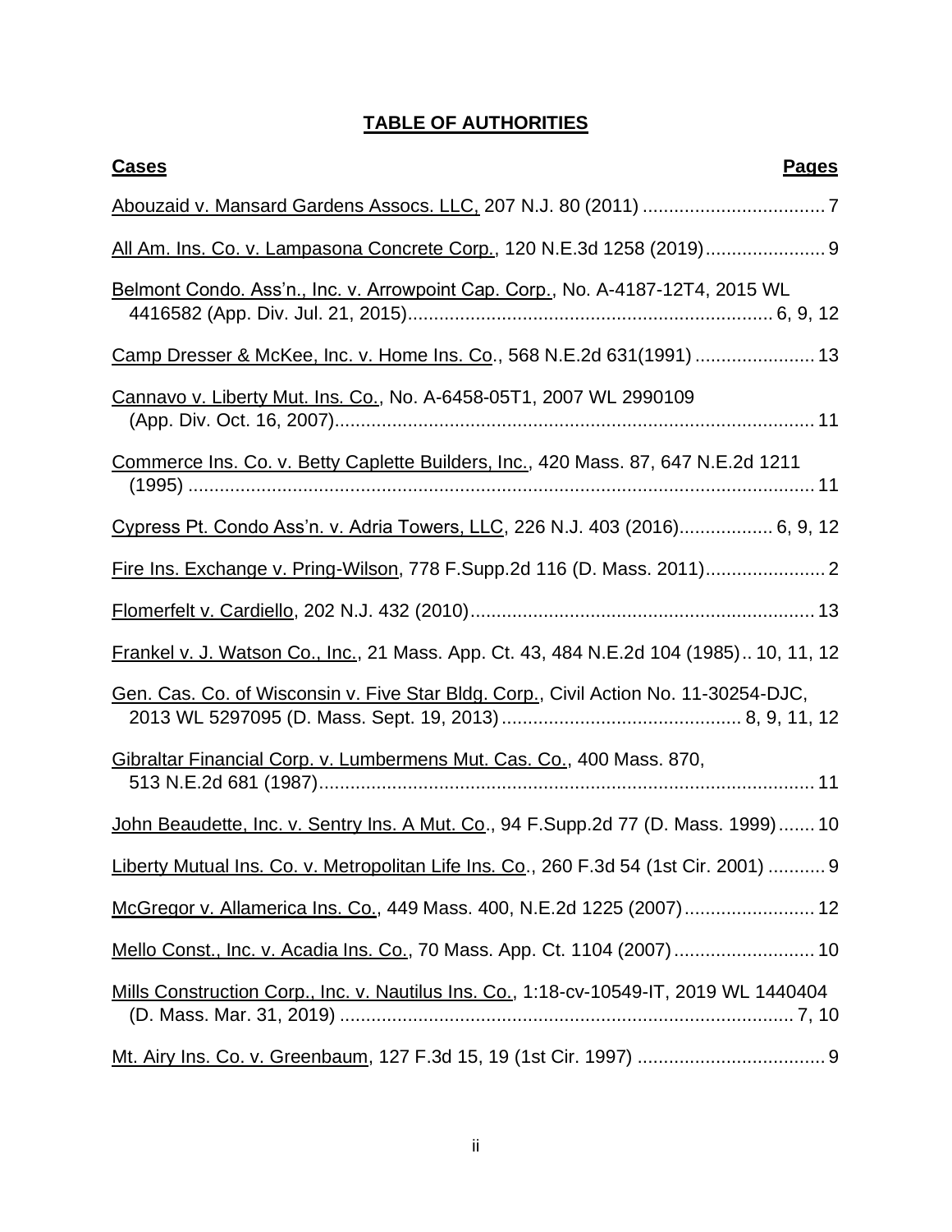## TABLE OF AUTHORITIES

**Cases** **Pages**

Abouzaid v. Mansard Gardens Assocs. LLC, 207 N.J. 80 (2011) .................................... 7

All Am. Ins. Co. v. Lampasona Concrete Corp., 120 N.E.3d 1258 (2019)....................... 9

Belmont Condo. Ass'n., Inc. v. Arrowpoint Cap. Corp., No. A-4187-12T4, 2015 WL 4416582 (App. Div. Jul. 21, 2015)....................................................................... 6, 9, 12

Camp Dresser & McKee, Inc. v. Home Ins. Co., 568 N.E.2d 631(1991) ....................... 13

Cannavo v. Liberty Mut. Ins. Co., No. A-6458-05T1, 2007 WL 2990109 (App. Div. Oct. 16, 2007)............................................................................................ 11

Commerce Ins. Co. v. Betty Caplette Builders, Inc., 420 Mass. 87, 647 N.E.2d 1211 (1995) .......................................................................................................................... 11

Cypress Pt. Condo Ass'n. v. Adria Towers, LLC, 226 N.J. 403 (2016).................. 6, 9, 12

Fire Ins. Exchange v. Pring-Wilson, 778 F.Supp.2d 116 (D. Mass. 2011)....................... 2

Flomerfelt v. Cardiello, 202 N.J. 432 (2010).................................................................. 13

Frankel v. J. Watson Co., Inc., 21 Mass. App. Ct. 43, 484 N.E.2d 104 (1985).. 10, 11, 12

Gen. Cas. Co. of Wisconsin v. Five Star Bldg. Corp., Civil Action No. 11-30254-DJC, 2013 WL 5297095 (D. Mass. Sept. 19, 2013).............................................. 8, 9, 11, 12

Gibraltar Financial Corp. v. Lumbermens Mut. Cas. Co., 400 Mass. 870, 513 N.E.2d 681 (1987)............................................................................................... 11

John Beaudette, Inc. v. Sentry Ins. A Mut. Co., 94 F.Supp.2d 77 (D. Mass. 1999)....... 10

Liberty Mutual Ins. Co. v. Metropolitan Life Ins. Co., 260 F.3d 54 (1st Cir. 2001) ........... 9

McGregor v. Allamerica Ins. Co., 449 Mass. 400, N.E.2d 1225 (2007)......................... 12

Mello Const., Inc. v. Acadia Ins. Co., 70 Mass. App. Ct. 1104 (2007)........................... 10

Mills Construction Corp., Inc. v. Nautilus Ins. Co., 1:18-cv-10549-IT, 2019 WL 1440404 (D. Mass. Mar. 31, 2019) ....................................................................................... 7, 10

Mt. Airy Ins. Co. v. Greenbaum, 127 F.3d 15, 19 (1st Cir. 1997) .................................... 9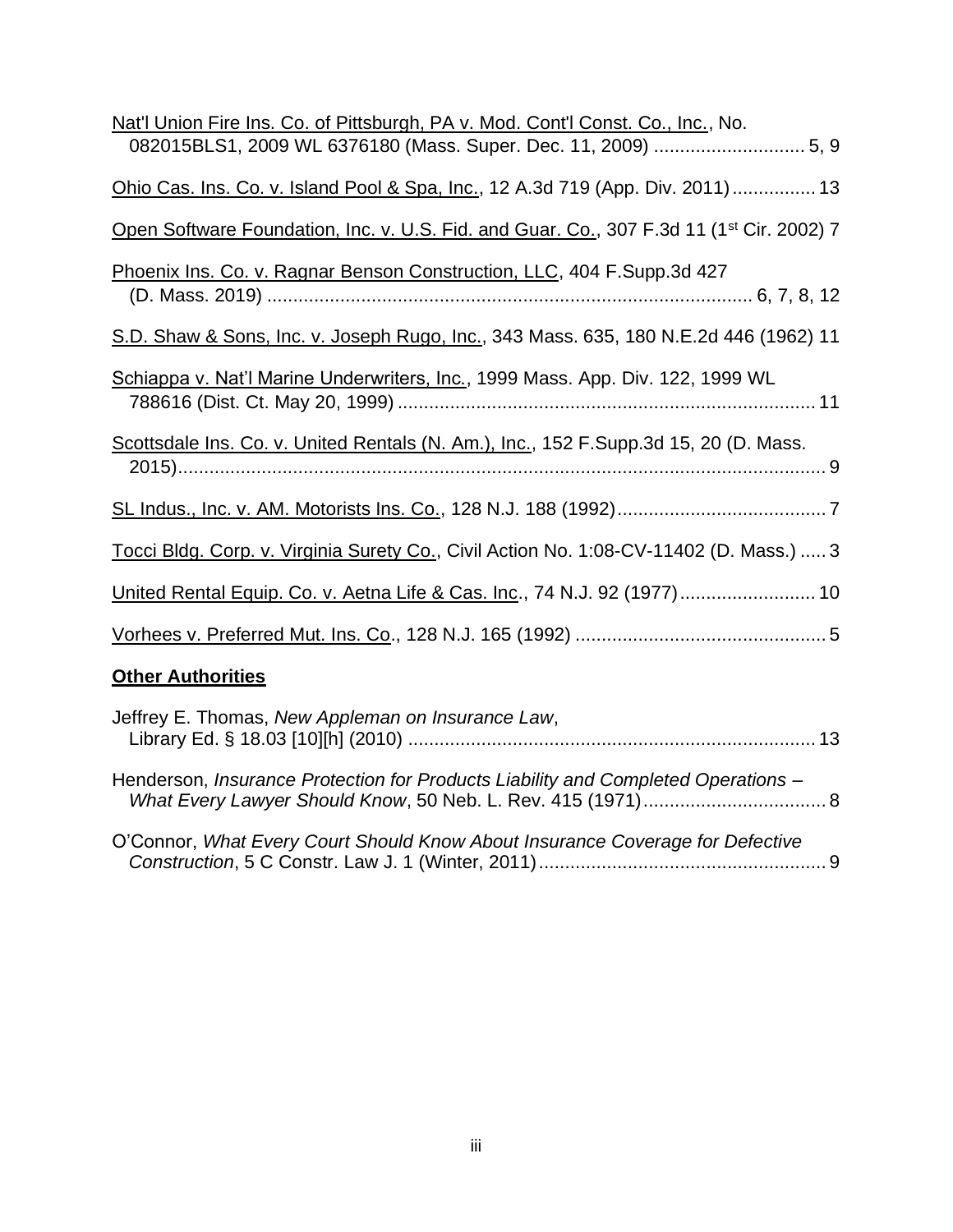Nat'l Union Fire Ins. Co. of Pittsburgh, PA v. Mod. Cont'l Const. Co., Inc., No. 082015BLS1, 2009 WL 6376180 (Mass. Super. Dec. 11, 2009) ............................ 5, 9

Ohio Cas. Ins. Co. v. Island Pool & Spa, Inc., 12 A.3d 719 (App. Div. 2011)................ 13

Open Software Foundation, Inc. v. U.S. Fid. and Guar. Co., 307 F.3d 11 (1st Cir. 2002) 7

Phoenix Ins. Co. v. Ragnar Benson Construction, LLC, 404 F.Supp.3d 427 (D. Mass. 2019) ............................................................................................ 6, 7, 8, 12

S.D. Shaw & Sons, Inc. v. Joseph Rugo, Inc., 343 Mass. 635, 180 N.E.2d 446 (1962) 11

Schiappa v. Nat'l Marine Underwriters, Inc., 1999 Mass. App. Div. 122, 1999 WL 788616 (Dist. Ct. May 20, 1999) ............................................................................... 11

Scottsdale Ins. Co. v. United Rentals (N. Am.), Inc., 152 F.Supp.3d 15, 20 (D. Mass. 2015)............................................................................................................................ 9

SL Indus., Inc. v. AM. Motorists Ins. Co., 128 N.J. 188 (1992)........................................ 7

Tocci Bldg. Corp. v. Virginia Surety Co., Civil Action No. 1:08-CV-11402 (D. Mass.) ..... 3

United Rental Equip. Co. v. Aetna Life & Cas. Inc., 74 N.J. 92 (1977).......................... 10

Vorhees v. Preferred Mut. Ins. Co., 128 N.J. 165 (1992) ................................................ 5

**Other Authorities**

Jeffrey E. Thomas, *New Appleman on Insurance Law*, Library Ed. § 18.03 [10][h] (2010) ............................................................................. 13

Henderson, *Insurance Protection for Products Liability and Completed Operations – What Every Lawyer Should Know*, 50 Neb. L. Rev. 415 (1971).................................. 8

O'Connor, *What Every Court Should Know About Insurance Coverage for Defective Construction*, 5 C Constr. Law J. 1 (Winter, 2011)....................................................... 9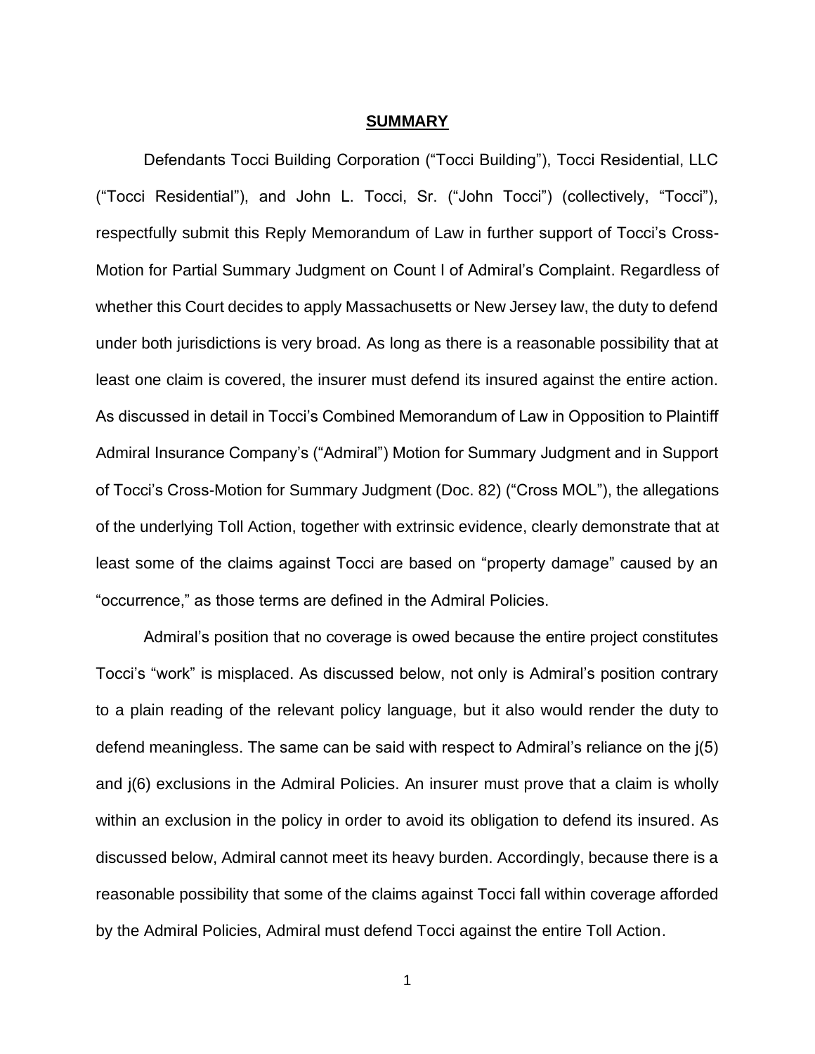## **SUMMARY**

Defendants Tocci Building Corporation ("Tocci Building"), Tocci Residential, LLC ("Tocci Residential"), and John L. Tocci, Sr. ("John Tocci") (collectively, "Tocci"), respectfully submit this Reply Memorandum of Law in further support of Tocci's Cross-Motion for Partial Summary Judgment on Count I of Admiral's Complaint. Regardless of whether this Court decides to apply Massachusetts or New Jersey law, the duty to defend under both jurisdictions is very broad. As long as there is a reasonable possibility that at least one claim is covered, the insurer must defend its insured against the entire action. As discussed in detail in Tocci's Combined Memorandum of Law in Opposition to Plaintiff Admiral Insurance Company's ("Admiral") Motion for Summary Judgment and in Support of Tocci's Cross-Motion for Summary Judgment (Doc. 82) ("Cross MOL"), the allegations of the underlying Toll Action, together with extrinsic evidence, clearly demonstrate that at least some of the claims against Tocci are based on "property damage" caused by an "occurrence," as those terms are defined in the Admiral Policies.

Admiral's position that no coverage is owed because the entire project constitutes Tocci's "work" is misplaced. As discussed below, not only is Admiral's position contrary to a plain reading of the relevant policy language, but it also would render the duty to defend meaningless. The same can be said with respect to Admiral's reliance on the j(5) and j(6) exclusions in the Admiral Policies. An insurer must prove that a claim is wholly within an exclusion in the policy in order to avoid its obligation to defend its insured. As discussed below, Admiral cannot meet its heavy burden. Accordingly, because there is a reasonable possibility that some of the claims against Tocci fall within coverage afforded by the Admiral Policies, Admiral must defend Tocci against the entire Toll Action.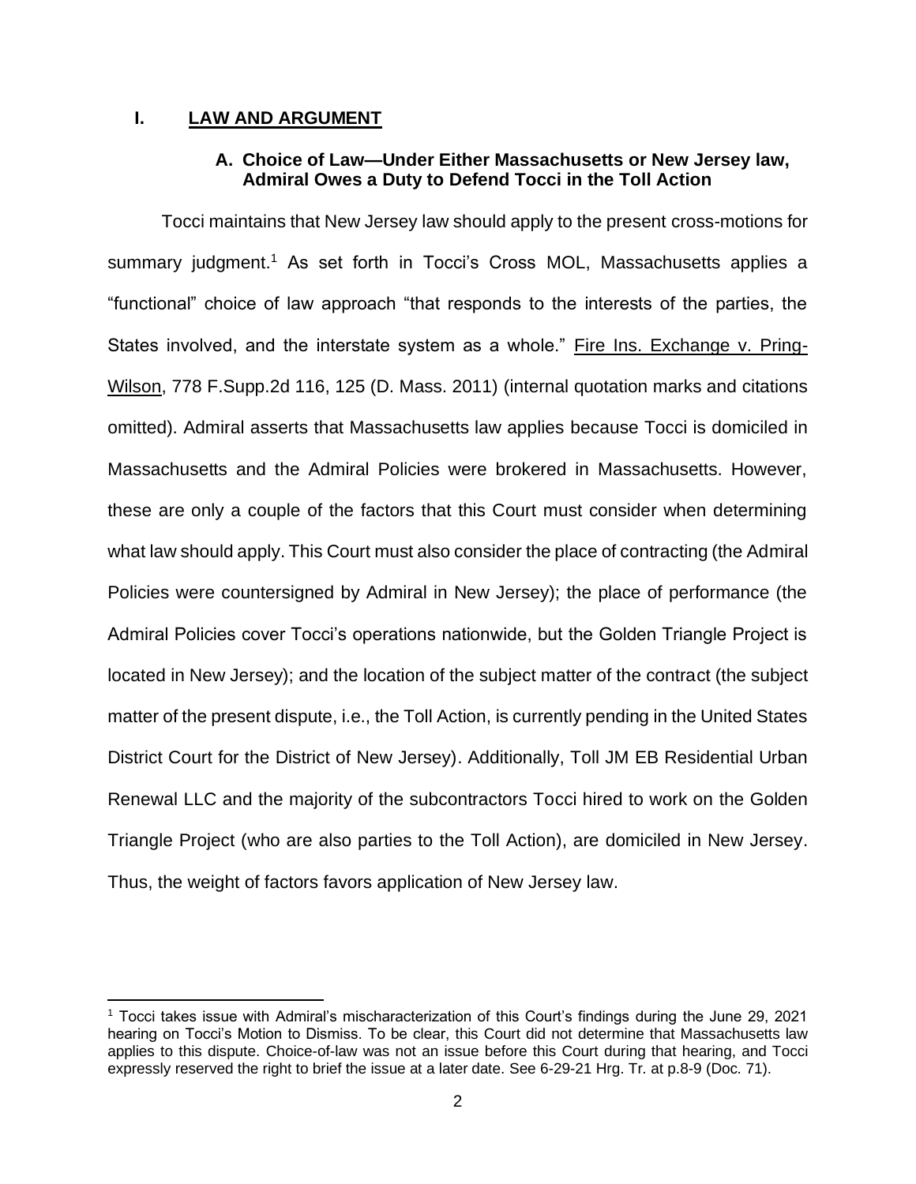## I. LAW AND ARGUMENT

### A. Choice of Law—Under Either Massachusetts or New Jersey law, Admiral Owes a Duty to Defend Tocci in the Toll Action

Tocci maintains that New Jersey law should apply to the present cross-motions for summary judgment.[1] As set forth in Tocci's Cross MOL, Massachusetts applies a "functional" choice of law approach "that responds to the interests of the parties, the States involved, and the interstate system as a whole." Fire Ins. Exchange v. Pring-Wilson, 778 F.Supp.2d 116, 125 (D. Mass. 2011) (internal quotation marks and citations omitted). Admiral asserts that Massachusetts law applies because Tocci is domiciled in Massachusetts and the Admiral Policies were brokered in Massachusetts. However, these are only a couple of the factors that this Court must consider when determining what law should apply. This Court must also consider the place of contracting (the Admiral Policies were countersigned by Admiral in New Jersey); the place of performance (the Admiral Policies cover Tocci's operations nationwide, but the Golden Triangle Project is located in New Jersey); and the location of the subject matter of the contract (the subject matter of the present dispute, i.e., the Toll Action, is currently pending in the United States District Court for the District of New Jersey). Additionally, Toll JM EB Residential Urban Renewal LLC and the majority of the subcontractors Tocci hired to work on the Golden Triangle Project (who are also parties to the Toll Action), are domiciled in New Jersey. Thus, the weight of factors favors application of New Jersey law.

[1] Tocci takes issue with Admiral's mischaracterization of this Court's findings during the June 29, 2021 hearing on Tocci's Motion to Dismiss. To be clear, this Court did not determine that Massachusetts law applies to this dispute. Choice-of-law was not an issue before this Court during that hearing, and Tocci expressly reserved the right to brief the issue at a later date. See 6-29-21 Hrg. Tr. at p.8-9 (Doc. 71).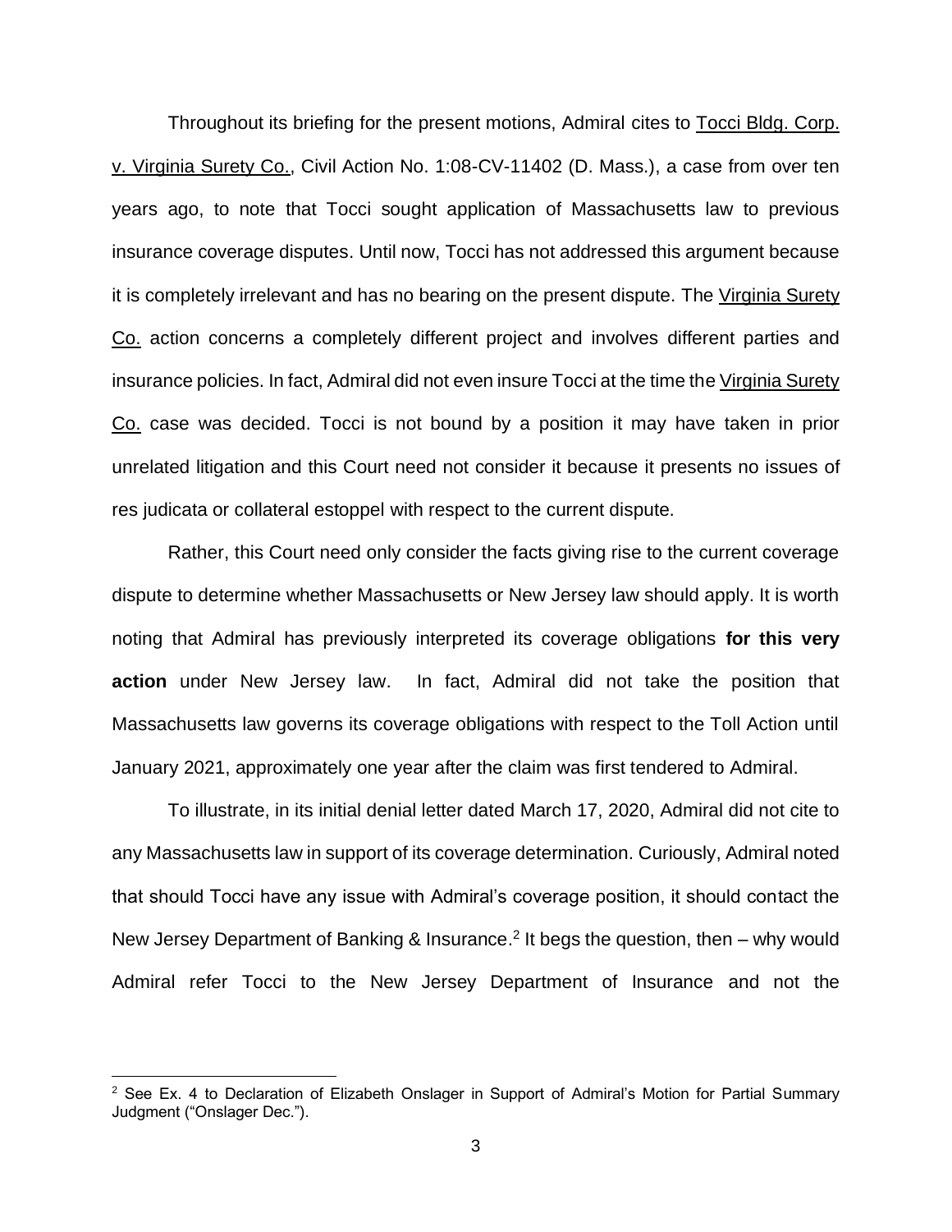Throughout its briefing for the present motions, Admiral cites to Tocci Bldg. Corp. v. Virginia Surety Co., Civil Action No. 1:08-CV-11402 (D. Mass.), a case from over ten years ago, to note that Tocci sought application of Massachusetts law to previous insurance coverage disputes. Until now, Tocci has not addressed this argument because it is completely irrelevant and has no bearing on the present dispute. The Virginia Surety Co. action concerns a completely different project and involves different parties and insurance policies. In fact, Admiral did not even insure Tocci at the time the Virginia Surety Co. case was decided. Tocci is not bound by a position it may have taken in prior unrelated litigation and this Court need not consider it because it presents no issues of res judicata or collateral estoppel with respect to the current dispute.

Rather, this Court need only consider the facts giving rise to the current coverage dispute to determine whether Massachusetts or New Jersey law should apply. It is worth noting that Admiral has previously interpreted its coverage obligations **for this very action** under New Jersey law. In fact, Admiral did not take the position that Massachusetts law governs its coverage obligations with respect to the Toll Action until January 2021, approximately one year after the claim was first tendered to Admiral.

To illustrate, in its initial denial letter dated March 17, 2020, Admiral did not cite to any Massachusetts law in support of its coverage determination. Curiously, Admiral noted that should Tocci have any issue with Admiral's coverage position, it should contact the New Jersey Department of Banking & Insurance.[2] It begs the question, then – why would Admiral refer Tocci to the New Jersey Department of Insurance and not the

[2] See Ex. 4 to Declaration of Elizabeth Onslager in Support of Admiral's Motion for Partial Summary Judgment ("Onslager Dec.").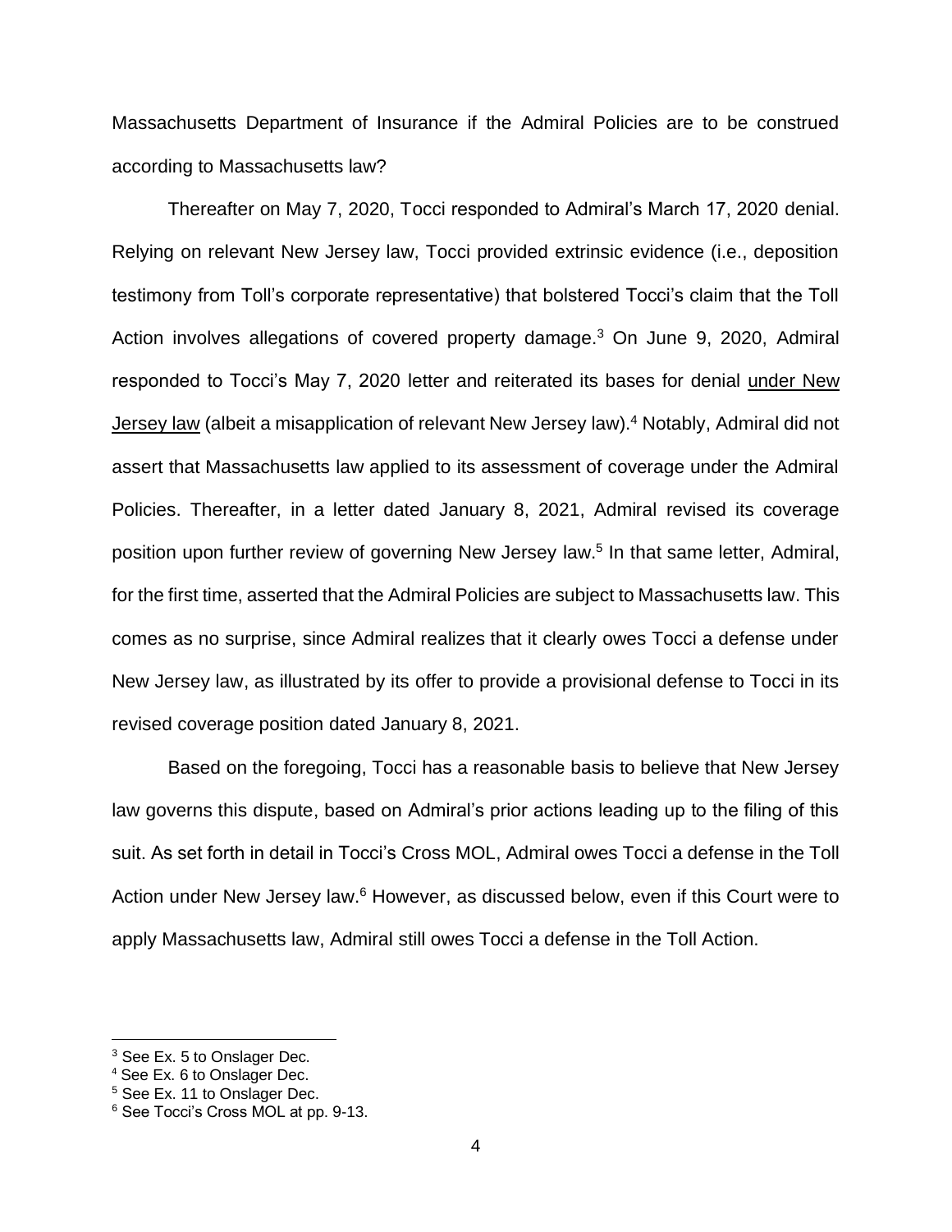Massachusetts Department of Insurance if the Admiral Policies are to be construed according to Massachusetts law?

Thereafter on May 7, 2020, Tocci responded to Admiral's March 17, 2020 denial. Relying on relevant New Jersey law, Tocci provided extrinsic evidence (i.e., deposition testimony from Toll's corporate representative) that bolstered Tocci's claim that the Toll Action involves allegations of covered property damage.[3] On June 9, 2020, Admiral responded to Tocci's May 7, 2020 letter and reiterated its bases for denial <u>under New Jersey law</u> (albeit a misapplication of relevant New Jersey law).[4] Notably, Admiral did not assert that Massachusetts law applied to its assessment of coverage under the Admiral Policies. Thereafter, in a letter dated January 8, 2021, Admiral revised its coverage position upon further review of governing New Jersey law.[5] In that same letter, Admiral, for the first time, asserted that the Admiral Policies are subject to Massachusetts law. This comes as no surprise, since Admiral realizes that it clearly owes Tocci a defense under New Jersey law, as illustrated by its offer to provide a provisional defense to Tocci in its revised coverage position dated January 8, 2021.

Based on the foregoing, Tocci has a reasonable basis to believe that New Jersey law governs this dispute, based on Admiral's prior actions leading up to the filing of this suit. As set forth in detail in Tocci's Cross MOL, Admiral owes Tocci a defense in the Toll Action under New Jersey law.[6] However, as discussed below, even if this Court were to apply Massachusetts law, Admiral still owes Tocci a defense in the Toll Action.

---

[3] See Ex. 5 to Onslager Dec.

[4] See Ex. 6 to Onslager Dec.

[5] See Ex. 11 to Onslager Dec.

[6] See Tocci's Cross MOL at pp. 9-13.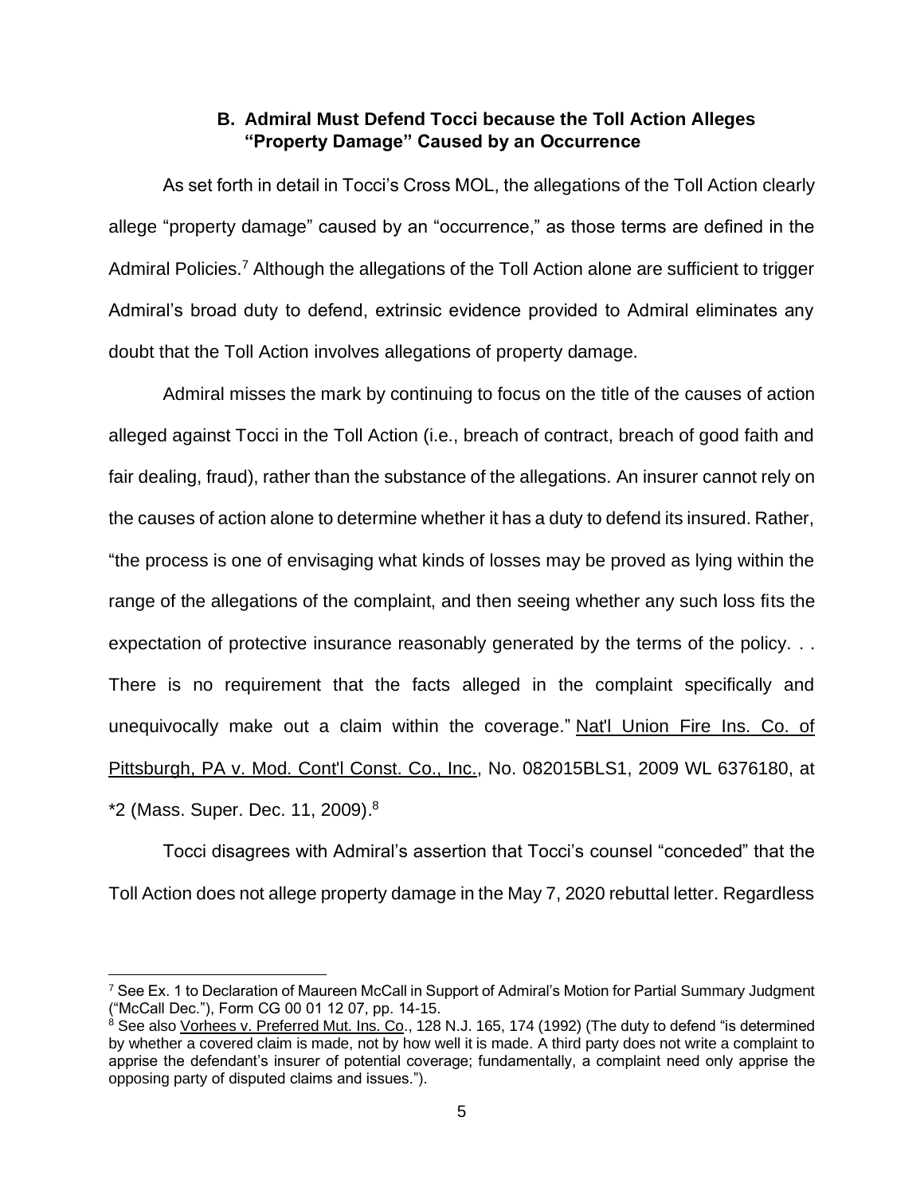### B. Admiral Must Defend Tocci because the Toll Action Alleges "Property Damage" Caused by an Occurrence

As set forth in detail in Tocci's Cross MOL, the allegations of the Toll Action clearly allege "property damage" caused by an "occurrence," as those terms are defined in the Admiral Policies.[7] Although the allegations of the Toll Action alone are sufficient to trigger Admiral's broad duty to defend, extrinsic evidence provided to Admiral eliminates any doubt that the Toll Action involves allegations of property damage.

Admiral misses the mark by continuing to focus on the title of the causes of action alleged against Tocci in the Toll Action (i.e., breach of contract, breach of good faith and fair dealing, fraud), rather than the substance of the allegations. An insurer cannot rely on the causes of action alone to determine whether it has a duty to defend its insured. Rather, "the process is one of envisaging what kinds of losses may be proved as lying within the range of the allegations of the complaint, and then seeing whether any such loss fits the expectation of protective insurance reasonably generated by the terms of the policy. . . There is no requirement that the facts alleged in the complaint specifically and unequivocally make out a claim within the coverage." Nat'l Union Fire Ins. Co. of Pittsburgh, PA v. Mod. Cont'l Const. Co., Inc., No. 082015BLS1, 2009 WL 6376180, at *2 (Mass. Super. Dec. 11, 2009).[8]

Tocci disagrees with Admiral's assertion that Tocci's counsel "conceded" that the Toll Action does not allege property damage in the May 7, 2020 rebuttal letter. Regardless

---

[7] See Ex. 1 to Declaration of Maureen McCall in Support of Admiral's Motion for Partial Summary Judgment ("McCall Dec."), Form CG 00 01 12 07, pp. 14-15.

[8] See also Vorhees v. Preferred Mut. Ins. Co., 128 N.J. 165, 174 (1992) (The duty to defend "is determined by whether a covered claim is made, not by how well it is made. A third party does not write a complaint to apprise the defendant's insurer of potential coverage; fundamentally, a complaint need only apprise the opposing party of disputed claims and issues.").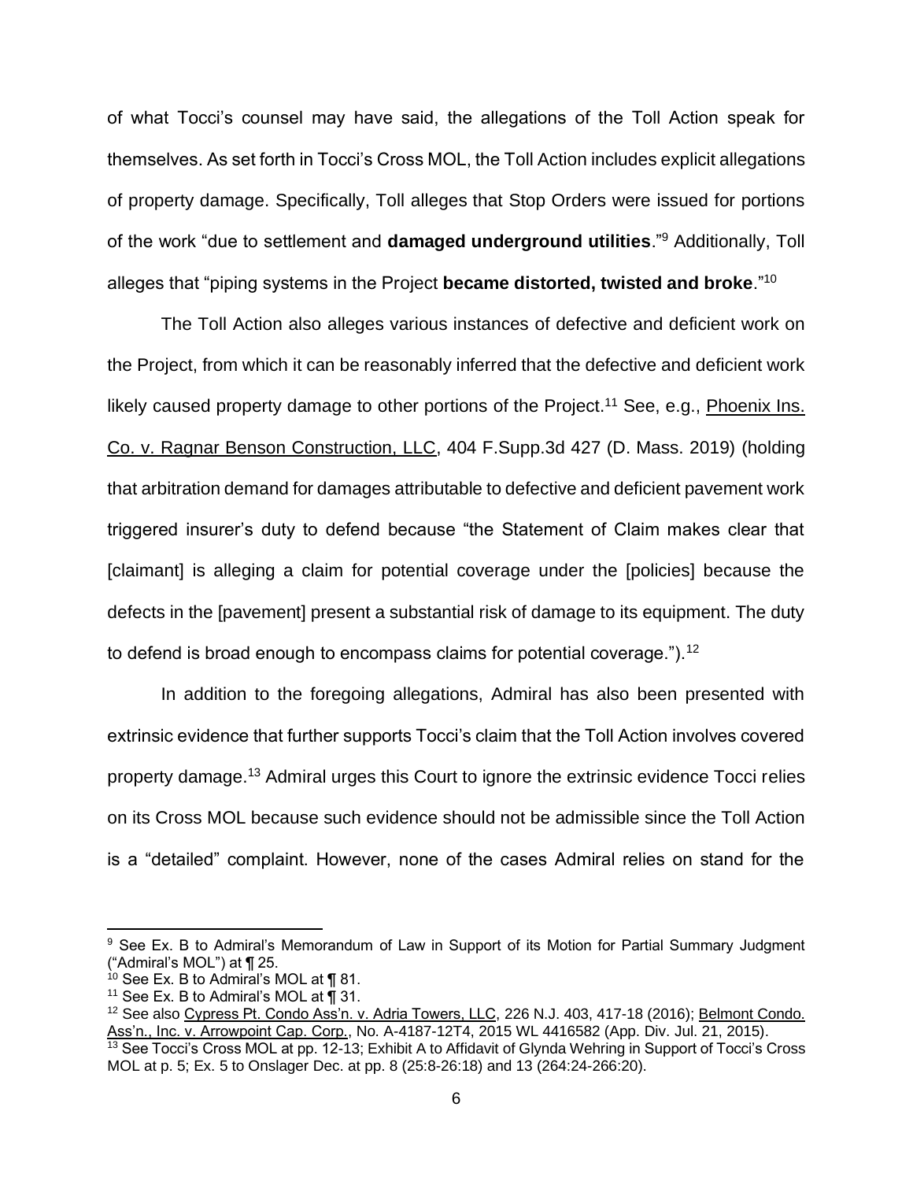of what Tocci's counsel may have said, the allegations of the Toll Action speak for themselves. As set forth in Tocci's Cross MOL, the Toll Action includes explicit allegations of property damage. Specifically, Toll alleges that Stop Orders were issued for portions of the work "due to settlement and **damaged underground utilities**."[9] Additionally, Toll alleges that "piping systems in the Project **became distorted, twisted and broke**."[10]

The Toll Action also alleges various instances of defective and deficient work on the Project, from which it can be reasonably inferred that the defective and deficient work likely caused property damage to other portions of the Project.[11] See, e.g., Phoenix Ins. Co. v. Ragnar Benson Construction, LLC, 404 F.Supp.3d 427 (D. Mass. 2019) (holding that arbitration demand for damages attributable to defective and deficient pavement work triggered insurer's duty to defend because "the Statement of Claim makes clear that [claimant] is alleging a claim for potential coverage under the [policies] because the defects in the [pavement] present a substantial risk of damage to its equipment. The duty to defend is broad enough to encompass claims for potential coverage.").[12]

In addition to the foregoing allegations, Admiral has also been presented with extrinsic evidence that further supports Tocci's claim that the Toll Action involves covered property damage.[13] Admiral urges this Court to ignore the extrinsic evidence Tocci relies on its Cross MOL because such evidence should not be admissible since the Toll Action is a "detailed" complaint. However, none of the cases Admiral relies on stand for the

---

[9] See Ex. B to Admiral's Memorandum of Law in Support of its Motion for Partial Summary Judgment ("Admiral's MOL") at ¶ 25.

[10] See Ex. B to Admiral's MOL at ¶ 81.

[11] See Ex. B to Admiral's MOL at ¶ 31.

[12] See also Cypress Pt. Condo Ass'n. v. Adria Towers, LLC, 226 N.J. 403, 417-18 (2016); Belmont Condo. Ass'n., Inc. v. Arrowpoint Cap. Corp., No. A-4187-12T4, 2015 WL 4416582 (App. Div. Jul. 21, 2015).

[13] See Tocci's Cross MOL at pp. 12-13; Exhibit A to Affidavit of Glynda Wehring in Support of Tocci's Cross MOL at p. 5; Ex. 5 to Onslager Dec. at pp. 8 (25:8-26:18) and 13 (264:24-266:20).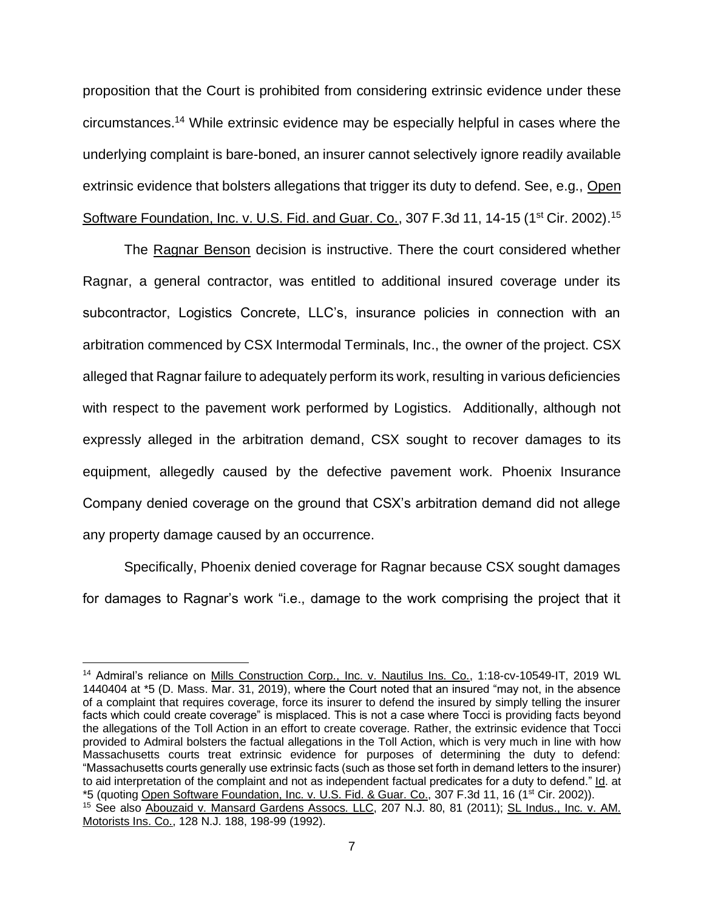proposition that the Court is prohibited from considering extrinsic evidence under these circumstances.[14] While extrinsic evidence may be especially helpful in cases where the underlying complaint is bare-boned, an insurer cannot selectively ignore readily available extrinsic evidence that bolsters allegations that trigger its duty to defend. See, e.g., Open Software Foundation, Inc. v. U.S. Fid. and Guar. Co., 307 F.3d 11, 14-15 (1st Cir. 2002).[15]

The Ragnar Benson decision is instructive. There the court considered whether Ragnar, a general contractor, was entitled to additional insured coverage under its subcontractor, Logistics Concrete, LLC's, insurance policies in connection with an arbitration commenced by CSX Intermodal Terminals, Inc., the owner of the project. CSX alleged that Ragnar failure to adequately perform its work, resulting in various deficiencies with respect to the pavement work performed by Logistics. Additionally, although not expressly alleged in the arbitration demand, CSX sought to recover damages to its equipment, allegedly caused by the defective pavement work. Phoenix Insurance Company denied coverage on the ground that CSX's arbitration demand did not allege any property damage caused by an occurrence.

Specifically, Phoenix denied coverage for Ragnar because CSX sought damages for damages to Ragnar's work "i.e., damage to the work comprising the project that it

---

[14] Admiral's reliance on Mills Construction Corp., Inc. v. Nautilus Ins. Co., 1:18-cv-10549-IT, 2019 WL 1440404 at *5 (D. Mass. Mar. 31, 2019), where the Court noted that an insured "may not, in the absence of a complaint that requires coverage, force its insurer to defend the insured by simply telling the insurer facts which could create coverage" is misplaced. This is not a case where Tocci is providing facts beyond the allegations of the Toll Action in an effort to create coverage. Rather, the extrinsic evidence that Tocci provided to Admiral bolsters the factual allegations in the Toll Action, which is very much in line with how Massachusetts courts treat extrinsic evidence for purposes of determining the duty to defend: "Massachusetts courts generally use extrinsic facts (such as those set forth in demand letters to the insurer) to aid interpretation of the complaint and not as independent factual predicates for a duty to defend." Id. at *5 (quoting Open Software Foundation, Inc. v. U.S. Fid. & Guar. Co., 307 F.3d 11, 16 (1st Cir. 2002)).

[15] See also Abouzaid v. Mansard Gardens Assocs. LLC, 207 N.J. 80, 81 (2011); SL Indus., Inc. v. AM. Motorists Ins. Co., 128 N.J. 188, 198-99 (1992).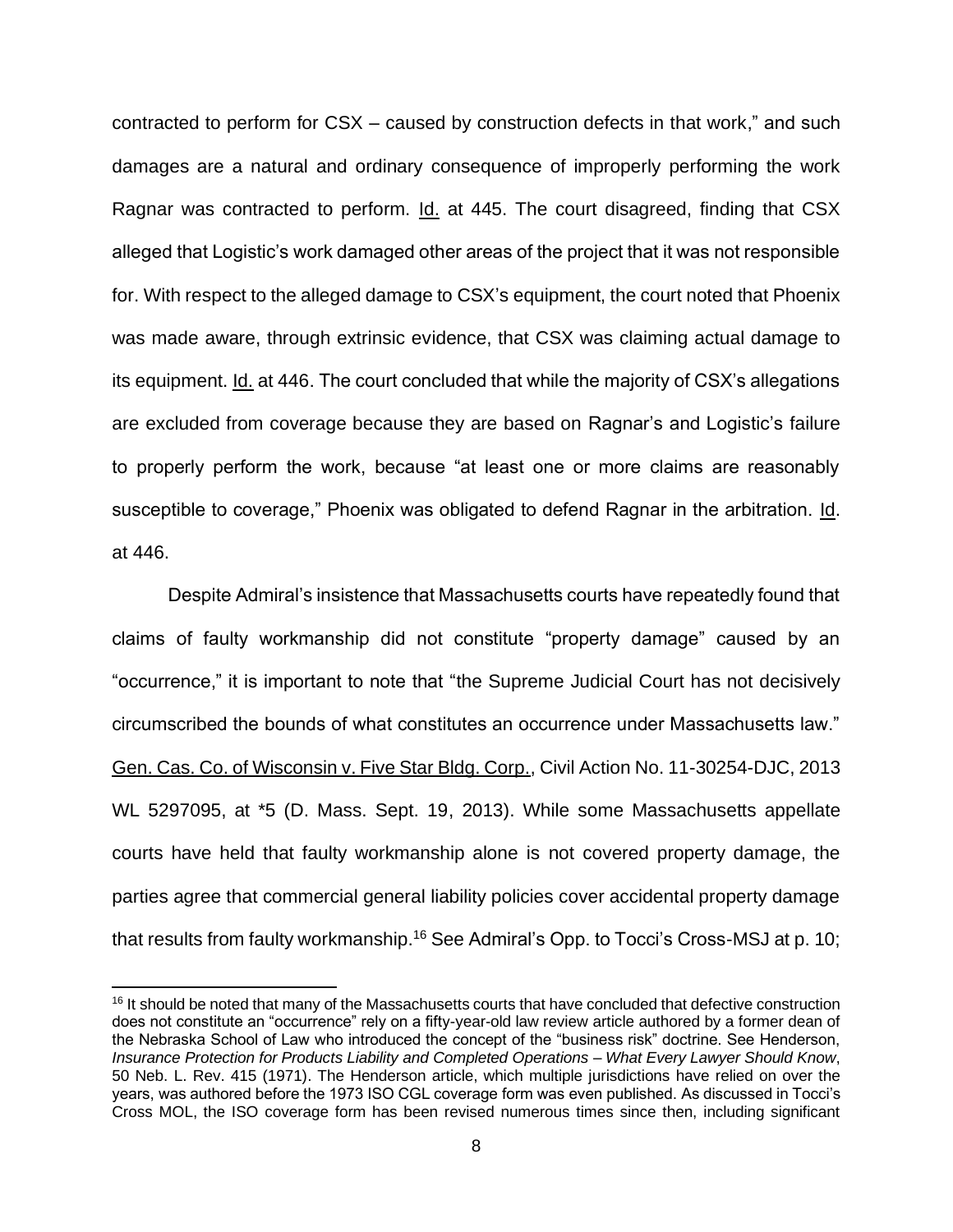contracted to perform for CSX – caused by construction defects in that work," and such damages are a natural and ordinary consequence of improperly performing the work Ragnar was contracted to perform. Id. at 445. The court disagreed, finding that CSX alleged that Logistic's work damaged other areas of the project that it was not responsible for. With respect to the alleged damage to CSX's equipment, the court noted that Phoenix was made aware, through extrinsic evidence, that CSX was claiming actual damage to its equipment. Id. at 446. The court concluded that while the majority of CSX's allegations are excluded from coverage because they are based on Ragnar's and Logistic's failure to properly perform the work, because "at least one or more claims are reasonably susceptible to coverage," Phoenix was obligated to defend Ragnar in the arbitration. Id. at 446.

Despite Admiral's insistence that Massachusetts courts have repeatedly found that claims of faulty workmanship did not constitute "property damage" caused by an "occurrence," it is important to note that "the Supreme Judicial Court has not decisively circumscribed the bounds of what constitutes an occurrence under Massachusetts law." Gen. Cas. Co. of Wisconsin v. Five Star Bldg. Corp., Civil Action No. 11-30254-DJC, 2013 WL 5297095, at *5 (D. Mass. Sept. 19, 2013). While some Massachusetts appellate courts have held that faulty workmanship alone is not covered property damage, the parties agree that commercial general liability policies cover accidental property damage that results from faulty workmanship.[16] See Admiral's Opp. to Tocci's Cross-MSJ at p. 10;

[16] It should be noted that many of the Massachusetts courts that have concluded that defective construction does not constitute an "occurrence" rely on a fifty-year-old law review article authored by a former dean of the Nebraska School of Law who introduced the concept of the "business risk" doctrine. See Henderson, *Insurance Protection for Products Liability and Completed Operations – What Every Lawyer Should Know*, 50 Neb. L. Rev. 415 (1971). The Henderson article, which multiple jurisdictions have relied on over the years, was authored before the 1973 ISO CGL coverage form was even published. As discussed in Tocci's Cross MOL, the ISO coverage form has been revised numerous times since then, including significant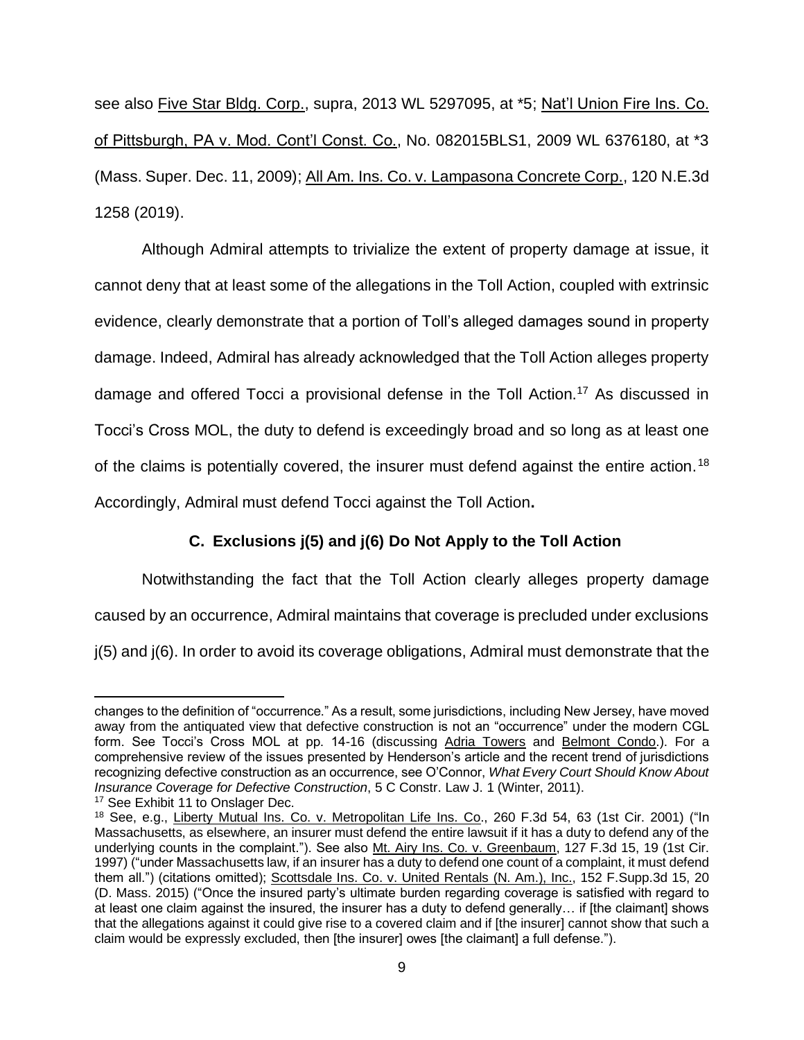see also Five Star Bldg. Corp., supra, 2013 WL 5297095, at *5; Nat'l Union Fire Ins. Co. of Pittsburgh, PA v. Mod. Cont'l Const. Co., No. 082015BLS1, 2009 WL 6376180, at *3 (Mass. Super. Dec. 11, 2009); All Am. Ins. Co. v. Lampasona Concrete Corp., 120 N.E.3d 1258 (2019).

Although Admiral attempts to trivialize the extent of property damage at issue, it cannot deny that at least some of the allegations in the Toll Action, coupled with extrinsic evidence, clearly demonstrate that a portion of Toll's alleged damages sound in property damage. Indeed, Admiral has already acknowledged that the Toll Action alleges property damage and offered Tocci a provisional defense in the Toll Action.[17] As discussed in Tocci's Cross MOL, the duty to defend is exceedingly broad and so long as at least one of the claims is potentially covered, the insurer must defend against the entire action.[18] Accordingly, Admiral must defend Tocci against the Toll Action**.**

### C. Exclusions j(5) and j(6) Do Not Apply to the Toll Action

Notwithstanding the fact that the Toll Action clearly alleges property damage caused by an occurrence, Admiral maintains that coverage is precluded under exclusions j(5) and j(6). In order to avoid its coverage obligations, Admiral must demonstrate that the

---

changes to the definition of "occurrence." As a result, some jurisdictions, including New Jersey, have moved away from the antiquated view that defective construction is not an "occurrence" under the modern CGL form. See Tocci's Cross MOL at pp. 14-16 (discussing Adria Towers and Belmont Condo.). For a comprehensive review of the issues presented by Henderson's article and the recent trend of jurisdictions recognizing defective construction as an occurrence, see O'Connor, *What Every Court Should Know About Insurance Coverage for Defective Construction*, 5 C Constr. Law J. 1 (Winter, 2011).

[17] See Exhibit 11 to Onslager Dec.

[18] See, e.g., Liberty Mutual Ins. Co. v. Metropolitan Life Ins. Co., 260 F.3d 54, 63 (1st Cir. 2001) ("In Massachusetts, as elsewhere, an insurer must defend the entire lawsuit if it has a duty to defend any of the underlying counts in the complaint."). See also Mt. Airy Ins. Co. v. Greenbaum, 127 F.3d 15, 19 (1st Cir. 1997) ("under Massachusetts law, if an insurer has a duty to defend one count of a complaint, it must defend them all.") (citations omitted); Scottsdale Ins. Co. v. United Rentals (N. Am.), Inc., 152 F.Supp.3d 15, 20 (D. Mass. 2015) ("Once the insured party's ultimate burden regarding coverage is satisfied with regard to at least one claim against the insured, the insurer has a duty to defend generally… if [the claimant] shows that the allegations against it could give rise to a covered claim and if [the insurer] cannot show that such a claim would be expressly excluded, then [the insurer] owes [the claimant] a full defense.").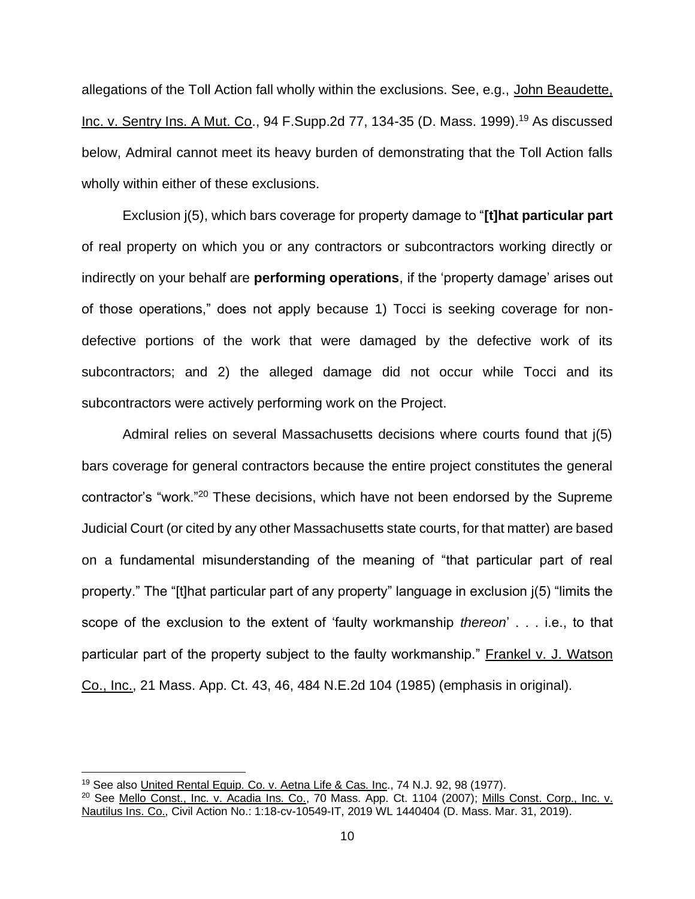allegations of the Toll Action fall wholly within the exclusions. See, e.g., John Beaudette, Inc. v. Sentry Ins. A Mut. Co., 94 F.Supp.2d 77, 134-35 (D. Mass. 1999).[19] As discussed below, Admiral cannot meet its heavy burden of demonstrating that the Toll Action falls wholly within either of these exclusions.

Exclusion j(5), which bars coverage for property damage to "**[t]hat particular part** of real property on which you or any contractors or subcontractors working directly or indirectly on your behalf are **performing operations**, if the 'property damage' arises out of those operations," does not apply because 1) Tocci is seeking coverage for non-defective portions of the work that were damaged by the defective work of its subcontractors; and 2) the alleged damage did not occur while Tocci and its subcontractors were actively performing work on the Project.

Admiral relies on several Massachusetts decisions where courts found that j(5) bars coverage for general contractors because the entire project constitutes the general contractor's "work."[20] These decisions, which have not been endorsed by the Supreme Judicial Court (or cited by any other Massachusetts state courts, for that matter) are based on a fundamental misunderstanding of the meaning of "that particular part of real property." The "[t]hat particular part of any property" language in exclusion j(5) "limits the scope of the exclusion to the extent of 'faulty workmanship *thereon*' . . . i.e., to that particular part of the property subject to the faulty workmanship." Frankel v. J. Watson Co., Inc., 21 Mass. App. Ct. 43, 46, 484 N.E.2d 104 (1985) (emphasis in original).

---

[19] See also United Rental Equip. Co. v. Aetna Life & Cas. Inc., 74 N.J. 92, 98 (1977).

[20] See Mello Const., Inc. v. Acadia Ins. Co., 70 Mass. App. Ct. 1104 (2007); Mills Const. Corp., Inc. v. Nautilus Ins. Co., Civil Action No.: 1:18-cv-10549-IT, 2019 WL 1440404 (D. Mass. Mar. 31, 2019).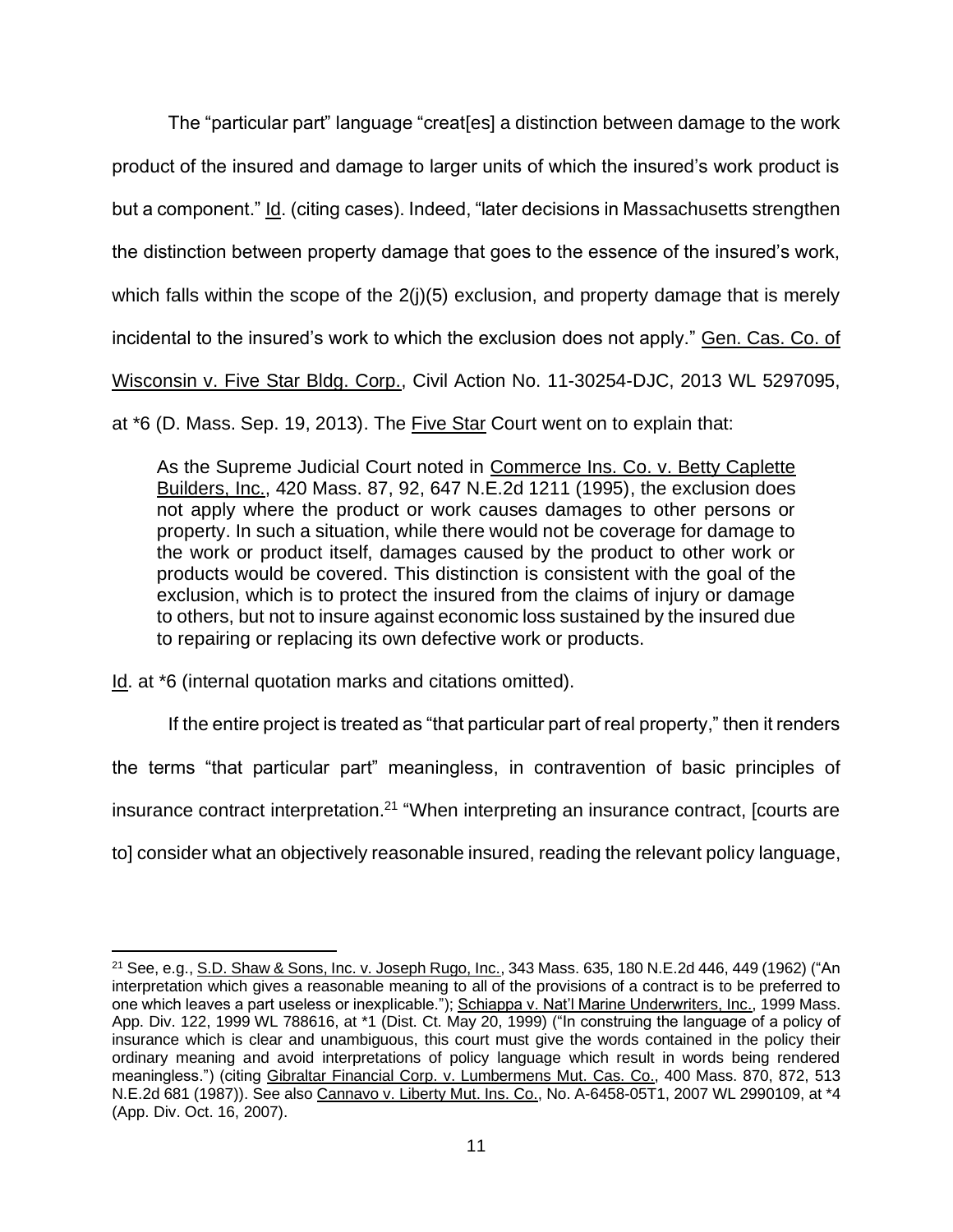The "particular part" language "creat[es] a distinction between damage to the work product of the insured and damage to larger units of which the insured's work product is but a component." Id. (citing cases). Indeed, "later decisions in Massachusetts strengthen the distinction between property damage that goes to the essence of the insured's work, which falls within the scope of the 2(j)(5) exclusion, and property damage that is merely incidental to the insured's work to which the exclusion does not apply." Gen. Cas. Co. of Wisconsin v. Five Star Bldg. Corp., Civil Action No. 11-30254-DJC, 2013 WL 5297095, at *6 (D. Mass. Sep. 19, 2013). The Five Star Court went on to explain that:

> As the Supreme Judicial Court noted in Commerce Ins. Co. v. Betty Caplette Builders, Inc., 420 Mass. 87, 92, 647 N.E.2d 1211 (1995), the exclusion does not apply where the product or work causes damages to other persons or property. In such a situation, while there would not be coverage for damage to the work or product itself, damages caused by the product to other work or products would be covered. This distinction is consistent with the goal of the exclusion, which is to protect the insured from the claims of injury or damage to others, but not to insure against economic loss sustained by the insured due to repairing or replacing its own defective work or products.

Id. at *6 (internal quotation marks and citations omitted).

If the entire project is treated as "that particular part of real property," then it renders the terms "that particular part" meaningless, in contravention of basic principles of insurance contract interpretation.[21] "When interpreting an insurance contract, [courts are to] consider what an objectively reasonable insured, reading the relevant policy language,

---

[21] See, e.g., S.D. Shaw & Sons, Inc. v. Joseph Rugo, Inc., 343 Mass. 635, 180 N.E.2d 446, 449 (1962) ("An interpretation which gives a reasonable meaning to all of the provisions of a contract is to be preferred to one which leaves a part useless or inexplicable."); Schiappa v. Nat'l Marine Underwriters, Inc., 1999 Mass. App. Div. 122, 1999 WL 788616, at *1 (Dist. Ct. May 20, 1999) ("In construing the language of a policy of insurance which is clear and unambiguous, this court must give the words contained in the policy their ordinary meaning and avoid interpretations of policy language which result in words being rendered meaningless.") (citing Gibraltar Financial Corp. v. Lumbermens Mut. Cas. Co., 400 Mass. 870, 872, 513 N.E.2d 681 (1987)). See also Cannavo v. Liberty Mut. Ins. Co., No. A-6458-05T1, 2007 WL 2990109, at *4 (App. Div. Oct. 16, 2007).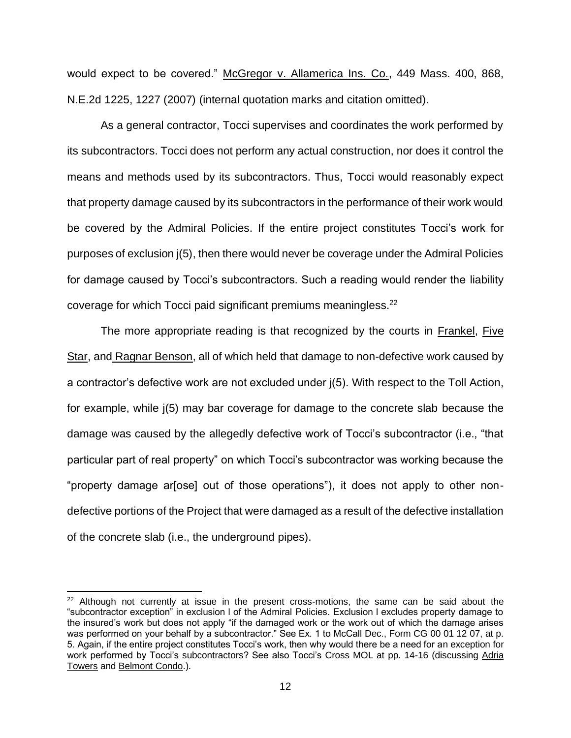would expect to be covered." McGregor v. Allamerica Ins. Co., 449 Mass. 400, 868, N.E.2d 1225, 1227 (2007) (internal quotation marks and citation omitted).

As a general contractor, Tocci supervises and coordinates the work performed by its subcontractors. Tocci does not perform any actual construction, nor does it control the means and methods used by its subcontractors. Thus, Tocci would reasonably expect that property damage caused by its subcontractors in the performance of their work would be covered by the Admiral Policies. If the entire project constitutes Tocci's work for purposes of exclusion j(5), then there would never be coverage under the Admiral Policies for damage caused by Tocci's subcontractors. Such a reading would render the liability coverage for which Tocci paid significant premiums meaningless.[22]

The more appropriate reading is that recognized by the courts in Frankel, Five Star, and Ragnar Benson, all of which held that damage to non-defective work caused by a contractor's defective work are not excluded under j(5). With respect to the Toll Action, for example, while j(5) may bar coverage for damage to the concrete slab because the damage was caused by the allegedly defective work of Tocci's subcontractor (i.e., "that particular part of real property" on which Tocci's subcontractor was working because the "property damage ar[ose] out of those operations"), it does not apply to other non-defective portions of the Project that were damaged as a result of the defective installation of the concrete slab (i.e., the underground pipes).

---

[22] Although not currently at issue in the present cross-motions, the same can be said about the "subcontractor exception" in exclusion l of the Admiral Policies. Exclusion l excludes property damage to the insured's work but does not apply "if the damaged work or the work out of which the damage arises was performed on your behalf by a subcontractor." See Ex. 1 to McCall Dec., Form CG 00 01 12 07, at p. 5. Again, if the entire project constitutes Tocci's work, then why would there be a need for an exception for work performed by Tocci's subcontractors? See also Tocci's Cross MOL at pp. 14-16 (discussing Adria Towers and Belmont Condo.).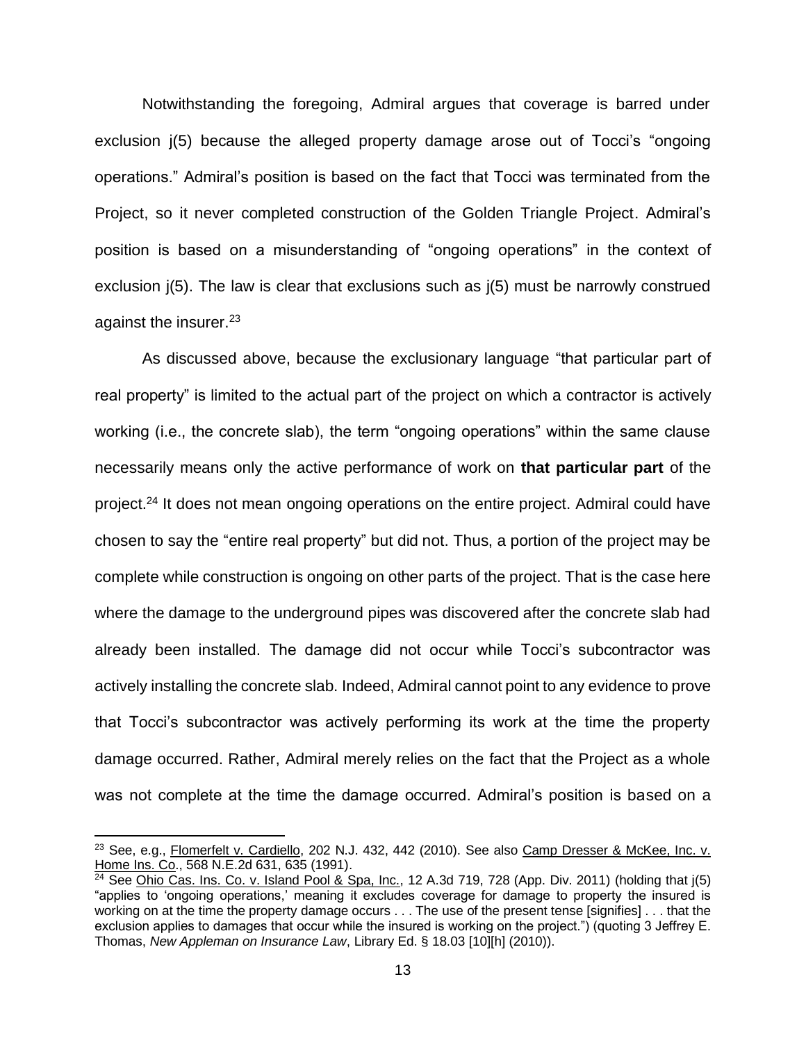Notwithstanding the foregoing, Admiral argues that coverage is barred under exclusion j(5) because the alleged property damage arose out of Tocci's "ongoing operations." Admiral's position is based on the fact that Tocci was terminated from the Project, so it never completed construction of the Golden Triangle Project. Admiral's position is based on a misunderstanding of "ongoing operations" in the context of exclusion j(5). The law is clear that exclusions such as j(5) must be narrowly construed against the insurer.[23]

As discussed above, because the exclusionary language "that particular part of real property" is limited to the actual part of the project on which a contractor is actively working (i.e., the concrete slab), the term "ongoing operations" within the same clause necessarily means only the active performance of work on **that particular part** of the project.[24] It does not mean ongoing operations on the entire project. Admiral could have chosen to say the "entire real property" but did not. Thus, a portion of the project may be complete while construction is ongoing on other parts of the project. That is the case here where the damage to the underground pipes was discovered after the concrete slab had already been installed. The damage did not occur while Tocci's subcontractor was actively installing the concrete slab. Indeed, Admiral cannot point to any evidence to prove that Tocci's subcontractor was actively performing its work at the time the property damage occurred. Rather, Admiral merely relies on the fact that the Project as a whole was not complete at the time the damage occurred. Admiral's position is based on a

---

[23] See, e.g., Flomerfelt v. Cardiello, 202 N.J. 432, 442 (2010). See also Camp Dresser & McKee, Inc. v. Home Ins. Co., 568 N.E.2d 631, 635 (1991).

[24] See Ohio Cas. Ins. Co. v. Island Pool & Spa, Inc., 12 A.3d 719, 728 (App. Div. 2011) (holding that j(5) "applies to 'ongoing operations,' meaning it excludes coverage for damage to property the insured is working on at the time the property damage occurs . . . The use of the present tense [signifies] . . . that the exclusion applies to damages that occur while the insured is working on the project.") (quoting 3 Jeffrey E. Thomas, *New Appleman on Insurance Law*, Library Ed. § 18.03 [10][h] (2010)).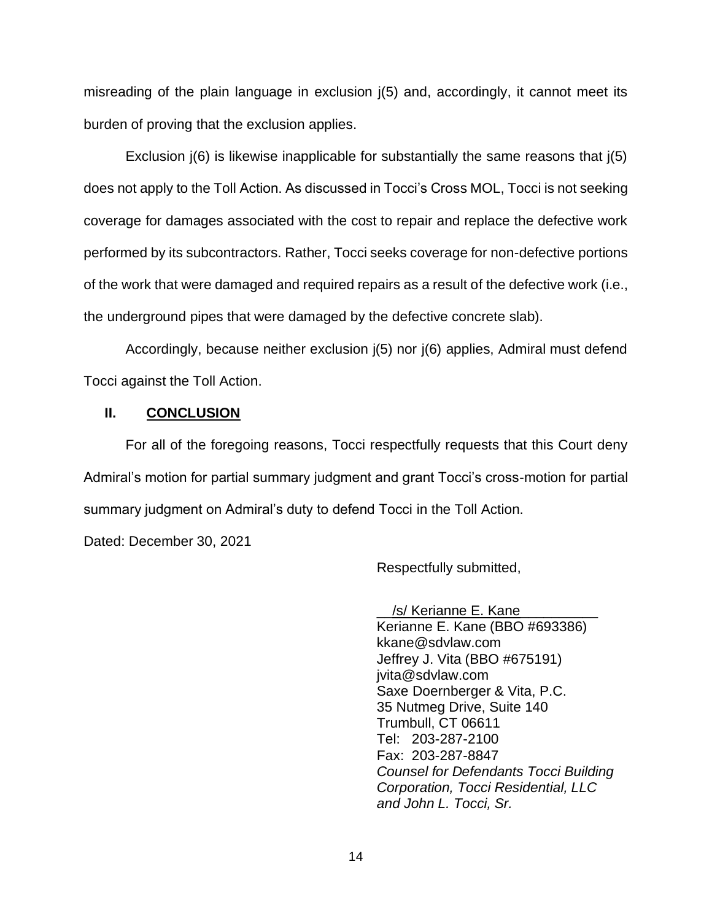misreading of the plain language in exclusion j(5) and, accordingly, it cannot meet its burden of proving that the exclusion applies.

Exclusion j(6) is likewise inapplicable for substantially the same reasons that j(5) does not apply to the Toll Action. As discussed in Tocci's Cross MOL, Tocci is not seeking coverage for damages associated with the cost to repair and replace the defective work performed by its subcontractors. Rather, Tocci seeks coverage for non-defective portions of the work that were damaged and required repairs as a result of the defective work (i.e., the underground pipes that were damaged by the defective concrete slab).

Accordingly, because neither exclusion j(5) nor j(6) applies, Admiral must defend Tocci against the Toll Action.

## II. CONCLUSION

For all of the foregoing reasons, Tocci respectfully requests that this Court deny Admiral's motion for partial summary judgment and grant Tocci's cross-motion for partial summary judgment on Admiral's duty to defend Tocci in the Toll Action.

Dated: December 30, 2021

Respectfully submitted,

/s/ Kerianne E. Kane
Kerianne E. Kane (BBO #693386)
kkane@sdvlaw.com
Jeffrey J. Vita (BBO #675191)
jvita@sdvlaw.com
Saxe Doernberger & Vita, P.C.
35 Nutmeg Drive, Suite 140
Trumbull, CT 06611
Tel: 203-287-2100
Fax: 203-287-8847
*Counsel for Defendants Tocci Building Corporation, Tocci Residential, LLC and John L. Tocci, Sr.*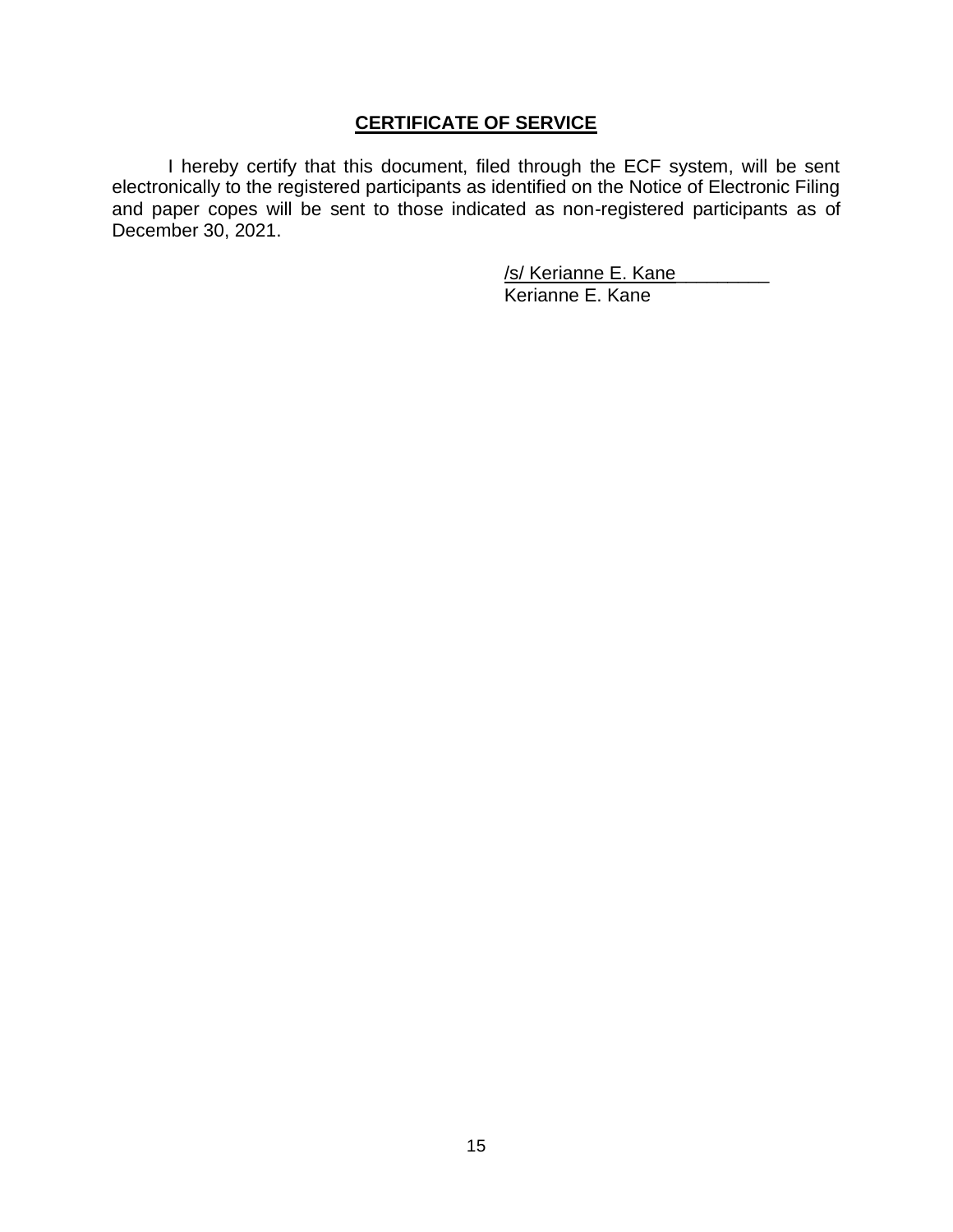## CERTIFICATE OF SERVICE

I hereby certify that this document, filed through the ECF system, will be sent electronically to the registered participants as identified on the Notice of Electronic Filing and paper copes will be sent to those indicated as non-registered participants as of December 30, 2021.

/s/ Kerianne E. Kane
Kerianne E. Kane